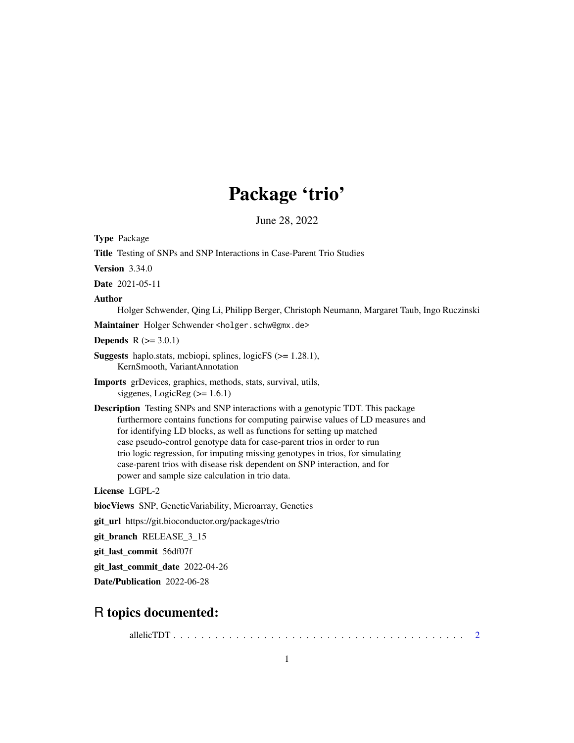# Package 'trio'

June 28, 2022

**Type** Package

**Title** Testing of SNPs and SNP Interactions in Case-Parent Trio Studies

**Version** 3.34.0

**Date** 2021-05-11

**Author** Holger Schwender, Qing Li, Philipp Berger, Christoph Neumann, Margaret Taub, Ingo Ruczinski

**Maintainer** Holger Schwender <holger.schw@gmx.de>

**Depends** R (>= 3.0.1)

**Suggests** haplo.stats, mcbiopi, splines, logicFS (>= 1.28.1), KernSmooth, VariantAnnotation

**Imports** grDevices, graphics, methods, stats, survival, utils, siggenes, LogicReg (>= 1.6.1)

**Description** Testing SNPs and SNP interactions with a genotypic TDT. This package furthermore contains functions for computing pairwise values of LD measures and for identifying LD blocks, as well as functions for setting up matched case pseudo-control genotype data for case-parent trios in order to run trio logic regression, for imputing missing genotypes in trios, for simulating case-parent trios with disease risk dependent on SNP interaction, and for power and sample size calculation in trio data.

**License** LGPL-2

**biocViews** SNP, GeneticVariability, Microarray, Genetics

**git_url** https://git.bioconductor.org/packages/trio

**git_branch** RELEASE_3_15

**git_last_commit** 56df07f

**git_last_commit_date** 2022-04-26

**Date/Publication** 2022-06-28

## R topics documented:

allelicTDT . . . . . . . . . . . . . . . . . . . . . . . . . . . . . . . . . . . . . . . . . . 2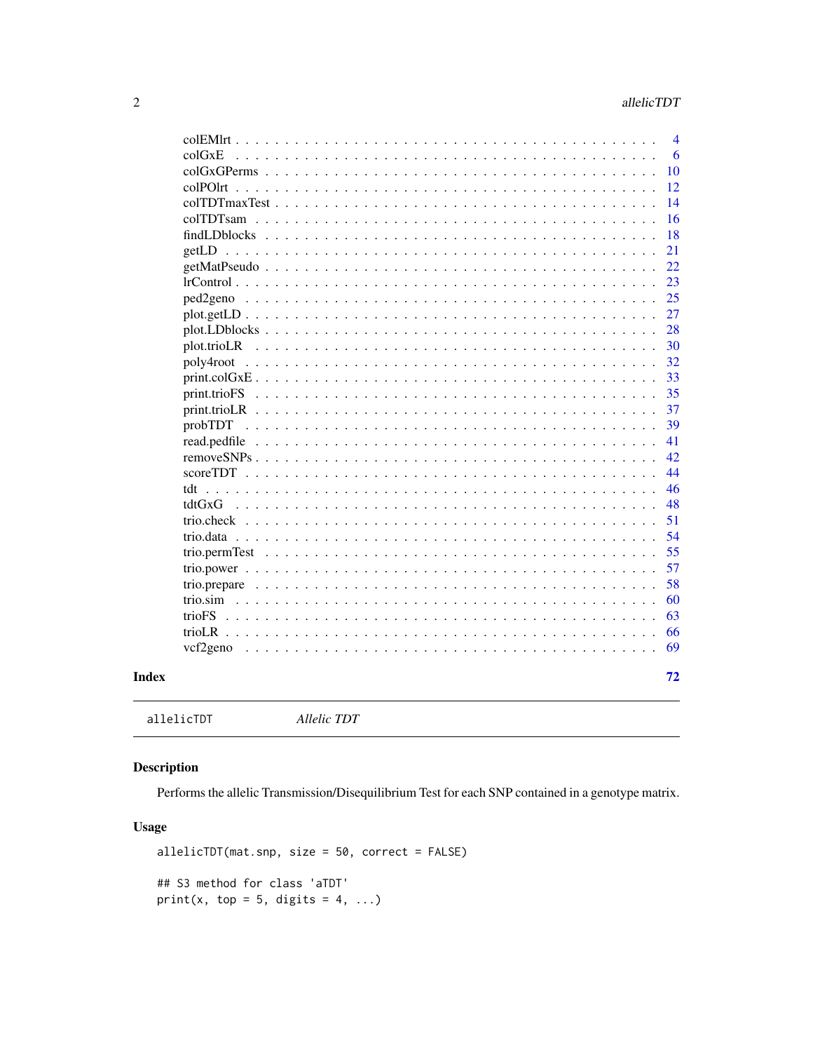colEMlrt . . . . . . . . . . . . . . . . . . . . . . . . . . . . . . . . . . . . . . . . 4
colGxE . . . . . . . . . . . . . . . . . . . . . . . . . . . . . . . . . . . . . . . . . 6
colGxGPerms . . . . . . . . . . . . . . . . . . . . . . . . . . . . . . . . . . . . . . 10
colPOlrt . . . . . . . . . . . . . . . . . . . . . . . . . . . . . . . . . . . . . . . . 12
colTDTmaxTest . . . . . . . . . . . . . . . . . . . . . . . . . . . . . . . . . . . . . 14
colTDTsam . . . . . . . . . . . . . . . . . . . . . . . . . . . . . . . . . . . . . . . 16
findLDblocks . . . . . . . . . . . . . . . . . . . . . . . . . . . . . . . . . . . . . . 18
getLD . . . . . . . . . . . . . . . . . . . . . . . . . . . . . . . . . . . . . . . . . . 21
getMatPseudo . . . . . . . . . . . . . . . . . . . . . . . . . . . . . . . . . . . . . . 22
lrControl . . . . . . . . . . . . . . . . . . . . . . . . . . . . . . . . . . . . . . . . 23
ped2geno . . . . . . . . . . . . . . . . . . . . . . . . . . . . . . . . . . . . . . . . 25
plot.getLD . . . . . . . . . . . . . . . . . . . . . . . . . . . . . . . . . . . . . . . 27
plot.LDblocks . . . . . . . . . . . . . . . . . . . . . . . . . . . . . . . . . . . . . . 28
plot.trioLR . . . . . . . . . . . . . . . . . . . . . . . . . . . . . . . . . . . . . . . 30
poly4root . . . . . . . . . . . . . . . . . . . . . . . . . . . . . . . . . . . . . . . . 32
print.colGxE . . . . . . . . . . . . . . . . . . . . . . . . . . . . . . . . . . . . . . 33
print.trioFS . . . . . . . . . . . . . . . . . . . . . . . . . . . . . . . . . . . . . . . 35
print.trioLR . . . . . . . . . . . . . . . . . . . . . . . . . . . . . . . . . . . . . . . 37
probTDT . . . . . . . . . . . . . . . . . . . . . . . . . . . . . . . . . . . . . . . . . 39
read.pedfile . . . . . . . . . . . . . . . . . . . . . . . . . . . . . . . . . . . . . . . 41
removeSNPs . . . . . . . . . . . . . . . . . . . . . . . . . . . . . . . . . . . . . . . 42
scoreTDT . . . . . . . . . . . . . . . . . . . . . . . . . . . . . . . . . . . . . . . . 44
tdt . . . . . . . . . . . . . . . . . . . . . . . . . . . . . . . . . . . . . . . . . . . . 46
tdtGxG . . . . . . . . . . . . . . . . . . . . . . . . . . . . . . . . . . . . . . . . . 48
trio.check . . . . . . . . . . . . . . . . . . . . . . . . . . . . . . . . . . . . . . . . 51
trio.data . . . . . . . . . . . . . . . . . . . . . . . . . . . . . . . . . . . . . . . . . 54
trio.permTest . . . . . . . . . . . . . . . . . . . . . . . . . . . . . . . . . . . . . . 55
trio.power . . . . . . . . . . . . . . . . . . . . . . . . . . . . . . . . . . . . . . . . 57
trio.prepare . . . . . . . . . . . . . . . . . . . . . . . . . . . . . . . . . . . . . . . 58
trio.sim . . . . . . . . . . . . . . . . . . . . . . . . . . . . . . . . . . . . . . . . . 60
trioFS . . . . . . . . . . . . . . . . . . . . . . . . . . . . . . . . . . . . . . . . . . 63
trioLR . . . . . . . . . . . . . . . . . . . . . . . . . . . . . . . . . . . . . . . . . . 66
vcf2geno . . . . . . . . . . . . . . . . . . . . . . . . . . . . . . . . . . . . . . . . 69

**Index** **72**

---

`allelicTDT` *Allelic TDT*

---

## Description

Performs the allelic Transmission/Disequilibrium Test for each SNP contained in a genotype matrix.

## Usage

```
allelicTDT(mat.snp, size = 50, correct = FALSE)

## S3 method for class 'aTDT'
print(x, top = 5, digits = 4, ...)
```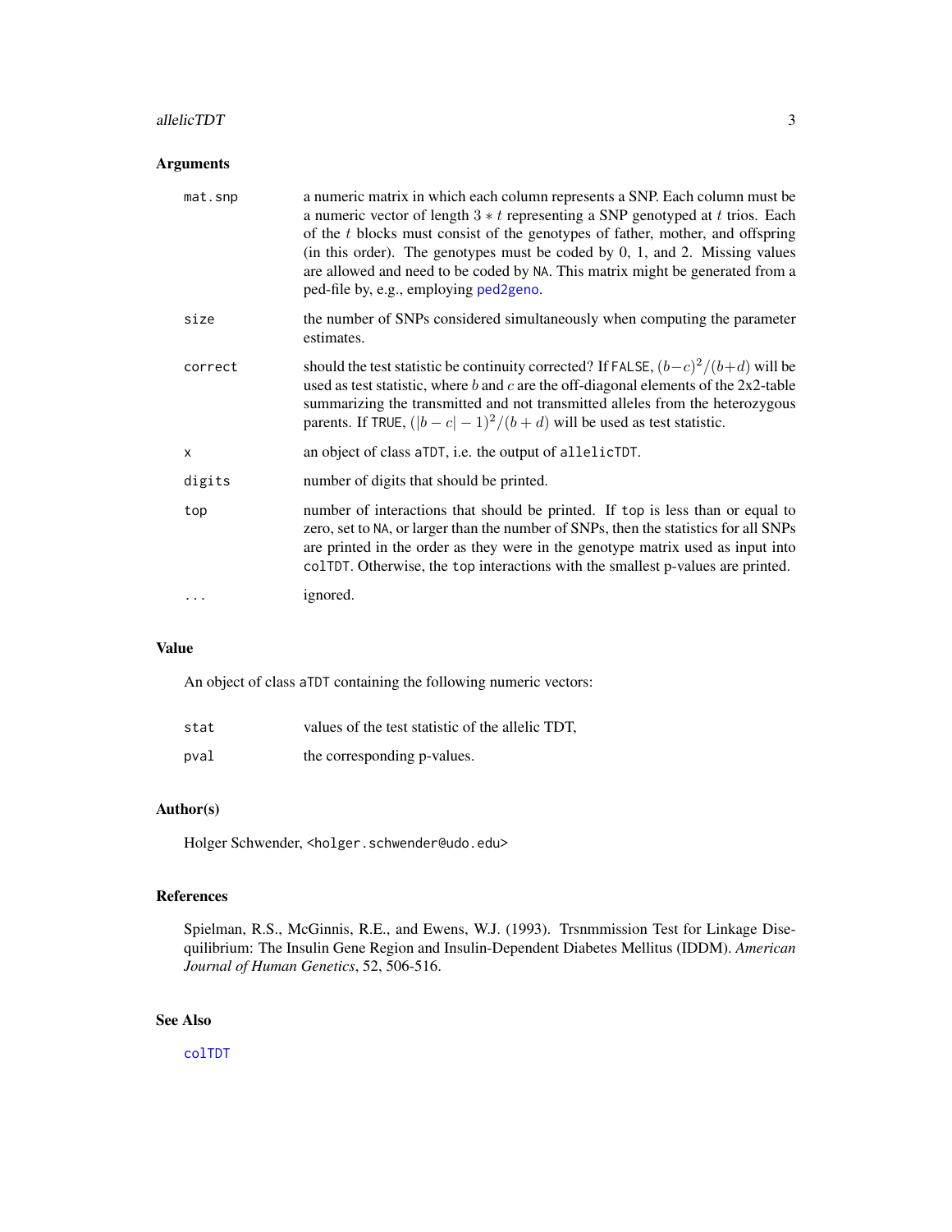## Arguments

| | |
|---|---|
| mat.snp | a numeric matrix in which each column represents a SNP. Each column must be a numeric vector of length $3 * t$ representing a SNP genotyped at $t$ trios. Each of the $t$ blocks must consist of the genotypes of father, mother, and offspring (in this order). The genotypes must be coded by 0, 1, and 2. Missing values are allowed and need to be coded by NA. This matrix might be generated from a ped-file by, e.g., employing ped2geno. |
| size | the number of SNPs considered simultaneously when computing the parameter estimates. |
| correct | should the test statistic be continuity corrected? If FALSE, $(b-c)^2/(b+d)$ will be used as test statistic, where $b$ and $c$ are the off-diagonal elements of the 2x2-table summarizing the transmitted and not transmitted alleles from the heterozygous parents. If TRUE, $(\|b-c\|-1)^2/(b+d)$ will be used as test statistic. |
| x | an object of class aTDT, i.e. the output of allelicTDT. |
| digits | number of digits that should be printed. |
| top | number of interactions that should be printed. If top is less than or equal to zero, set to NA, or larger than the number of SNPs, then the statistics for all SNPs are printed in the order as they were in the genotype matrix used as input into colTDT. Otherwise, the top interactions with the smallest p-values are printed. |
| ... | ignored. |

## Value

An object of class aTDT containing the following numeric vectors:

| | |
|---|---|
| stat | values of the test statistic of the allelic TDT, |
| pval | the corresponding p-values. |

## Author(s)

Holger Schwender, <holger.schwender@udo.edu>

## References

Spielman, R.S., McGinnis, R.E., and Ewens, W.J. (1993). Trsnmmission Test for Linkage Disequilibrium: The Insulin Gene Region and Insulin-Dependent Diabetes Mellitus (IDDM). *American Journal of Human Genetics*, 52, 506-516.

## See Also

colTDT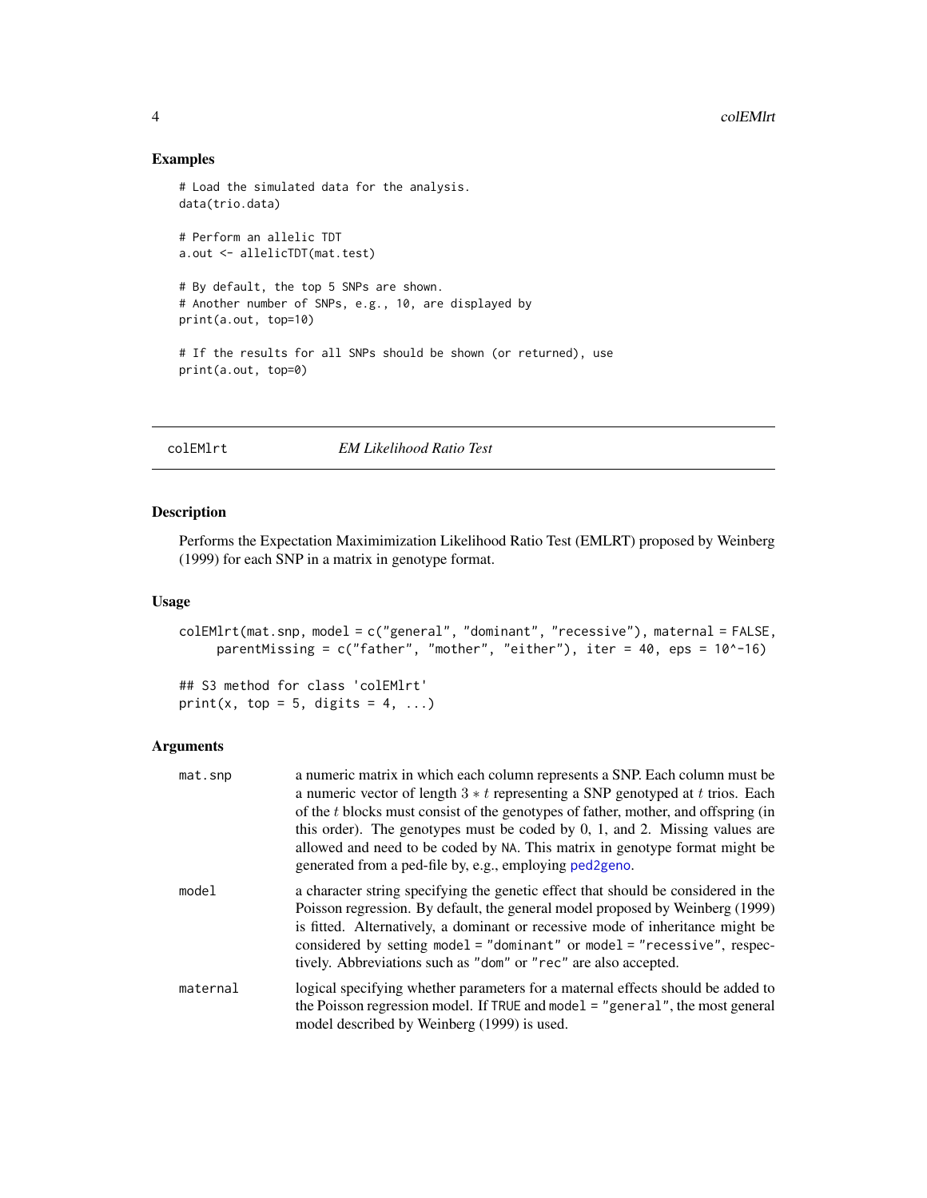## Examples

```
# Load the simulated data for the analysis.
data(trio.data)

# Perform an allelic TDT
a.out <- allelicTDT(mat.test)

# By default, the top 5 SNPs are shown.
# Another number of SNPs, e.g., 10, are displayed by
print(a.out, top=10)

# If the results for all SNPs should be shown (or returned), use
print(a.out, top=0)
```

---

colEMlrt &nbsp;&nbsp;&nbsp;&nbsp; *EM Likelihood Ratio Test*

---

## Description

Performs the Expectation Maximimization Likelihood Ratio Test (EMLRT) proposed by Weinberg (1999) for each SNP in a matrix in genotype format.

## Usage

```
colEMlrt(mat.snp, model = c("general", "dominant", "recessive"), maternal = FALSE,
     parentMissing = c("father", "mother", "either"), iter = 40, eps = 10^-16)

## S3 method for class 'colEMlrt'
print(x, top = 5, digits = 4, ...)
```

## Arguments

| | |
|---|---|
| `mat.snp` | a numeric matrix in which each column represents a SNP. Each column must be a numeric vector of length $3 * t$ representing a SNP genotyped at $t$ trios. Each of the $t$ blocks must consist of the genotypes of father, mother, and offspring (in this order). The genotypes must be coded by 0, 1, and 2. Missing values are allowed and need to be coded by `NA`. This matrix in genotype format might be generated from a ped-file by, e.g., employing `ped2geno`. |
| `model` | a character string specifying the genetic effect that should be considered in the Poisson regression. By default, the general model proposed by Weinberg (1999) is fitted. Alternatively, a dominant or recessive mode of inheritance might be considered by setting `model = "dominant"` or `model = "recessive"`, respectively. Abbreviations such as `"dom"` or `"rec"` are also accepted. |
| `maternal` | logical specifying whether parameters for a maternal effects should be added to the Poisson regression model. If `TRUE` and `model = "general"`, the most general model described by Weinberg (1999) is used. |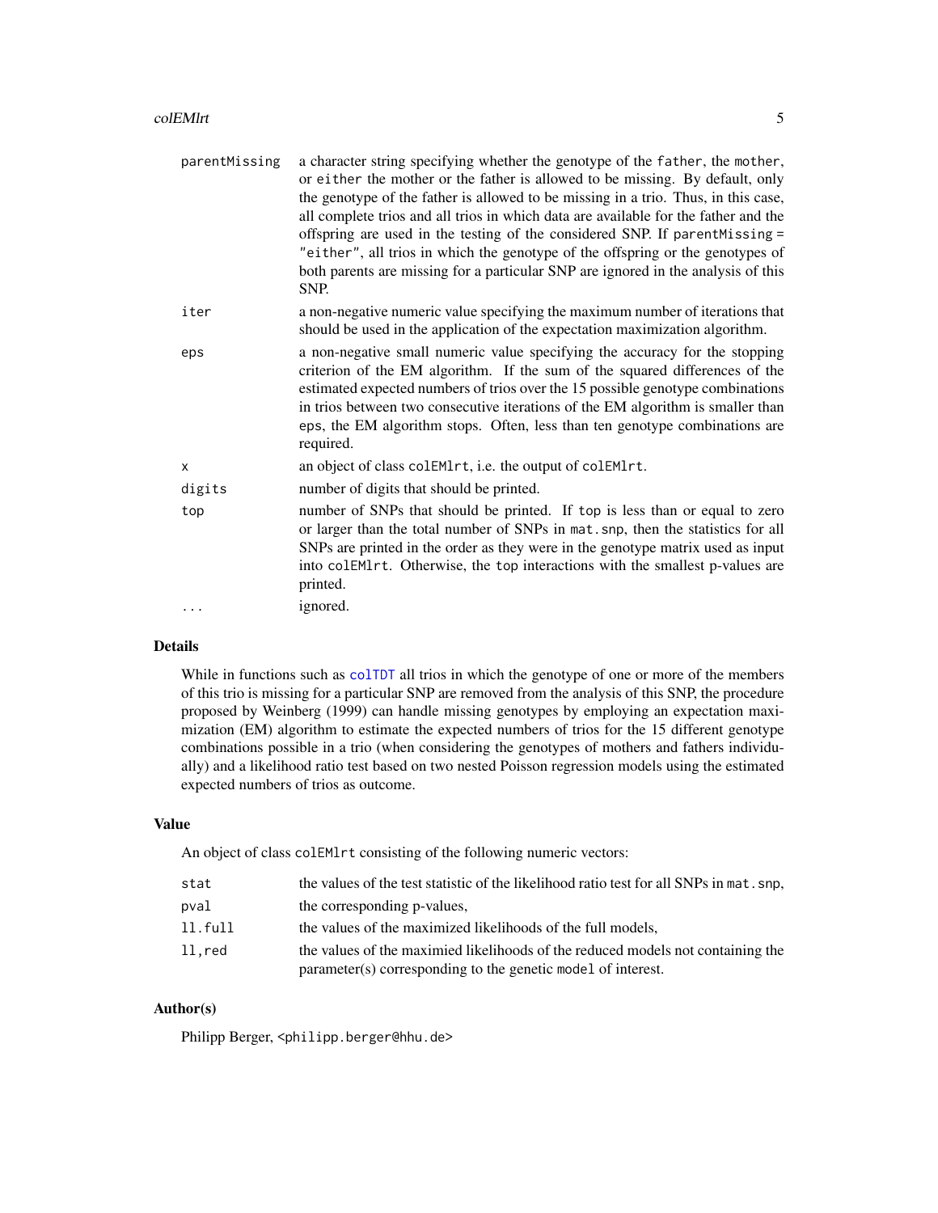| | |
|---|---|
| parentMissing | a character string specifying whether the genotype of the father, the mother, or either the mother or the father is allowed to be missing. By default, only the genotype of the father is allowed to be missing in a trio. Thus, in this case, all complete trios and all trios in which data are available for the father and the offspring are used in the testing of the considered SNP. If parentMissing = "either", all trios in which the genotype of the offspring or the genotypes of both parents are missing for a particular SNP are ignored in the analysis of this SNP. |
| iter | a non-negative numeric value specifying the maximum number of iterations that should be used in the application of the expectation maximization algorithm. |
| eps | a non-negative small numeric value specifying the accuracy for the stopping criterion of the EM algorithm. If the sum of the squared differences of the estimated expected numbers of trios over the 15 possible genotype combinations in trios between two consecutive iterations of the EM algorithm is smaller than eps, the EM algorithm stops. Often, less than ten genotype combinations are required. |
| x | an object of class colEMlrt, i.e. the output of colEMlrt. |
| digits | number of digits that should be printed. |
| top | number of SNPs that should be printed. If top is less than or equal to zero or larger than the total number of SNPs in mat.snp, then the statistics for all SNPs are printed in the order as they were in the genotype matrix used as input into colEMlrt. Otherwise, the top interactions with the smallest p-values are printed. |
| ... | ignored. |

## Details

While in functions such as colTDT all trios in which the genotype of one or more of the members of this trio is missing for a particular SNP are removed from the analysis of this SNP, the procedure proposed by Weinberg (1999) can handle missing genotypes by employing an expectation maximization (EM) algorithm to estimate the expected numbers of trios for the 15 different genotype combinations possible in a trio (when considering the genotypes of mothers and fathers individually) and a likelihood ratio test based on two nested Poisson regression models using the estimated expected numbers of trios as outcome.

## Value

An object of class colEMlrt consisting of the following numeric vectors:

| | |
|---|---|
| stat | the values of the test statistic of the likelihood ratio test for all SNPs in mat.snp, |
| pval | the corresponding p-values, |
| ll.full | the values of the maximized likelihoods of the full models, |
| ll,red | the values of the maximied likelihoods of the reduced models not containing the parameter(s) corresponding to the genetic model of interest. |

## Author(s)

Philipp Berger, <philipp.berger@hhu.de>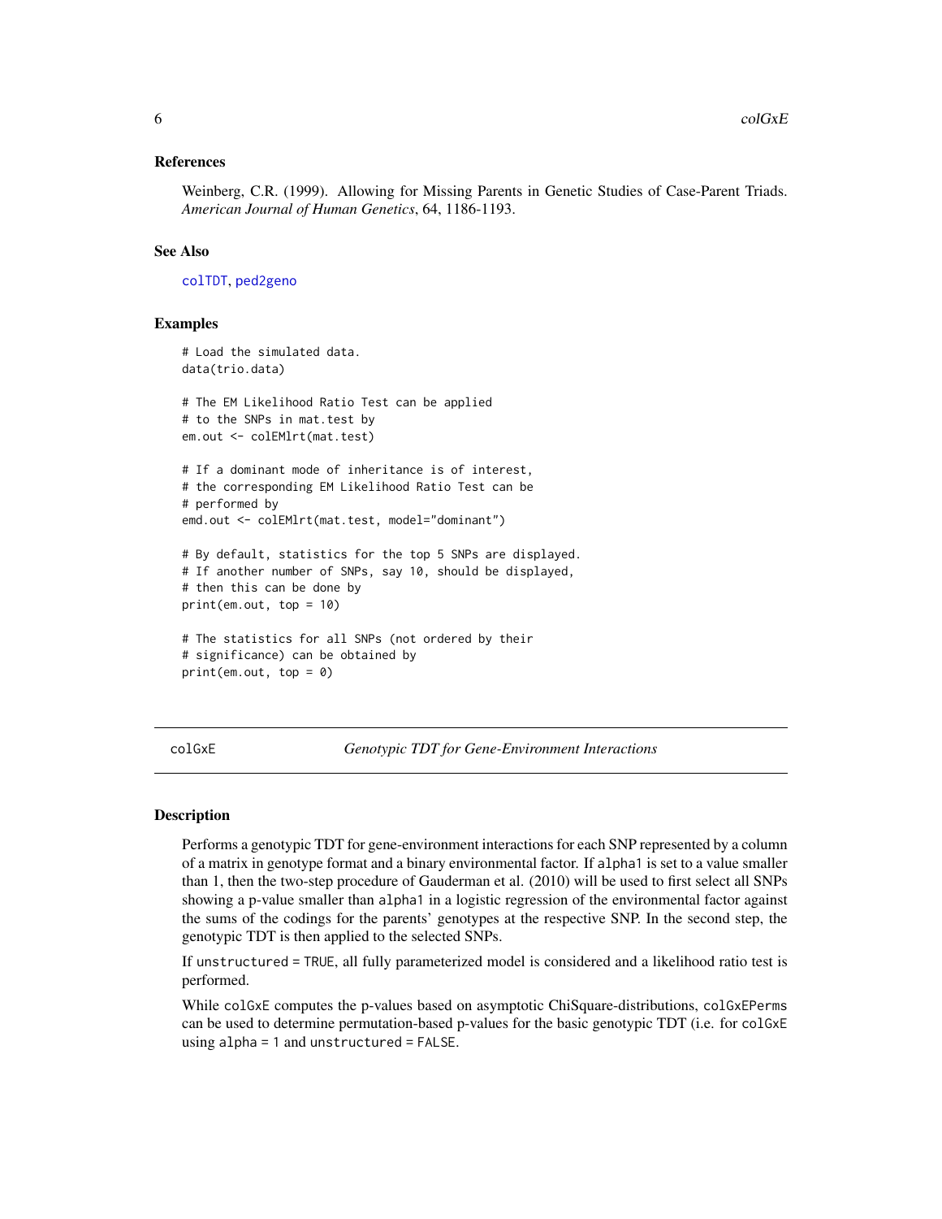## References

Weinberg, C.R. (1999). Allowing for Missing Parents in Genetic Studies of Case-Parent Triads. *American Journal of Human Genetics*, 64, 1186-1193.

## See Also

colTDT, ped2geno

## Examples

```
# Load the simulated data.
data(trio.data)

# The EM Likelihood Ratio Test can be applied
# to the SNPs in mat.test by
em.out <- colEMlrt(mat.test)

# If a dominant mode of inheritance is of interest,
# the corresponding EM Likelihood Ratio Test can be
# performed by
emd.out <- colEMlrt(mat.test, model="dominant")

# By default, statistics for the top 5 SNPs are displayed.
# If another number of SNPs, say 10, should be displayed,
# then this can be done by
print(em.out, top = 10)

# The statistics for all SNPs (not ordered by their
# significance) can be obtained by
print(em.out, top = 0)
```

---

# colGxE — *Genotypic TDT for Gene-Environment Interactions*

## Description

Performs a genotypic TDT for gene-environment interactions for each SNP represented by a column of a matrix in genotype format and a binary environmental factor. If `alpha1` is set to a value smaller than 1, then the two-step procedure of Gauderman et al. (2010) will be used to first select all SNPs showing a p-value smaller than `alpha1` in a logistic regression of the environmental factor against the sums of the codings for the parents' genotypes at the respective SNP. In the second step, the genotypic TDT is then applied to the selected SNPs.

If `unstructured = TRUE`, all fully parameterized model is considered and a likelihood ratio test is performed.

While `colGxE` computes the p-values based on asymptotic ChiSquare-distributions, `colGxEPerms` can be used to determine permutation-based p-values for the basic genotypic TDT (i.e. for `colGxE` using `alpha = 1` and `unstructured = FALSE`.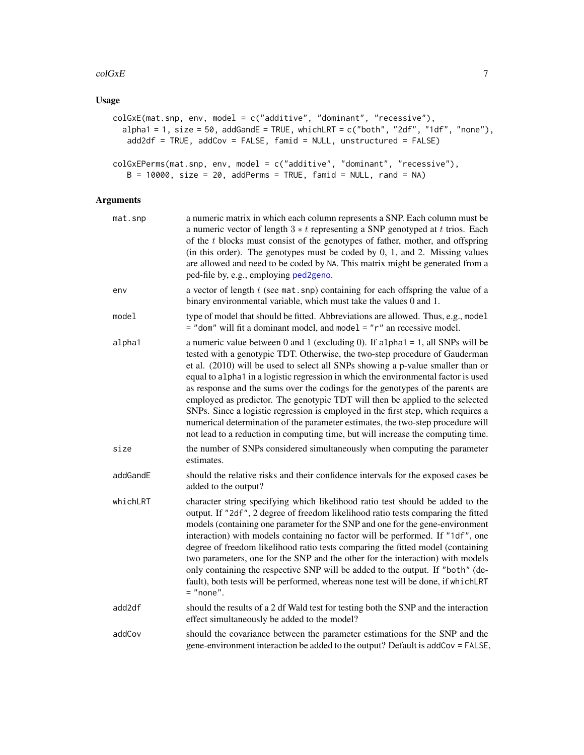## Usage

```
colGxE(mat.snp, env, model = c("additive", "dominant", "recessive"),
  alpha1 = 1, size = 50, addGandE = TRUE, whichLRT = c("both", "2df", "1df", "none"),
   add2df = TRUE, addCov = FALSE, famid = NULL, unstructured = FALSE)

colGxEPerms(mat.snp, env, model = c("additive", "dominant", "recessive"),
   B = 10000, size = 20, addPerms = TRUE, famid = NULL, rand = NA)
```

## Arguments

| | |
|---|---|
| mat.snp | a numeric matrix in which each column represents a SNP. Each column must be a numeric vector of length $3 * t$ representing a SNP genotyped at $t$ trios. Each of the $t$ blocks must consist of the genotypes of father, mother, and offspring (in this order). The genotypes must be coded by 0, 1, and 2. Missing values are allowed and need to be coded by NA. This matrix might be generated from a ped-file by, e.g., employing ped2geno. |
| env | a vector of length $t$ (see mat.snp) containing for each offspring the value of a binary environmental variable, which must take the values 0 and 1. |
| model | type of model that should be fitted. Abbreviations are allowed. Thus, e.g., model = "dom" will fit a dominant model, and model = "r" an recessive model. |
| alpha1 | a numeric value between 0 and 1 (excluding 0). If alpha1 = 1, all SNPs will be tested with a genotypic TDT. Otherwise, the two-step procedure of Gauderman et al. (2010) will be used to select all SNPs showing a p-value smaller than or equal to alpha1 in a logistic regression in which the environmental factor is used as response and the sums over the codings for the genotypes of the parents are employed as predictor. The genotypic TDT will then be applied to the selected SNPs. Since a logistic regression is employed in the first step, which requires a numerical determination of the parameter estimates, the two-step procedure will not lead to a reduction in computing time, but will increase the computing time. |
| size | the number of SNPs considered simultaneously when computing the parameter estimates. |
| addGandE | should the relative risks and their confidence intervals for the exposed cases be added to the output? |
| whichLRT | character string specifying which likelihood ratio test should be added to the output. If "2df", 2 degree of freedom likelihood ratio tests comparing the fitted models (containing one parameter for the SNP and one for the gene-environment interaction) with models containing no factor will be performed. If "1df", one degree of freedom likelihood ratio tests comparing the fitted model (containing two parameters, one for the SNP and the other for the interaction) with models only containing the respective SNP will be added to the output. If "both" (default), both tests will be performed, whereas none test will be done, if whichLRT = "none". |
| add2df | should the results of a 2 df Wald test for testing both the SNP and the interaction effect simultaneously be added to the model? |
| addCov | should the covariance between the parameter estimations for the SNP and the gene-environment interaction be added to the output? Default is addCov = FALSE, |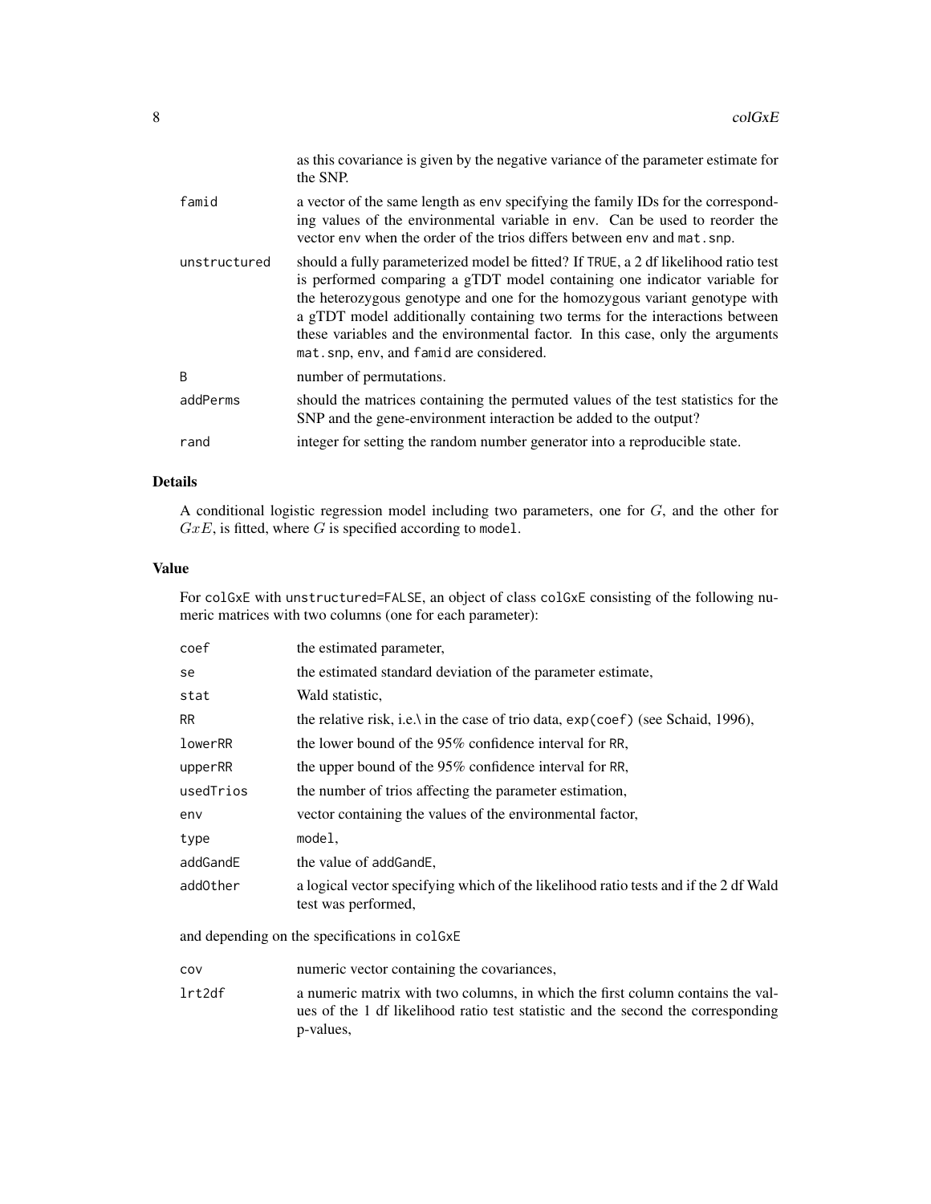| | |
|---|---|
| | as this covariance is given by the negative variance of the parameter estimate for the SNP. |
| famid | a vector of the same length as env specifying the family IDs for the corresponding values of the environmental variable in env. Can be used to reorder the vector env when the order of the trios differs between env and mat.snp. |
| unstructured | should a fully parameterized model be fitted? If TRUE, a 2 df likelihood ratio test is performed comparing a gTDT model containing one indicator variable for the heterozygous genotype and one for the homozygous variant genotype with a gTDT model additionally containing two terms for the interactions between these variables and the environmental factor. In this case, only the arguments mat.snp, env, and famid are considered. |
| B | number of permutations. |
| addPerms | should the matrices containing the permuted values of the test statistics for the SNP and the gene-environment interaction be added to the output? |
| rand | integer for setting the random number generator into a reproducible state. |

## Details

A conditional logistic regression model including two parameters, one for $G$, and the other for $GxE$, is fitted, where $G$ is specified according to model.

## Value

For colGxE with unstructured=FALSE, an object of class colGxE consisting of the following numeric matrices with two columns (one for each parameter):

| | |
|---|---|
| coef | the estimated parameter, |
| se | the estimated standard deviation of the parameter estimate, |
| stat | Wald statistic, |
| RR | the relative risk, i.e.\ in the case of trio data, exp(coef) (see Schaid, 1996), |
| lowerRR | the lower bound of the 95% confidence interval for RR, |
| upperRR | the upper bound of the 95% confidence interval for RR, |
| usedTrios | the number of trios affecting the parameter estimation, |
| env | vector containing the values of the environmental factor, |
| type | model, |
| addGandE | the value of addGandE, |
| addOther | a logical vector specifying which of the likelihood ratio tests and if the 2 df Wald test was performed, |

and depending on the specifications in colGxE

| | |
|---|---|
| cov | numeric vector containing the covariances, |
| lrt2df | a numeric matrix with two columns, in which the first column contains the values of the 1 df likelihood ratio test statistic and the second the corresponding p-values, |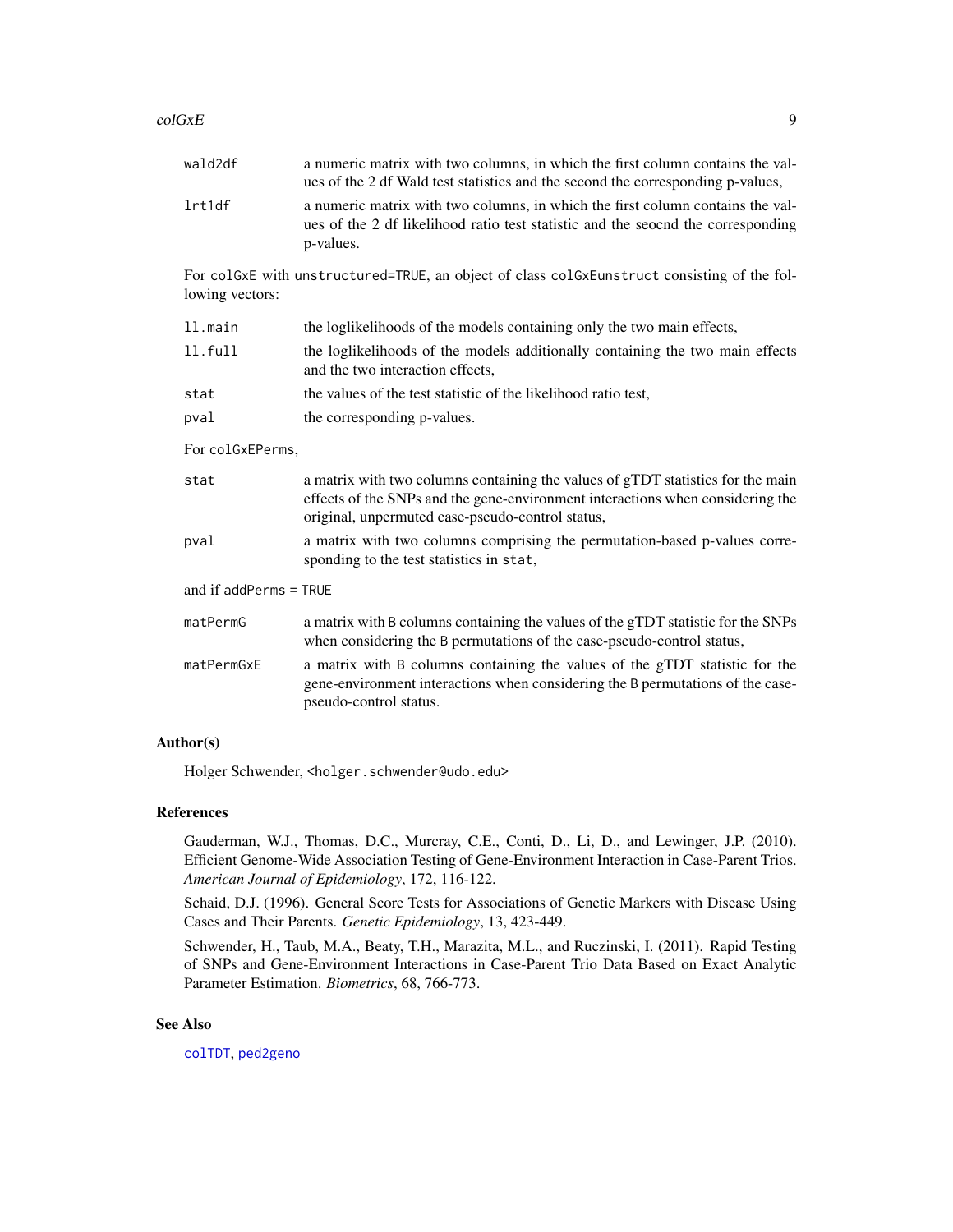| | |
|---|---|
| `wald2df` | a numeric matrix with two columns, in which the first column contains the values of the 2 df Wald test statistics and the second the corresponding p-values, |
| `lrt1df` | a numeric matrix with two columns, in which the first column contains the values of the 2 df likelihood ratio test statistic and the seocnd the corresponding p-values. |

For `colGxE` with `unstructured=TRUE`, an object of class `colGxEunstruct` consisting of the following vectors:

| | |
|---|---|
| `ll.main` | the loglikelihoods of the models containing only the two main effects, |
| `ll.full` | the loglikelihoods of the models additionally containing the two main effects and the two interaction effects, |
| `stat` | the values of the test statistic of the likelihood ratio test, |
| `pval` | the corresponding p-values. |

For `colGxEPerms`,

| | |
|---|---|
| `stat` | a matrix with two columns containing the values of gTDT statistics for the main effects of the SNPs and the gene-environment interactions when considering the original, unpermuted case-pseudo-control status, |
| `pval` | a matrix with two columns comprising the permutation-based p-values corresponding to the test statistics in `stat`, |

and if `addPerms = TRUE`

| | |
|---|---|
| `matPermG` | a matrix with `B` columns containing the values of the gTDT statistic for the SNPs when considering the `B` permutations of the case-pseudo-control status, |
| `matPermGxE` | a matrix with `B` columns containing the values of the gTDT statistic for the gene-environment interactions when considering the `B` permutations of the case-pseudo-control status. |

## Author(s)

Holger Schwender, <holger.schwender@udo.edu>

## References

Gauderman, W.J., Thomas, D.C., Murcray, C.E., Conti, D., Li, D., and Lewinger, J.P. (2010). Efficient Genome-Wide Association Testing of Gene-Environment Interaction in Case-Parent Trios. *American Journal of Epidemiology*, 172, 116-122.

Schaid, D.J. (1996). General Score Tests for Associations of Genetic Markers with Disease Using Cases and Their Parents. *Genetic Epidemiology*, 13, 423-449.

Schwender, H., Taub, M.A., Beaty, T.H., Marazita, M.L., and Ruczinski, I. (2011). Rapid Testing of SNPs and Gene-Environment Interactions in Case-Parent Trio Data Based on Exact Analytic Parameter Estimation. *Biometrics*, 68, 766-773.

## See Also

`colTDT`, `ped2geno`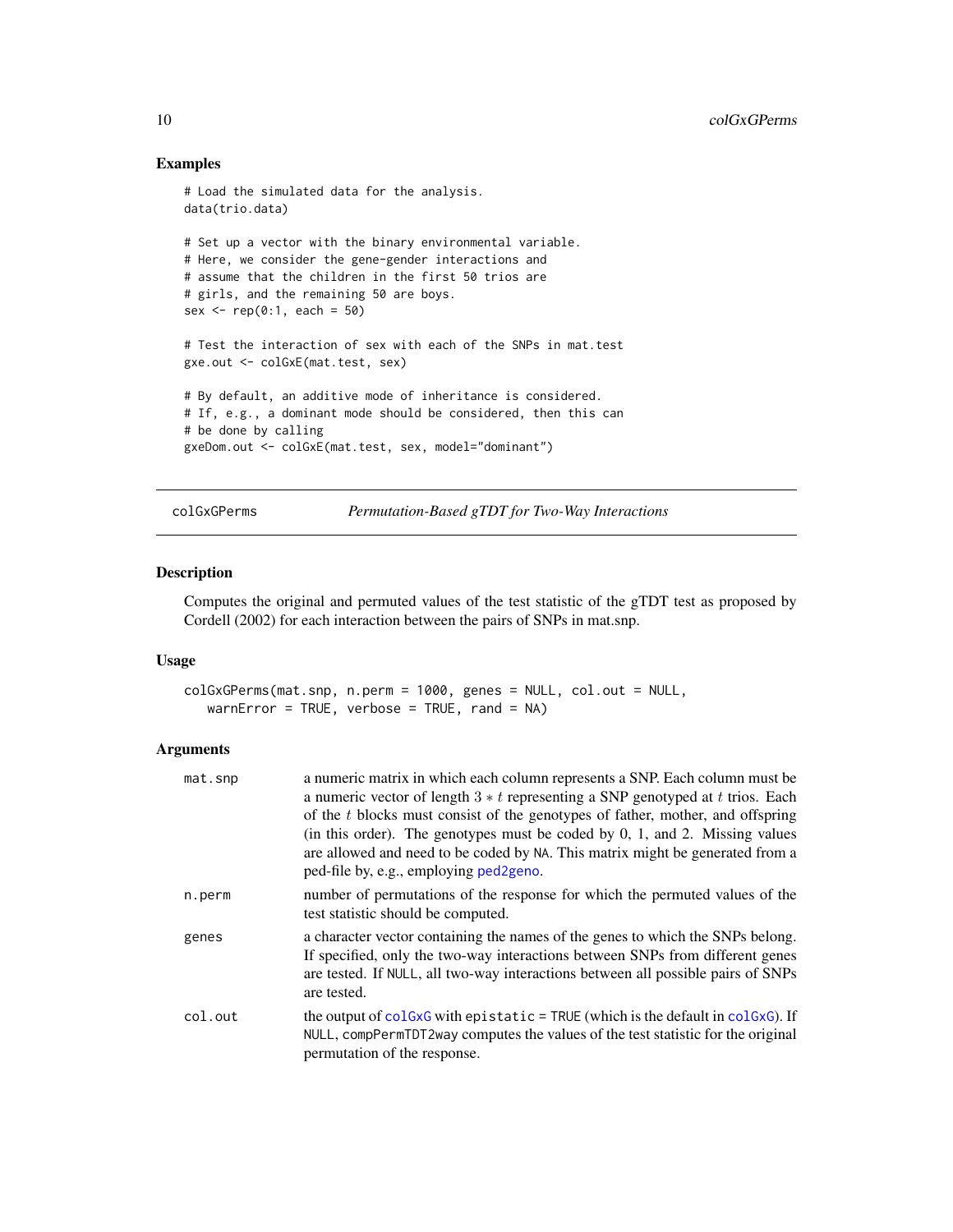## Examples

```
# Load the simulated data for the analysis.
data(trio.data)

# Set up a vector with the binary environmental variable.
# Here, we consider the gene-gender interactions and
# assume that the children in the first 50 trios are
# girls, and the remaining 50 are boys.
sex <- rep(0:1, each = 50)

# Test the interaction of sex with each of the SNPs in mat.test
gxe.out <- colGxE(mat.test, sex)

# By default, an additive mode of inheritance is considered.
# If, e.g., a dominant mode should be considered, then this can
# be done by calling
gxeDom.out <- colGxE(mat.test, sex, model="dominant")
```

---

# colGxGPerms — *Permutation-Based gTDT for Two-Way Interactions*

---

## Description

Computes the original and permuted values of the test statistic of the gTDT test as proposed by Cordell (2002) for each interaction between the pairs of SNPs in mat.snp.

## Usage

```
colGxGPerms(mat.snp, n.perm = 1000, genes = NULL, col.out = NULL,
   warnError = TRUE, verbose = TRUE, rand = NA)
```

## Arguments

| | |
|---|---|
| `mat.snp` | a numeric matrix in which each column represents a SNP. Each column must be a numeric vector of length $3 * t$ representing a SNP genotyped at $t$ trios. Each of the $t$ blocks must consist of the genotypes of father, mother, and offspring (in this order). The genotypes must be coded by 0, 1, and 2. Missing values are allowed and need to be coded by `NA`. This matrix might be generated from a ped-file by, e.g., employing `ped2geno`. |
| `n.perm` | number of permutations of the response for which the permuted values of the test statistic should be computed. |
| `genes` | a character vector containing the names of the genes to which the SNPs belong. If specified, only the two-way interactions between SNPs from different genes are tested. If `NULL`, all two-way interactions between all possible pairs of SNPs are tested. |
| `col.out` | the output of `colGxG` with `epistatic = TRUE` (which is the default in `colGxG`). If `NULL`, `compPermTDT2way` computes the values of the test statistic for the original permutation of the response. |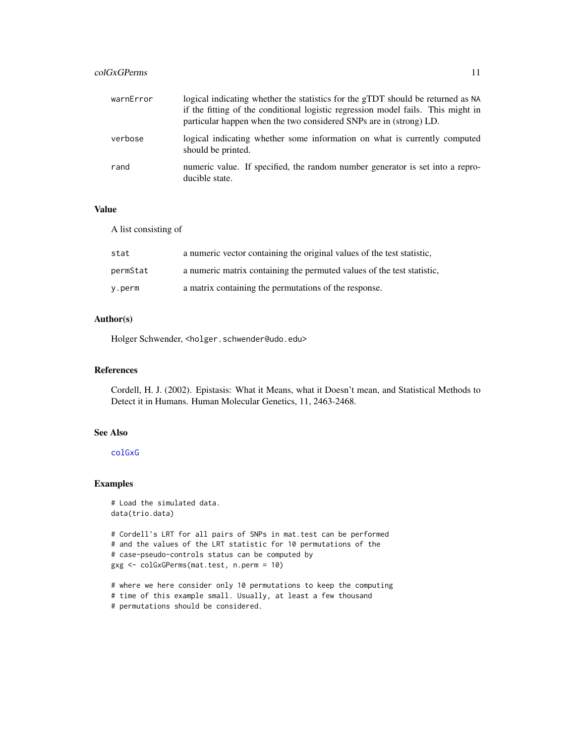| | |
|---|---|
| `warnError` | logical indicating whether the statistics for the gTDT should be returned as `NA` if the fitting of the conditional logistic regression model fails. This might in particular happen when the two considered SNPs are in (strong) LD. |
| `verbose` | logical indicating whether some information on what is currently computed should be printed. |
| `rand` | numeric value. If specified, the random number generator is set into a reproducible state. |

## Value

A list consisting of

| | |
|---|---|
| `stat` | a numeric vector containing the original values of the test statistic, |
| `permStat` | a numeric matrix containing the permuted values of the test statistic, |
| `y.perm` | a matrix containing the permutations of the response. |

## Author(s)

Holger Schwender, <holger.schwender@udo.edu>

## References

Cordell, H. J. (2002). Epistasis: What it Means, what it Doesn't mean, and Statistical Methods to Detect it in Humans. Human Molecular Genetics, 11, 2463-2468.

## See Also

colGxG

## Examples

```
# Load the simulated data.
data(trio.data)

# Cordell's LRT for all pairs of SNPs in mat.test can be performed
# and the values of the LRT statistic for 10 permutations of the
# case-pseudo-controls status can be computed by
gxg <- colGxGPerms(mat.test, n.perm = 10)

# where we here consider only 10 permutations to keep the computing
# time of this example small. Usually, at least a few thousand
# permutations should be considered.
```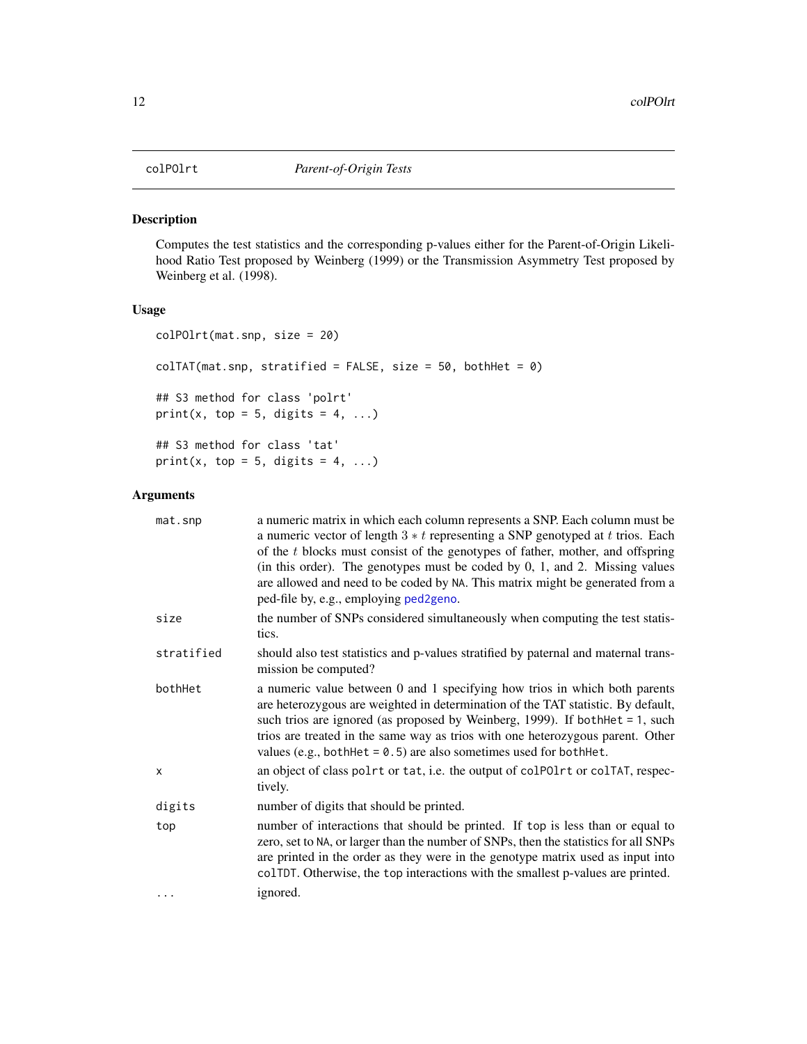colPOlrt *Parent-of-Origin Tests*

## Description

Computes the test statistics and the corresponding p-values either for the Parent-of-Origin Likelihood Ratio Test proposed by Weinberg (1999) or the Transmission Asymmetry Test proposed by Weinberg et al. (1998).

## Usage

```
colPOlrt(mat.snp, size = 20)

colTAT(mat.snp, stratified = FALSE, size = 50, bothHet = 0)

## S3 method for class 'polrt'
print(x, top = 5, digits = 4, ...)

## S3 method for class 'tat'
print(x, top = 5, digits = 4, ...)
```

## Arguments

| | |
|---|---|
| mat.snp | a numeric matrix in which each column represents a SNP. Each column must be a numeric vector of length $3 * t$ representing a SNP genotyped at $t$ trios. Each of the $t$ blocks must consist of the genotypes of father, mother, and offspring (in this order). The genotypes must be coded by 0, 1, and 2. Missing values are allowed and need to be coded by NA. This matrix might be generated from a ped-file by, e.g., employing ped2geno. |
| size | the number of SNPs considered simultaneously when computing the test statistics. |
| stratified | should also test statistics and p-values stratified by paternal and maternal transmission be computed? |
| bothHet | a numeric value between 0 and 1 specifying how trios in which both parents are heterozygous are weighted in determination of the TAT statistic. By default, such trios are ignored (as proposed by Weinberg, 1999). If bothHet = 1, such trios are treated in the same way as trios with one heterozygous parent. Other values (e.g., bothHet = 0.5) are also sometimes used for bothHet. |
| x | an object of class polrt or tat, i.e. the output of colPOlrt or colTAT, respectively. |
| digits | number of digits that should be printed. |
| top | number of interactions that should be printed. If top is less than or equal to zero, set to NA, or larger than the number of SNPs, then the statistics for all SNPs are printed in the order as they were in the genotype matrix used as input into colTDT. Otherwise, the top interactions with the smallest p-values are printed. |
| ... | ignored. |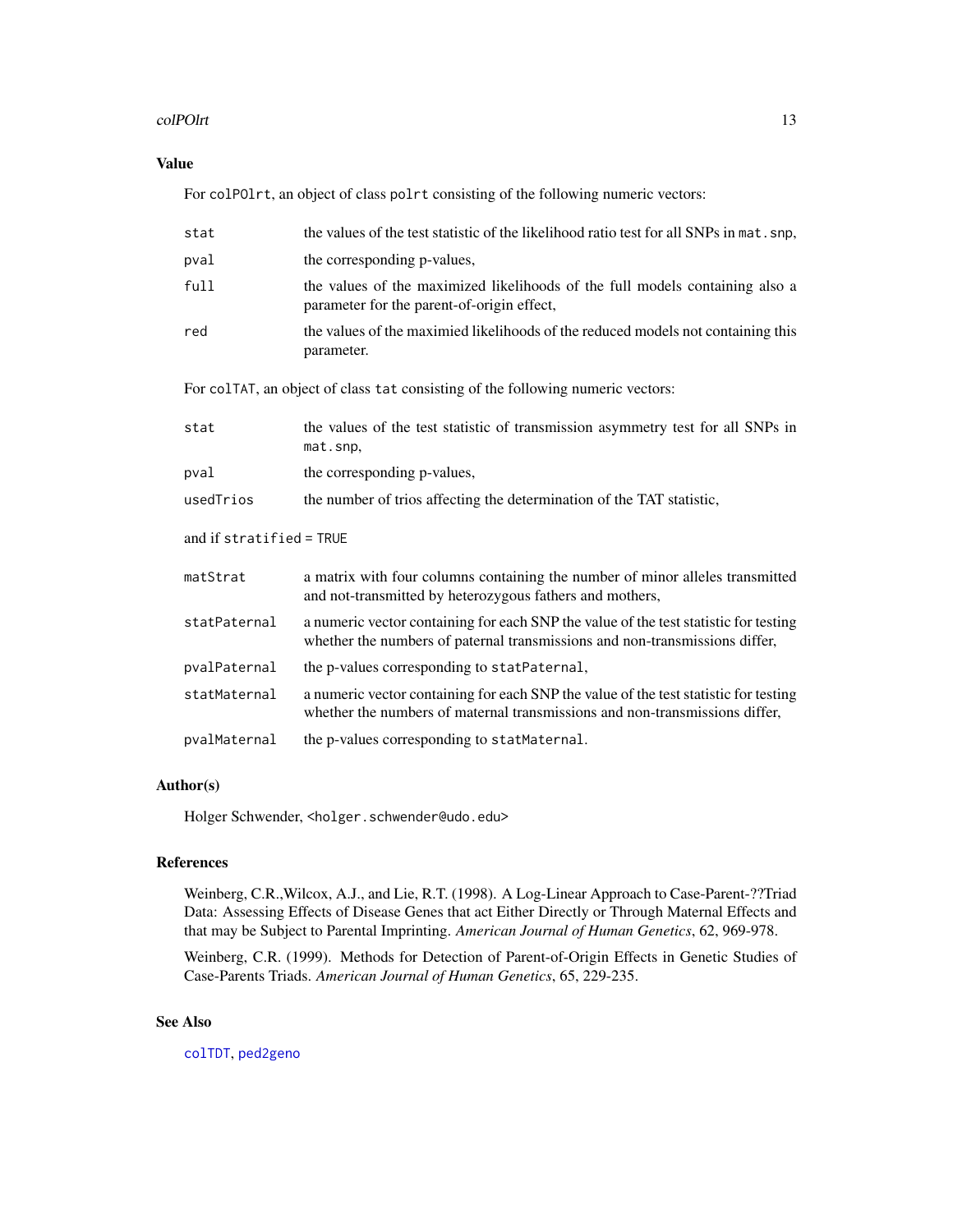## Value

For `colPOlrt`, an object of class `polrt` consisting of the following numeric vectors:

- `stat` — the values of the test statistic of the likelihood ratio test for all SNPs in `mat.snp`,
- `pval` — the corresponding p-values,
- `full` — the values of the maximized likelihoods of the full models containing also a parameter for the parent-of-origin effect,
- `red` — the values of the maximied likelihoods of the reduced models not containing this parameter.

For `colTAT`, an object of class `tat` consisting of the following numeric vectors:

- `stat` — the values of the test statistic of transmission asymmetry test for all SNPs in `mat.snp`,
- `pval` — the corresponding p-values,
- `usedTrios` — the number of trios affecting the determination of the TAT statistic,

and if `stratified = TRUE`

- `matStrat` — a matrix with four columns containing the number of minor alleles transmitted and not-transmitted by heterozygous fathers and mothers,
- `statPaternal` — a numeric vector containing for each SNP the value of the test statistic for testing whether the numbers of paternal transmissions and non-transmissions differ,
- `pvalPaternal` — the p-values corresponding to `statPaternal`,
- `statMaternal` — a numeric vector containing for each SNP the value of the test statistic for testing whether the numbers of maternal transmissions and non-transmissions differ,
- `pvalMaternal` — the p-values corresponding to `statMaternal`.

## Author(s)

Holger Schwender, <holger.schwender@udo.edu>

## References

Weinberg, C.R.,Wilcox, A.J., and Lie, R.T. (1998). A Log-Linear Approach to Case-Parent-??Triad Data: Assessing Effects of Disease Genes that act Either Directly or Through Maternal Effects and that may be Subject to Parental Imprinting. *American Journal of Human Genetics*, 62, 969-978.

Weinberg, C.R. (1999). Methods for Detection of Parent-of-Origin Effects in Genetic Studies of Case-Parents Triads. *American Journal of Human Genetics*, 65, 229-235.

## See Also

`colTDT`, `ped2geno`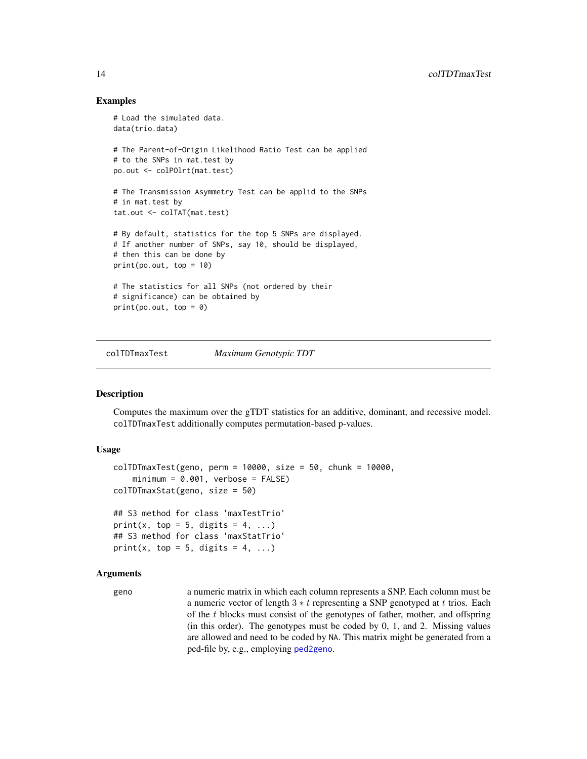## Examples

```
# Load the simulated data.
data(trio.data)

# The Parent-of-Origin Likelihood Ratio Test can be applied
# to the SNPs in mat.test by
po.out <- colPOlrt(mat.test)

# The Transmission Asymmetry Test can be applid to the SNPs
# in mat.test by
tat.out <- colTAT(mat.test)

# By default, statistics for the top 5 SNPs are displayed.
# If another number of SNPs, say 10, should be displayed,
# then this can be done by
print(po.out, top = 10)

# The statistics for all SNPs (not ordered by their
# significance) can be obtained by
print(po.out, top = 0)
```

---

# colTDTmaxTest — *Maximum Genotypic TDT*

## Description

Computes the maximum over the gTDT statistics for an additive, dominant, and recessive model. `colTDTmaxTest` additionally computes permutation-based p-values.

## Usage

```
colTDTmaxTest(geno, perm = 10000, size = 50, chunk = 10000,
    minimum = 0.001, verbose = FALSE)
colTDTmaxStat(geno, size = 50)

## S3 method for class 'maxTestTrio'
print(x, top = 5, digits = 4, ...)
## S3 method for class 'maxStatTrio'
print(x, top = 5, digits = 4, ...)
```

## Arguments

`geno` a numeric matrix in which each column represents a SNP. Each column must be a numeric vector of length $3 * t$ representing a SNP genotyped at $t$ trios. Each of the $t$ blocks must consist of the genotypes of father, mother, and offspring (in this order). The genotypes must be coded by 0, 1, and 2. Missing values are allowed and need to be coded by `NA`. This matrix might be generated from a ped-file by, e.g., employing `ped2geno`.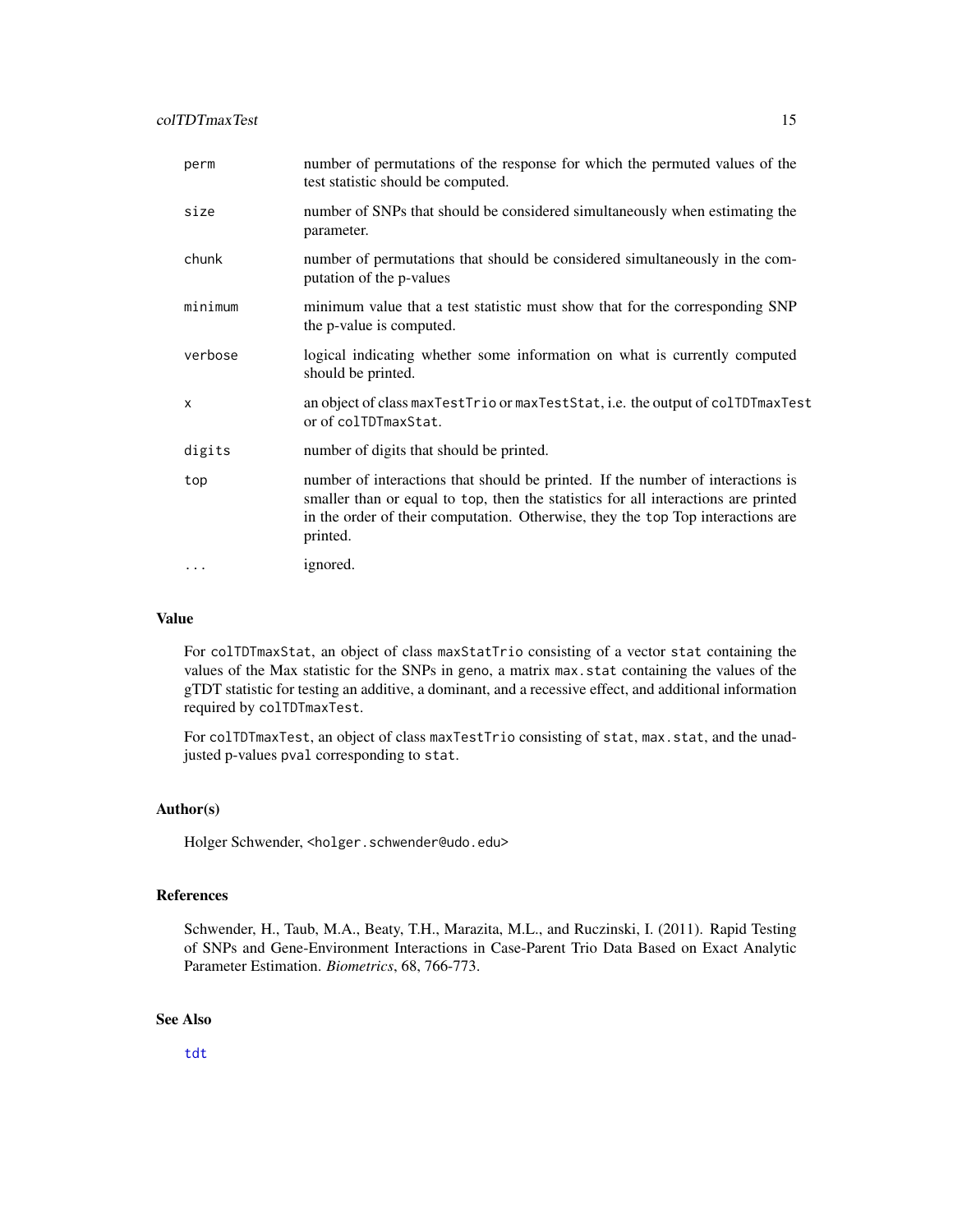| | |
|---|---|
| `perm` | number of permutations of the response for which the permuted values of the test statistic should be computed. |
| `size` | number of SNPs that should be considered simultaneously when estimating the parameter. |
| `chunk` | number of permutations that should be considered simultaneously in the computation of the p-values |
| `minimum` | minimum value that a test statistic must show that for the corresponding SNP the p-value is computed. |
| `verbose` | logical indicating whether some information on what is currently computed should be printed. |
| `x` | an object of class `maxTestTrio` or `maxTestStat`, i.e. the output of `colTDTmaxTest` or of `colTDTmaxStat`. |
| `digits` | number of digits that should be printed. |
| `top` | number of interactions that should be printed. If the number of interactions is smaller than or equal to `top`, then the statistics for all interactions are printed in the order of their computation. Otherwise, they the `top` Top interactions are printed. |
| `...` | ignored. |

## Value

For `colTDTmaxStat`, an object of class `maxStatTrio` consisting of a vector `stat` containing the values of the Max statistic for the SNPs in `geno`, a matrix `max.stat` containing the values of the gTDT statistic for testing an additive, a dominant, and a recessive effect, and additional information required by `colTDTmaxTest`.

For `colTDTmaxTest`, an object of class `maxTestTrio` consisting of `stat`, `max.stat`, and the unadjusted p-values `pval` corresponding to `stat`.

## Author(s)

Holger Schwender, <holger.schwender@udo.edu>

## References

Schwender, H., Taub, M.A., Beaty, T.H., Marazita, M.L., and Ruczinski, I. (2011). Rapid Testing of SNPs and Gene-Environment Interactions in Case-Parent Trio Data Based on Exact Analytic Parameter Estimation. *Biometrics*, 68, 766-773.

## See Also

`tdt`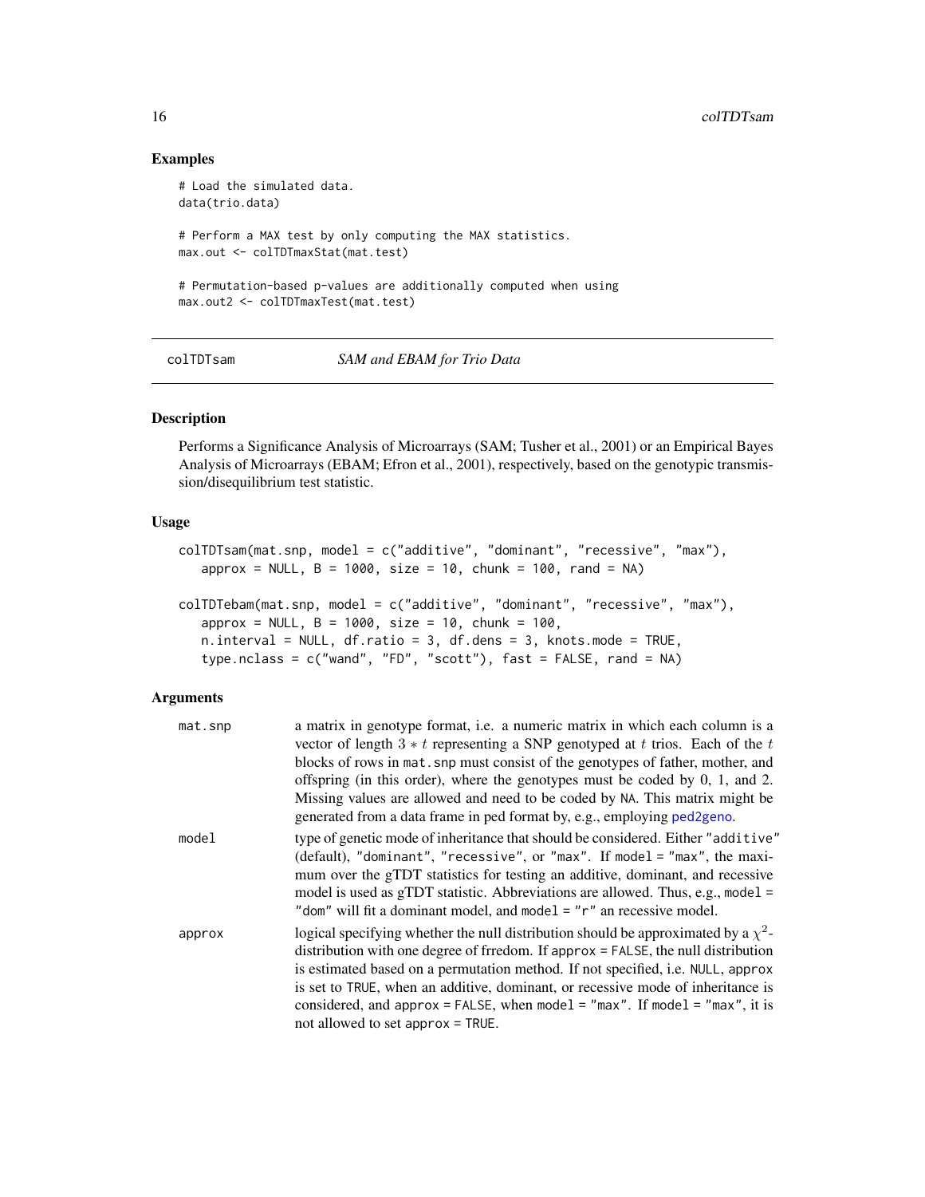## Examples

```
# Load the simulated data.
data(trio.data)

# Perform a MAX test by only computing the MAX statistics.
max.out <- colTDTmaxStat(mat.test)

# Permutation-based p-values are additionally computed when using
max.out2 <- colTDTmaxTest(mat.test)
```

---

# colTDTsam — *SAM and EBAM for Trio Data*

---

## Description

Performs a Significance Analysis of Microarrays (SAM; Tusher et al., 2001) or an Empirical Bayes Analysis of Microarrays (EBAM; Efron et al., 2001), respectively, based on the genotypic transmission/disequilibrium test statistic.

## Usage

```
colTDTsam(mat.snp, model = c("additive", "dominant", "recessive", "max"),
   approx = NULL, B = 1000, size = 10, chunk = 100, rand = NA)

colTDTebam(mat.snp, model = c("additive", "dominant", "recessive", "max"),
   approx = NULL, B = 1000, size = 10, chunk = 100,
   n.interval = NULL, df.ratio = 3, df.dens = 3, knots.mode = TRUE,
   type.nclass = c("wand", "FD", "scott"), fast = FALSE, rand = NA)
```

## Arguments

| | |
|---|---|
| `mat.snp` | a matrix in genotype format, i.e. a numeric matrix in which each column is a vector of length $3 * t$ representing a SNP genotyped at $t$ trios. Each of the $t$ blocks of rows in `mat.snp` must consist of the genotypes of father, mother, and offspring (in this order), where the genotypes must be coded by 0, 1, and 2. Missing values are allowed and need to be coded by `NA`. This matrix might be generated from a data frame in ped format by, e.g., employing `ped2geno`. |
| `model` | type of genetic mode of inheritance that should be considered. Either `"additive"` (default), `"dominant"`, `"recessive"`, or `"max"`. If `model = "max"`, the maximum over the gTDT statistics for testing an additive, dominant, and recessive model is used as gTDT statistic. Abbreviations are allowed. Thus, e.g., `model = "dom"` will fit a dominant model, and `model = "r"` an recessive model. |
| `approx` | logical specifying whether the null distribution should be approximated by a $\chi^2$-distribution with one degree of frredom. If `approx = FALSE`, the null distribution is estimated based on a permutation method. If not specified, i.e. `NULL`, `approx` is set to `TRUE`, when an additive, dominant, or recessive mode of inheritance is considered, and `approx = FALSE`, when `model = "max"`. If `model = "max"`, it is not allowed to set `approx = TRUE`. |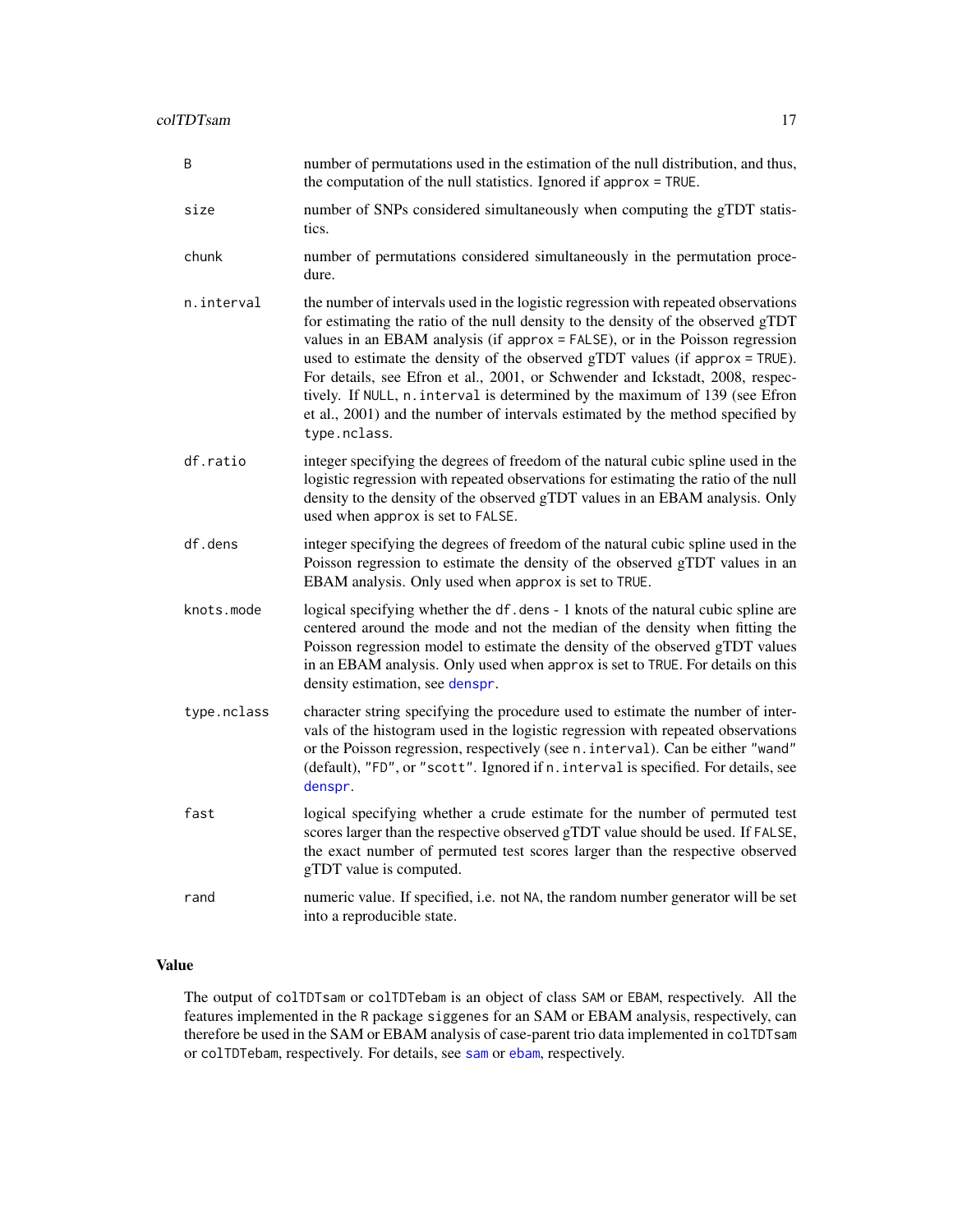| | |
|---|---|
| `B` | number of permutations used in the estimation of the null distribution, and thus, the computation of the null statistics. Ignored if `approx = TRUE`. |
| `size` | number of SNPs considered simultaneously when computing the gTDT statistics. |
| `chunk` | number of permutations considered simultaneously in the permutation procedure. |
| `n.interval` | the number of intervals used in the logistic regression with repeated observations for estimating the ratio of the null density to the density of the observed gTDT values in an EBAM analysis (if `approx = FALSE`), or in the Poisson regression used to estimate the density of the observed gTDT values (if `approx = TRUE`). For details, see Efron et al., 2001, or Schwender and Ickstadt, 2008, respectively. If `NULL`, `n.interval` is determined by the maximum of 139 (see Efron et al., 2001) and the number of intervals estimated by the method specified by `type.nclass`. |
| `df.ratio` | integer specifying the degrees of freedom of the natural cubic spline used in the logistic regression with repeated observations for estimating the ratio of the null density to the density of the observed gTDT values in an EBAM analysis. Only used when `approx` is set to `FALSE`. |
| `df.dens` | integer specifying the degrees of freedom of the natural cubic spline used in the Poisson regression to estimate the density of the observed gTDT values in an EBAM analysis. Only used when `approx` is set to `TRUE`. |
| `knots.mode` | logical specifying whether the `df.dens - 1` knots of the natural cubic spline are centered around the mode and not the median of the density when fitting the Poisson regression model to estimate the density of the observed gTDT values in an EBAM analysis. Only used when `approx` is set to `TRUE`. For details on this density estimation, see `denspr`. |
| `type.nclass` | character string specifying the procedure used to estimate the number of intervals of the histogram used in the logistic regression with repeated observations or the Poisson regression, respectively (see `n.interval`). Can be either `"wand"` (default), `"FD"`, or `"scott"`. Ignored if `n.interval` is specified. For details, see `denspr`. |
| `fast` | logical specifying whether a crude estimate for the number of permuted test scores larger than the respective observed gTDT value should be used. If `FALSE`, the exact number of permuted test scores larger than the respective observed gTDT value is computed. |
| `rand` | numeric value. If specified, i.e. not `NA`, the random number generator will be set into a reproducible state. |

## Value

The output of `colTDTsam` or `colTDTebam` is an object of class `SAM` or `EBAM`, respectively. All the features implemented in the `R` package `siggenes` for an SAM or EBAM analysis, respectively, can therefore be used in the SAM or EBAM analysis of case-parent trio data implemented in `colTDTsam` or `colTDTebam`, respectively. For details, see `sam` or `ebam`, respectively.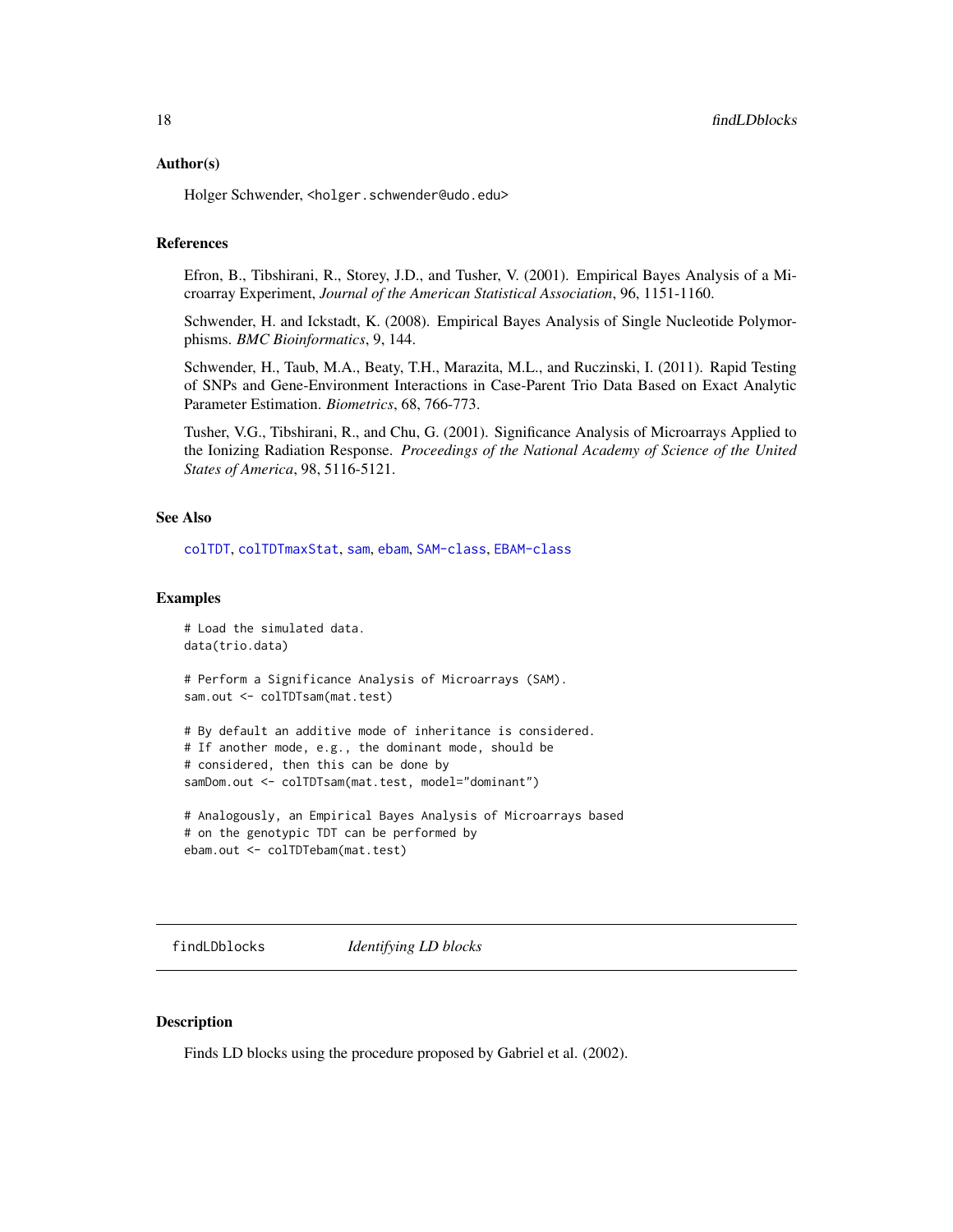### Author(s)

Holger Schwender, <holger.schwender@udo.edu>

### References

Efron, B., Tibshirani, R., Storey, J.D., and Tusher, V. (2001). Empirical Bayes Analysis of a Microarray Experiment, *Journal of the American Statistical Association*, 96, 1151-1160.

Schwender, H. and Ickstadt, K. (2008). Empirical Bayes Analysis of Single Nucleotide Polymorphisms. *BMC Bioinformatics*, 9, 144.

Schwender, H., Taub, M.A., Beaty, T.H., Marazita, M.L., and Ruczinski, I. (2011). Rapid Testing of SNPs and Gene-Environment Interactions in Case-Parent Trio Data Based on Exact Analytic Parameter Estimation. *Biometrics*, 68, 766-773.

Tusher, V.G., Tibshirani, R., and Chu, G. (2001). Significance Analysis of Microarrays Applied to the Ionizing Radiation Response. *Proceedings of the National Academy of Science of the United States of America*, 98, 5116-5121.

### See Also

colTDT, colTDTmaxStat, sam, ebam, SAM-class, EBAM-class

### Examples

```
# Load the simulated data.
data(trio.data)

# Perform a Significance Analysis of Microarrays (SAM).
sam.out <- colTDTsam(mat.test)

# By default an additive mode of inheritance is considered.
# If another mode, e.g., the dominant mode, should be
# considered, then this can be done by
samDom.out <- colTDTsam(mat.test, model="dominant")

# Analogously, an Empirical Bayes Analysis of Microarrays based
# on the genotypic TDT can be performed by
ebam.out <- colTDTebam(mat.test)
```

---

## findLDblocks *Identifying LD blocks*

### Description

Finds LD blocks using the procedure proposed by Gabriel et al. (2002).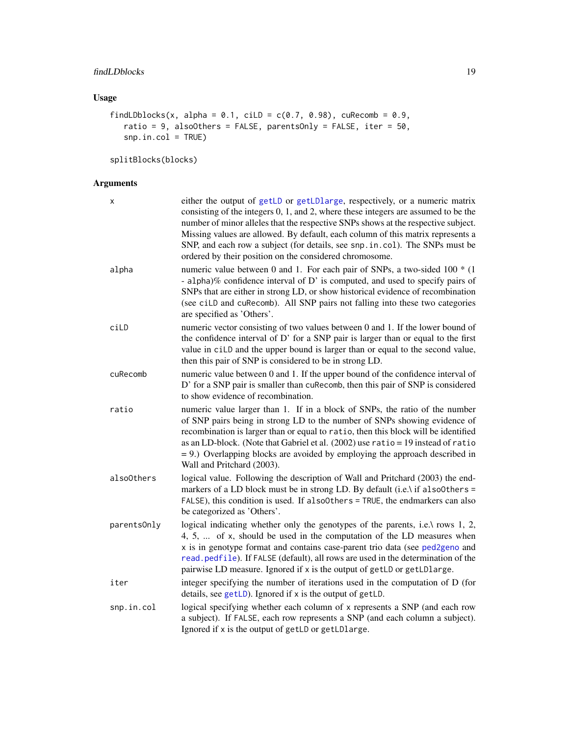## Usage

```
findLDblocks(x, alpha = 0.1, ciLD = c(0.7, 0.98), cuRecomb = 0.9,
   ratio = 9, alsoOthers = FALSE, parentsOnly = FALSE, iter = 50,
   snp.in.col = TRUE)

splitBlocks(blocks)
```

## Arguments

| | |
|---|---|
| `x` | either the output of `getLD` or `getLDlarge`, respectively, or a numeric matrix consisting of the integers 0, 1, and 2, where these integers are assumed to be the number of minor alleles that the respective SNPs shows at the respective subject. Missing values are allowed. By default, each column of this matrix represents a SNP, and each row a subject (for details, see `snp.in.col`). The SNPs must be ordered by their position on the considered chromosome. |
| `alpha` | numeric value between 0 and 1. For each pair of SNPs, a two-sided 100 * (1 - `alpha`)% confidence interval of D' is computed, and used to specify pairs of SNPs that are either in strong LD, or show historical evidence of recombination (see `ciLD` and `cuRecomb`). All SNP pairs not falling into these two categories are specified as 'Others'. |
| `ciLD` | numeric vector consisting of two values between 0 and 1. If the lower bound of the confidence interval of D' for a SNP pair is larger than or equal to the first value in `ciLD` and the upper bound is larger than or equal to the second value, then this pair of SNP is considered to be in strong LD. |
| `cuRecomb` | numeric value between 0 and 1. If the upper bound of the confidence interval of D' for a SNP pair is smaller than `cuRecomb`, then this pair of SNP is considered to show evidence of recombination. |
| `ratio` | numeric value larger than 1. If in a block of SNPs, the ratio of the number of SNP pairs being in strong LD to the number of SNPs showing evidence of recombination is larger than or equal to `ratio`, then this block will be identified as an LD-block. (Note that Gabriel et al. (2002) use `ratio` = 19 instead of `ratio` = 9.) Overlapping blocks are avoided by employing the approach described in Wall and Pritchard (2003). |
| `alsoOthers` | logical value. Following the description of Wall and Pritchard (2003) the end-markers of a LD block must be in strong LD. By default (i.e.\ if `alsoOthers` = `FALSE`), this condition is used. If `alsoOthers` = `TRUE`, the endmarkers can also be categorized as 'Others'. |
| `parentsOnly` | logical indicating whether only the genotypes of the parents, i.e.\ rows 1, 2, 4, 5, ... of `x`, should be used in the computation of the LD measures when `x` is in genotype format and contains case-parent trio data (see `ped2geno` and `read.pedfile`). If `FALSE` (default), all rows are used in the determination of the pairwise LD measure. Ignored if `x` is the output of `getLD` or `getLDlarge`. |
| `iter` | integer specifying the number of iterations used in the computation of D (for details, see `getLD`). Ignored if `x` is the output of `getLD`. |
| `snp.in.col` | logical specifying whether each column of `x` represents a SNP (and each row a subject). If `FALSE`, each row represents a SNP (and each column a subject). Ignored if `x` is the output of `getLD` or `getLDlarge`. |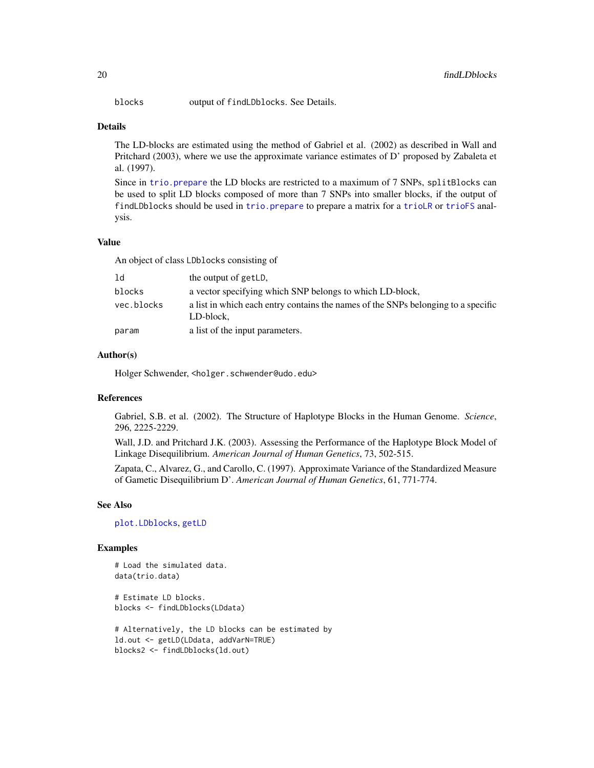| | |
|---|---|
| blocks | output of findLDblocks. See Details. |

### Details

The LD-blocks are estimated using the method of Gabriel et al. (2002) as described in Wall and Pritchard (2003), where we use the approximate variance estimates of D' proposed by Zabaleta et al. (1997).

Since in trio.prepare the LD blocks are restricted to a maximum of 7 SNPs, splitBlocks can be used to split LD blocks composed of more than 7 SNPs into smaller blocks, if the output of findLDblocks should be used in trio.prepare to prepare a matrix for a trioLR or trioFS analysis.

### Value

An object of class LDblocks consisting of

| | |
|---|---|
| ld | the output of getLD, |
| blocks | a vector specifying which SNP belongs to which LD-block, |
| vec.blocks | a list in which each entry contains the names of the SNPs belonging to a specific LD-block, |
| param | a list of the input parameters. |

### Author(s)

Holger Schwender, <holger.schwender@udo.edu>

### References

Gabriel, S.B. et al. (2002). The Structure of Haplotype Blocks in the Human Genome. *Science*, 296, 2225-2229.

Wall, J.D. and Pritchard J.K. (2003). Assessing the Performance of the Haplotype Block Model of Linkage Disequilibrium. *American Journal of Human Genetics*, 73, 502-515.

Zapata, C., Alvarez, G., and Carollo, C. (1997). Approximate Variance of the Standardized Measure of Gametic Disequilibrium D'. *American Journal of Human Genetics*, 61, 771-774.

### See Also

plot.LDblocks, getLD

### Examples

```
# Load the simulated data.
data(trio.data)

# Estimate LD blocks.
blocks <- findLDblocks(LDdata)

# Alternatively, the LD blocks can be estimated by
ld.out <- getLD(LDdata, addVarN=TRUE)
blocks2 <- findLDblocks(ld.out)
```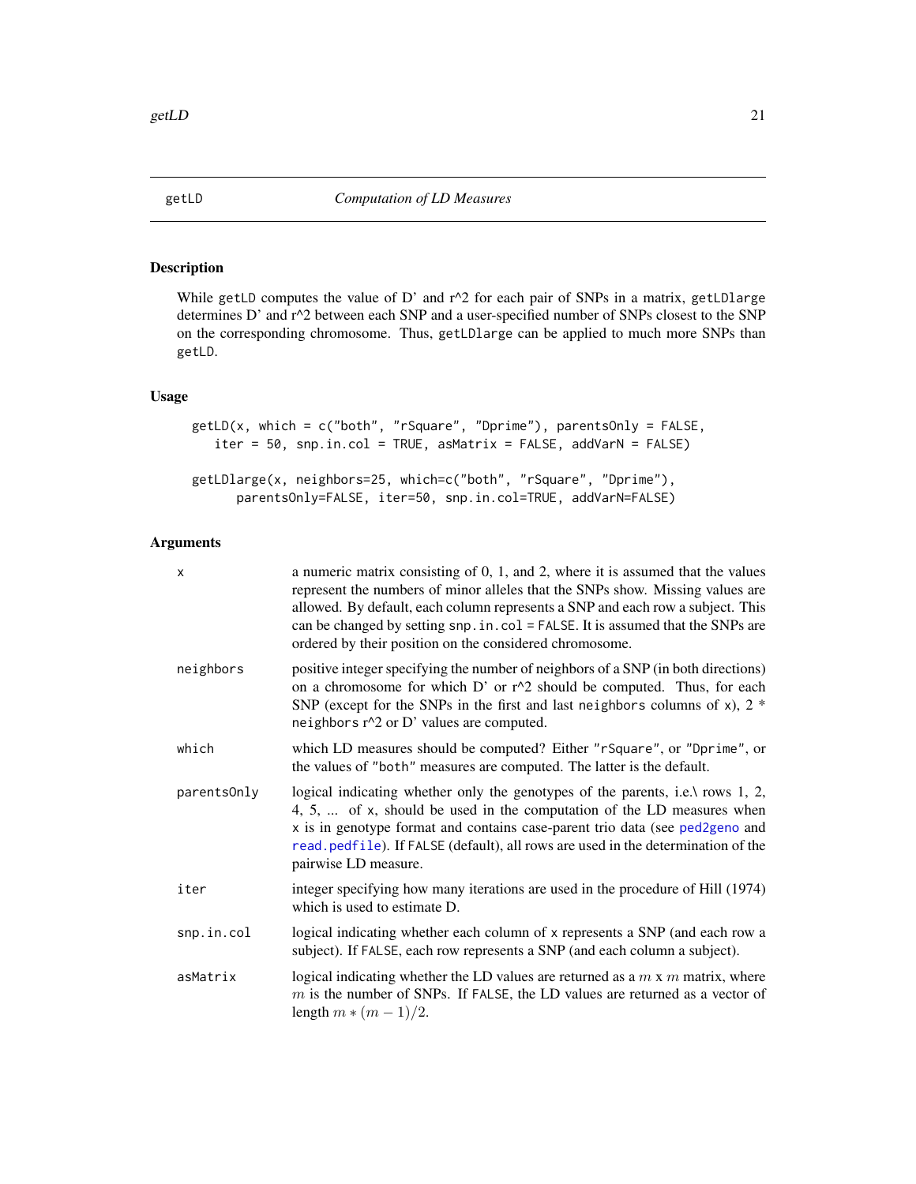# getLD — *Computation of LD Measures*

## Description

While getLD computes the value of D' and r^2 for each pair of SNPs in a matrix, getLDlarge determines D' and r^2 between each SNP and a user-specified number of SNPs closest to the SNP on the corresponding chromosome. Thus, getLDlarge can be applied to much more SNPs than getLD.

## Usage

```
getLD(x, which = c("both", "rSquare", "Dprime"), parentsOnly = FALSE,
   iter = 50, snp.in.col = TRUE, asMatrix = FALSE, addVarN = FALSE)

getLDlarge(x, neighbors=25, which=c("both", "rSquare", "Dprime"),
      parentsOnly=FALSE, iter=50, snp.in.col=TRUE, addVarN=FALSE)
```

## Arguments

| | |
|---|---|
| x | a numeric matrix consisting of 0, 1, and 2, where it is assumed that the values represent the numbers of minor alleles that the SNPs show. Missing values are allowed. By default, each column represents a SNP and each row a subject. This can be changed by setting snp.in.col = FALSE. It is assumed that the SNPs are ordered by their position on the considered chromosome. |
| neighbors | positive integer specifying the number of neighbors of a SNP (in both directions) on a chromosome for which D' or r^2 should be computed. Thus, for each SNP (except for the SNPs in the first and last neighbors columns of x), 2 * neighbors r^2 or D' values are computed. |
| which | which LD measures should be computed? Either "rSquare", or "Dprime", or the values of "both" measures are computed. The latter is the default. |
| parentsOnly | logical indicating whether only the genotypes of the parents, i.e.\ rows 1, 2, 4, 5, ... of x, should be used in the computation of the LD measures when x is in genotype format and contains case-parent trio data (see ped2geno and read.pedfile). If FALSE (default), all rows are used in the determination of the pairwise LD measure. |
| iter | integer specifying how many iterations are used in the procedure of Hill (1974) which is used to estimate D. |
| snp.in.col | logical indicating whether each column of x represents a SNP (and each row a subject). If FALSE, each row represents a SNP (and each column a subject). |
| asMatrix | logical indicating whether the LD values are returned as a $m$ x $m$ matrix, where $m$ is the number of SNPs. If FALSE, the LD values are returned as a vector of length $m * (m-1)/2$. |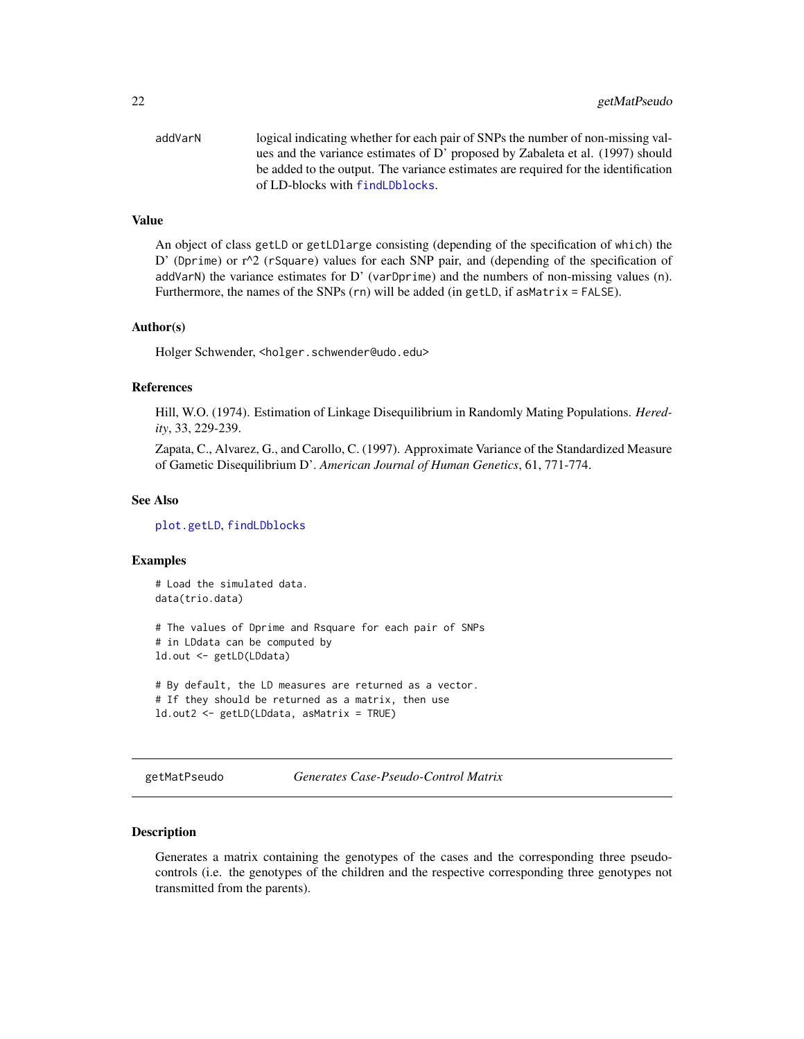addVarN logical indicating whether for each pair of SNPs the number of non-missing values and the variance estimates of D' proposed by Zabaleta et al. (1997) should be added to the output. The variance estimates are required for the identification of LD-blocks with findLDblocks.

### Value

An object of class getLD or getLDlarge consisting (depending of the specification of which) the D' (Dprime) or r^2 (rSquare) values for each SNP pair, and (depending of the specification of addVarN) the variance estimates for D' (varDprime) and the numbers of non-missing values (n). Furthermore, the names of the SNPs (rn) will be added (in getLD, if asMatrix = FALSE).

### Author(s)

Holger Schwender, <holger.schwender@udo.edu>

### References

Hill, W.O. (1974). Estimation of Linkage Disequilibrium in Randomly Mating Populations. *Heredity*, 33, 229-239.

Zapata, C., Alvarez, G., and Carollo, C. (1997). Approximate Variance of the Standardized Measure of Gametic Disequilibrium D'. *American Journal of Human Genetics*, 61, 771-774.

### See Also

plot.getLD, findLDblocks

### Examples

```
# Load the simulated data.
data(trio.data)

# The values of Dprime and Rsquare for each pair of SNPs
# in LDdata can be computed by
ld.out <- getLD(LDdata)

# By default, the LD measures are returned as a vector.
# If they should be returned as a matrix, then use
ld.out2 <- getLD(LDdata, asMatrix = TRUE)
```

---

## getMatPseudo *Generates Case-Pseudo-Control Matrix*

### Description

Generates a matrix containing the genotypes of the cases and the corresponding three pseudo-controls (i.e. the genotypes of the children and the respective corresponding three genotypes not transmitted from the parents).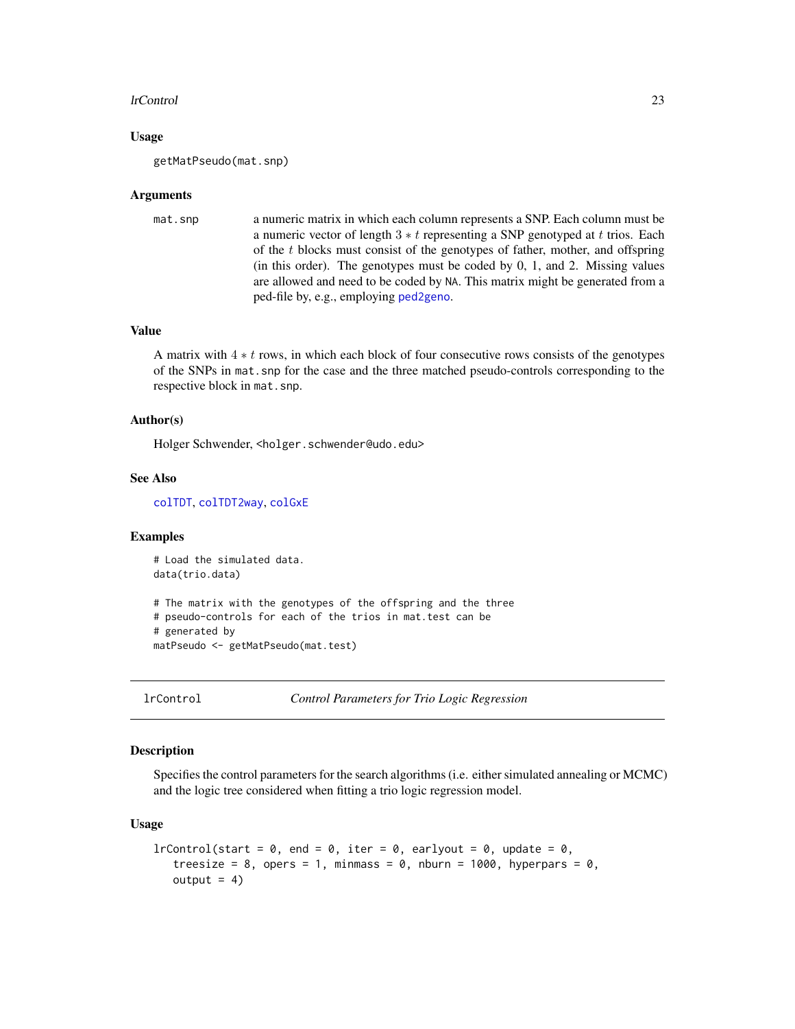### Usage

```
getMatPseudo(mat.snp)
```

### Arguments

| | |
|---|---|
| mat.snp | a numeric matrix in which each column represents a SNP. Each column must be a numeric vector of length $3 * t$ representing a SNP genotyped at $t$ trios. Each of the $t$ blocks must consist of the genotypes of father, mother, and offspring (in this order). The genotypes must be coded by 0, 1, and 2. Missing values are allowed and need to be coded by NA. This matrix might be generated from a ped-file by, e.g., employing ped2geno. |

### Value

A matrix with $4 * t$ rows, in which each block of four consecutive rows consists of the genotypes of the SNPs in mat.snp for the case and the three matched pseudo-controls corresponding to the respective block in mat.snp.

### Author(s)

Holger Schwender, <holger.schwender@udo.edu>

### See Also

colTDT, colTDT2way, colGxE

### Examples

```
# Load the simulated data.
data(trio.data)

# The matrix with the genotypes of the offspring and the three
# pseudo-controls for each of the trios in mat.test can be
# generated by
matPseudo <- getMatPseudo(mat.test)
```

---

## lrControl &nbsp;&nbsp;&nbsp;&nbsp; *Control Parameters for Trio Logic Regression*

### Description

Specifies the control parameters for the search algorithms (i.e. either simulated annealing or MCMC) and the logic tree considered when fitting a trio logic regression model.

### Usage

```
lrControl(start = 0, end = 0, iter = 0, earlyout = 0, update = 0,
   treesize = 8, opers = 1, minmass = 0, nburn = 1000, hyperpars = 0,
   output = 4)
```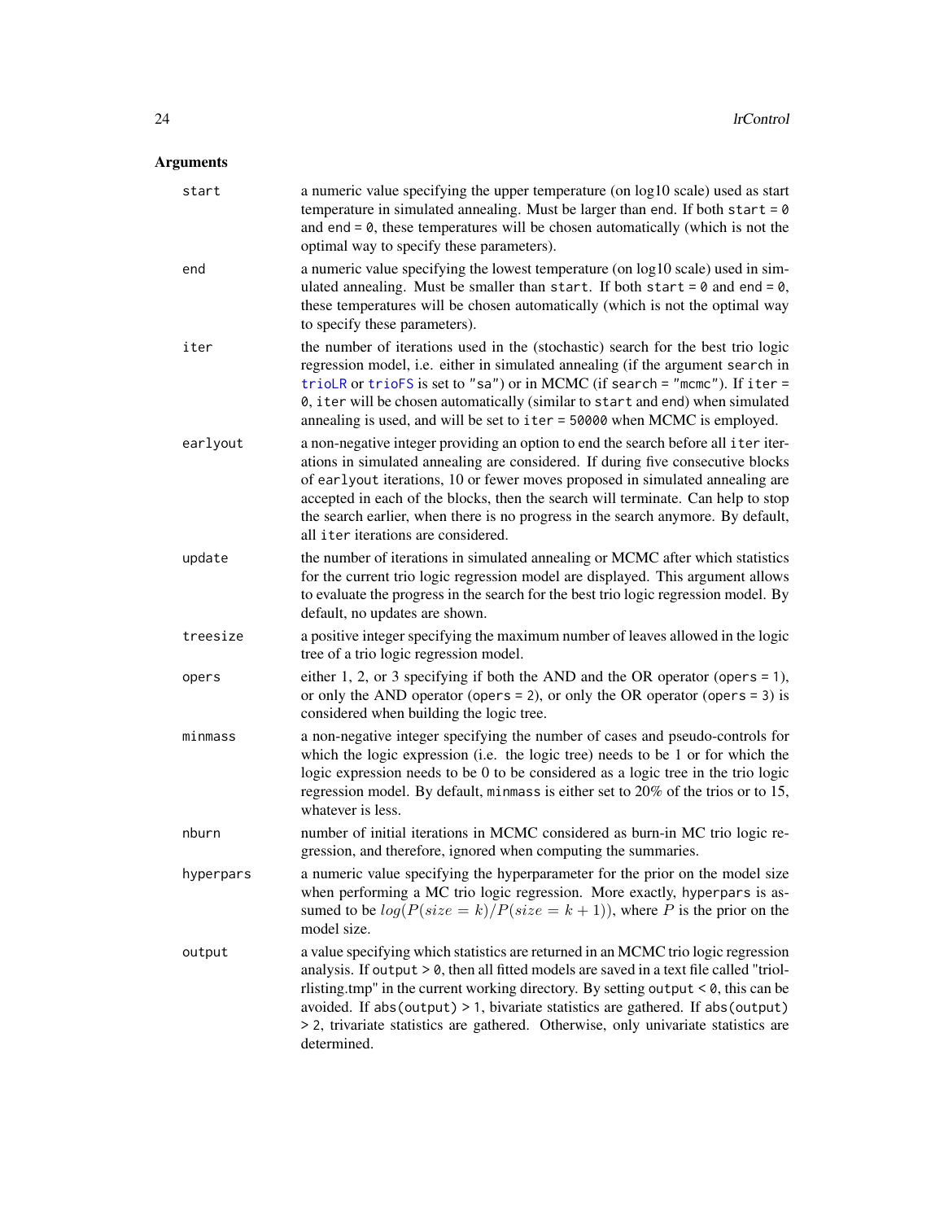## Arguments

**start**
: a numeric value specifying the upper temperature (on log10 scale) used as start temperature in simulated annealing. Must be larger than end. If both `start = 0` and `end = 0`, these temperatures will be chosen automatically (which is not the optimal way to specify these parameters).

**end**
: a numeric value specifying the lowest temperature (on log10 scale) used in simulated annealing. Must be smaller than `start`. If both `start = 0` and `end = 0`, these temperatures will be chosen automatically (which is not the optimal way to specify these parameters).

**iter**
: the number of iterations used in the (stochastic) search for the best trio logic regression model, i.e. either in simulated annealing (if the argument `search` in `trioLR` or `trioFS` is set to `"sa"`) or in MCMC (if `search = "mcmc"`). If `iter = 0`, `iter` will be chosen automatically (similar to `start` and `end`) when simulated annealing is used, and will be set to `iter = 50000` when MCMC is employed.

**earlyout**
: a non-negative integer providing an option to end the search before all `iter` iterations in simulated annealing are considered. If during five consecutive blocks of `earlyout` iterations, 10 or fewer moves proposed in simulated annealing are accepted in each of the blocks, then the search will terminate. Can help to stop the search earlier, when there is no progress in the search anymore. By default, all `iter` iterations are considered.

**update**
: the number of iterations in simulated annealing or MCMC after which statistics for the current trio logic regression model are displayed. This argument allows to evaluate the progress in the search for the best trio logic regression model. By default, no updates are shown.

**treesize**
: a positive integer specifying the maximum number of leaves allowed in the logic tree of a trio logic regression model.

**opers**
: either 1, 2, or 3 specifying if both the AND and the OR operator (`opers = 1`), or only the AND operator (`opers = 2`), or only the OR operator (`opers = 3`) is considered when building the logic tree.

**minmass**
: a non-negative integer specifying the number of cases and pseudo-controls for which the logic expression (i.e. the logic tree) needs to be 1 or for which the logic expression needs to be 0 to be considered as a logic tree in the trio logic regression model. By default, `minmass` is either set to 20% of the trios or to 15, whatever is less.

**nburn**
: number of initial iterations in MCMC considered as burn-in MC trio logic regression, and therefore, ignored when computing the summaries.

**hyperpars**
: a numeric value specifying the hyperparameter for the prior on the model size when performing a MC trio logic regression. More exactly, `hyperpars` is assumed to be $log(P(size = k)/P(size = k + 1))$, where $P$ is the prior on the model size.

**output**
: a value specifying which statistics are returned in an MCMC trio logic regression analysis. If `output > 0`, then all fitted models are saved in a text file called "triolrlisting.tmp" in the current working directory. By setting `output < 0`, this can be avoided. If `abs(output) > 1`, bivariate statistics are gathered. If `abs(output) > 2`, trivariate statistics are gathered. Otherwise, only univariate statistics are determined.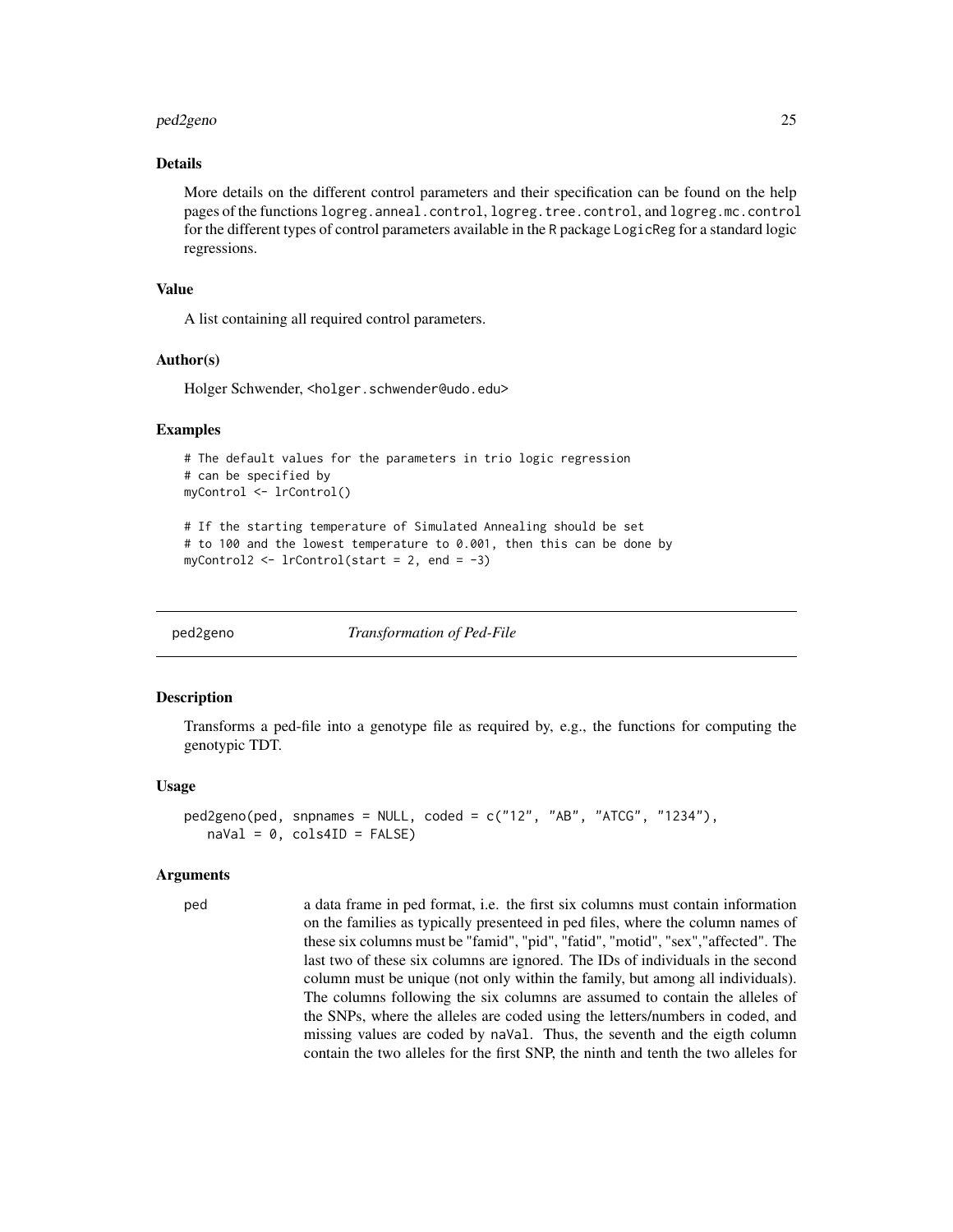## Details

More details on the different control parameters and their specification can be found on the help pages of the functions `logreg.anneal.control`, `logreg.tree.control`, and `logreg.mc.control` for the different types of control parameters available in the R package `LogicReg` for a standard logic regressions.

## Value

A list containing all required control parameters.

## Author(s)

Holger Schwender, <holger.schwender@udo.edu>

## Examples

```
# The default values for the parameters in trio logic regression
# can be specified by
myControl <- lrControl()

# If the starting temperature of Simulated Annealing should be set
# to 100 and the lowest temperature to 0.001, then this can be done by
myControl2 <- lrControl(start = 2, end = -3)
```

---

# ped2geno — *Transformation of Ped-File*

## Description

Transforms a ped-file into a genotype file as required by, e.g., the functions for computing the genotypic TDT.

## Usage

```
ped2geno(ped, snpnames = NULL, coded = c("12", "AB", "ATCG", "1234"),
   naVal = 0, cols4ID = FALSE)
```

## Arguments

`ped` — a data frame in ped format, i.e. the first six columns must contain information on the families as typically presenteed in ped files, where the column names of these six columns must be "famid", "pid", "fatid", "motid", "sex","affected". The last two of these six columns are ignored. The IDs of individuals in the second column must be unique (not only within the family, but among all individuals). The columns following the six columns are assumed to contain the alleles of the SNPs, where the alleles are coded using the letters/numbers in `coded`, and missing values are coded by `naVal`. Thus, the seventh and the eigth column contain the two alleles for the first SNP, the ninth and tenth the two alleles for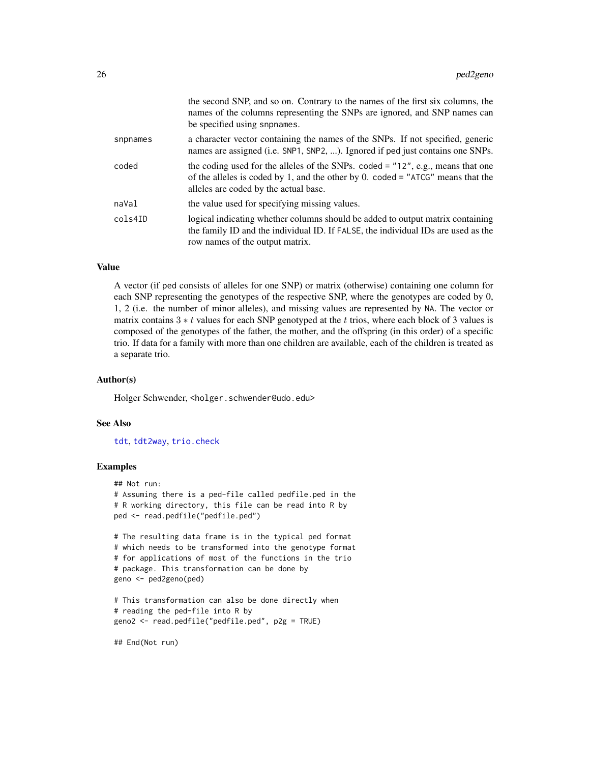| | |
|---|---|
| | the second SNP, and so on. Contrary to the names of the first six columns, the names of the columns representing the SNPs are ignored, and SNP names can be specified using `snpnames`. |
| `snpnames` | a character vector containing the names of the SNPs. If not specified, generic names are assigned (i.e. `SNP1`, `SNP2`, ...). Ignored if `ped` just contains one SNPs. |
| `coded` | the coding used for the alleles of the SNPs. `coded = "12"`, e.g., means that one of the alleles is coded by 1, and the other by 0. `coded = "ATCG"` means that the alleles are coded by the actual base. |
| `naVal` | the value used for specifying missing values. |
| `cols4ID` | logical indicating whether columns should be added to output matrix containing the family ID and the individual ID. If `FALSE`, the individual IDs are used as the row names of the output matrix. |

## Value

A vector (if `ped` consists of alleles for one SNP) or matrix (otherwise) containing one column for each SNP representing the genotypes of the respective SNP, where the genotypes are coded by 0, 1, 2 (i.e. the number of minor alleles), and missing values are represented by `NA`. The vector or matrix contains $3 * t$ values for each SNP genotyped at the $t$ trios, where each block of 3 values is composed of the genotypes of the father, the mother, and the offspring (in this order) of a specific trio. If data for a family with more than one children are available, each of the children is treated as a separate trio.

## Author(s)

Holger Schwender, <holger.schwender@udo.edu>

## See Also

`tdt`, `tdt2way`, `trio.check`

## Examples

```
## Not run:
# Assuming there is a ped-file called pedfile.ped in the
# R working directory, this file can be read into R by
ped <- read.pedfile("pedfile.ped")

# The resulting data frame is in the typical ped format
# which needs to be transformed into the genotype format
# for applications of most of the functions in the trio
# package. This transformation can be done by
geno <- ped2geno(ped)

# This transformation can also be done directly when
# reading the ped-file into R by
geno2 <- read.pedfile("pedfile.ped", p2g = TRUE)

## End(Not run)
```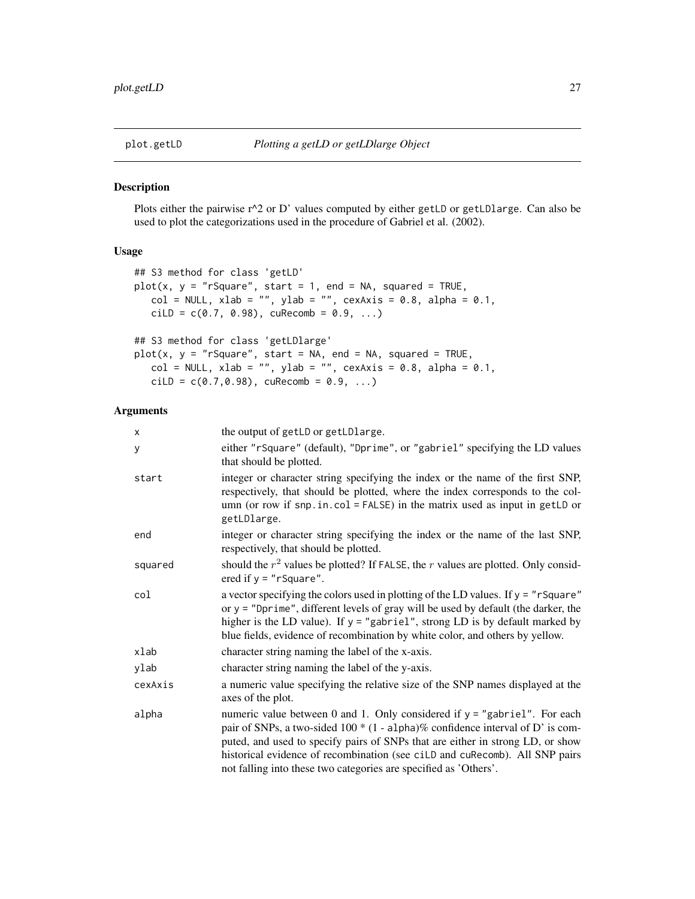## plot.getLD *Plotting a getLD or getLDlarge Object*

### Description

Plots either the pairwise r^2 or D' values computed by either `getLD` or `getLDlarge`. Can also be used to plot the categorizations used in the procedure of Gabriel et al. (2002).

### Usage

```
## S3 method for class 'getLD'
plot(x, y = "rSquare", start = 1, end = NA, squared = TRUE,
   col = NULL, xlab = "", ylab = "", cexAxis = 0.8, alpha = 0.1,
   ciLD = c(0.7, 0.98), cuRecomb = 0.9, ...)

## S3 method for class 'getLDlarge'
plot(x, y = "rSquare", start = NA, end = NA, squared = TRUE,
   col = NULL, xlab = "", ylab = "", cexAxis = 0.8, alpha = 0.1,
   ciLD = c(0.7,0.98), cuRecomb = 0.9, ...)
```

### Arguments

| | |
|---|---|
| `x` | the output of `getLD` or `getLDlarge`. |
| `y` | either `"rSquare"` (default), `"Dprime"`, or `"gabriel"` specifying the LD values that should be plotted. |
| `start` | integer or character string specifying the index or the name of the first SNP, respectively, that should be plotted, where the index corresponds to the column (or row if `snp.in.col = FALSE`) in the matrix used as input in `getLD` or `getLDlarge`. |
| `end` | integer or character string specifying the index or the name of the last SNP, respectively, that should be plotted. |
| `squared` | should the $r^2$ values be plotted? If `FALSE`, the $r$ values are plotted. Only considered if `y = "rSquare"`. |
| `col` | a vector specifying the colors used in plotting of the LD values. If `y = "rSquare"` or `y = "Dprime"`, different levels of gray will be used by default (the darker, the higher is the LD value). If `y = "gabriel"`, strong LD is by default marked by blue fields, evidence of recombination by white color, and others by yellow. |
| `xlab` | character string naming the label of the x-axis. |
| `ylab` | character string naming the label of the y-axis. |
| `cexAxis` | a numeric value specifying the relative size of the SNP names displayed at the axes of the plot. |
| `alpha` | numeric value between 0 and 1. Only considered if `y = "gabriel"`. For each pair of SNPs, a two-sided 100 * (1 - `alpha`)% confidence interval of D' is computed, and used to specify pairs of SNPs that are either in strong LD, or show historical evidence of recombination (see `ciLD` and `cuRecomb`). All SNP pairs not falling into these two categories are specified as 'Others'. |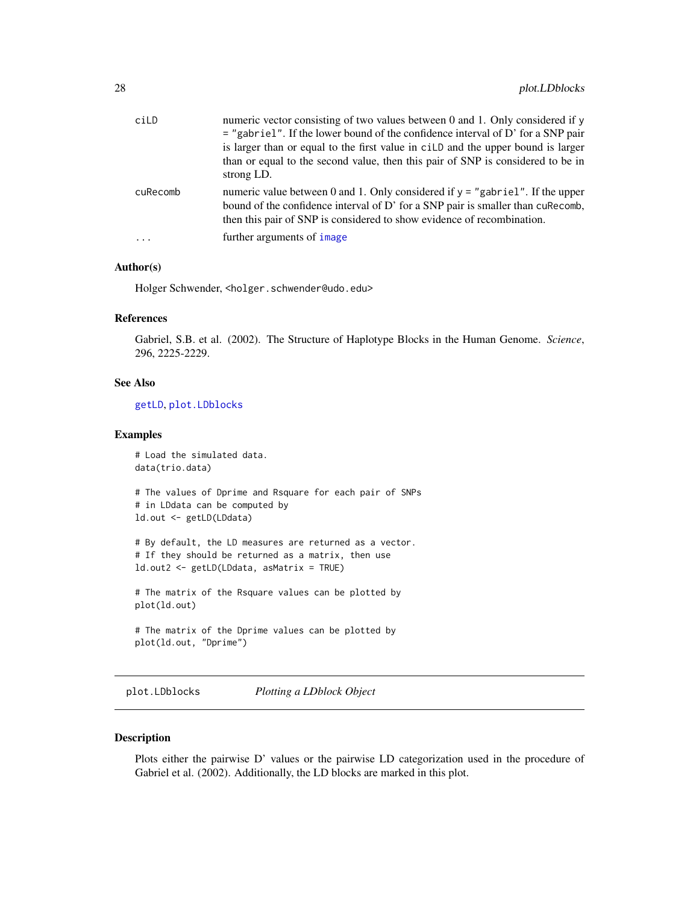| | |
|---|---|
| `ciLD` | numeric vector consisting of two values between 0 and 1. Only considered if `y = "gabriel"`. If the lower bound of the confidence interval of D' for a SNP pair is larger than or equal to the first value in `ciLD` and the upper bound is larger than or equal to the second value, then this pair of SNP is considered to be in strong LD. |
| `cuRecomb` | numeric value between 0 and 1. Only considered if `y = "gabriel"`. If the upper bound of the confidence interval of D' for a SNP pair is smaller than `cuRecomb`, then this pair of SNP is considered to show evidence of recombination. |
| `...` | further arguments of `image` |

### Author(s)

Holger Schwender, <holger.schwender@udo.edu>

### References

Gabriel, S.B. et al. (2002). The Structure of Haplotype Blocks in the Human Genome. *Science*, 296, 2225-2229.

### See Also

`getLD`, `plot.LDblocks`

### Examples

```
# Load the simulated data.
data(trio.data)

# The values of Dprime and Rsquare for each pair of SNPs
# in LDdata can be computed by
ld.out <- getLD(LDdata)

# By default, the LD measures are returned as a vector.
# If they should be returned as a matrix, then use
ld.out2 <- getLD(LDdata, asMatrix = TRUE)

# The matrix of the Rsquare values can be plotted by
plot(ld.out)

# The matrix of the Dprime values can be plotted by
plot(ld.out, "Dprime")
```

---

## plot.LDblocks — *Plotting a LDblock Object*

### Description

Plots either the pairwise D' values or the pairwise LD categorization used in the procedure of Gabriel et al. (2002). Additionally, the LD blocks are marked in this plot.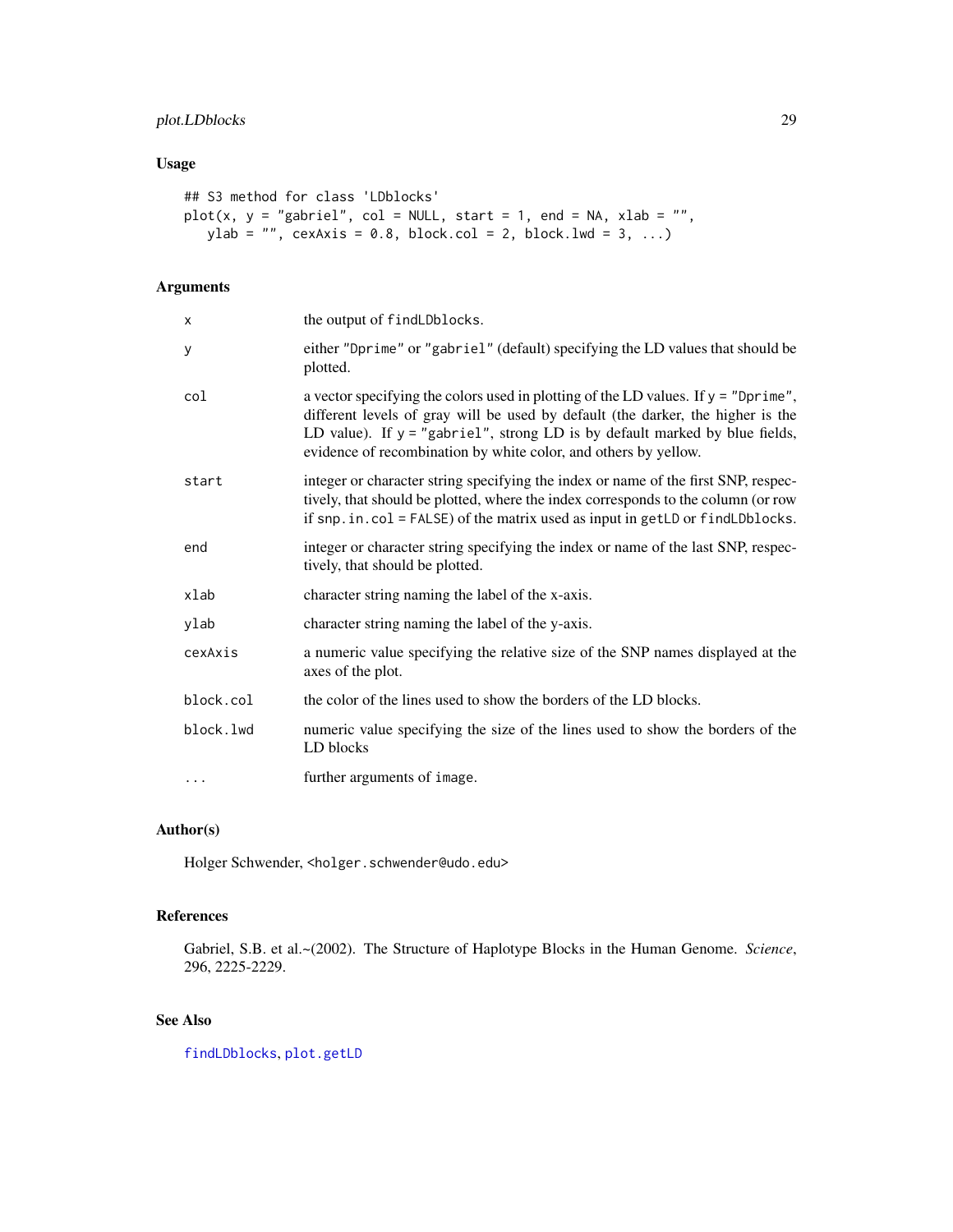## Usage

```
## S3 method for class 'LDblocks'
plot(x, y = "gabriel", col = NULL, start = 1, end = NA, xlab = "",
   ylab = "", cexAxis = 0.8, block.col = 2, block.lwd = 3, ...)
```

## Arguments

| | |
|---|---|
| `x` | the output of `findLDblocks`. |
| `y` | either `"Dprime"` or `"gabriel"` (default) specifying the LD values that should be plotted. |
| `col` | a vector specifying the colors used in plotting of the LD values. If `y = "Dprime"`, different levels of gray will be used by default (the darker, the higher is the LD value). If `y = "gabriel"`, strong LD is by default marked by blue fields, evidence of recombination by white color, and others by yellow. |
| `start` | integer or character string specifying the index or name of the first SNP, respectively, that should be plotted, where the index corresponds to the column (or row if `snp.in.col = FALSE`) of the matrix used as input in `getLD` or `findLDblocks`. |
| `end` | integer or character string specifying the index or name of the last SNP, respectively, that should be plotted. |
| `xlab` | character string naming the label of the x-axis. |
| `ylab` | character string naming the label of the y-axis. |
| `cexAxis` | a numeric value specifying the relative size of the SNP names displayed at the axes of the plot. |
| `block.col` | the color of the lines used to show the borders of the LD blocks. |
| `block.lwd` | numeric value specifying the size of the lines used to show the borders of the LD blocks |
| `...` | further arguments of `image`. |

## Author(s)

Holger Schwender, <holger.schwender@udo.edu>

## References

Gabriel, S.B. et al.~(2002). The Structure of Haplotype Blocks in the Human Genome. *Science*, 296, 2225-2229.

## See Also

`findLDblocks`, `plot.getLD`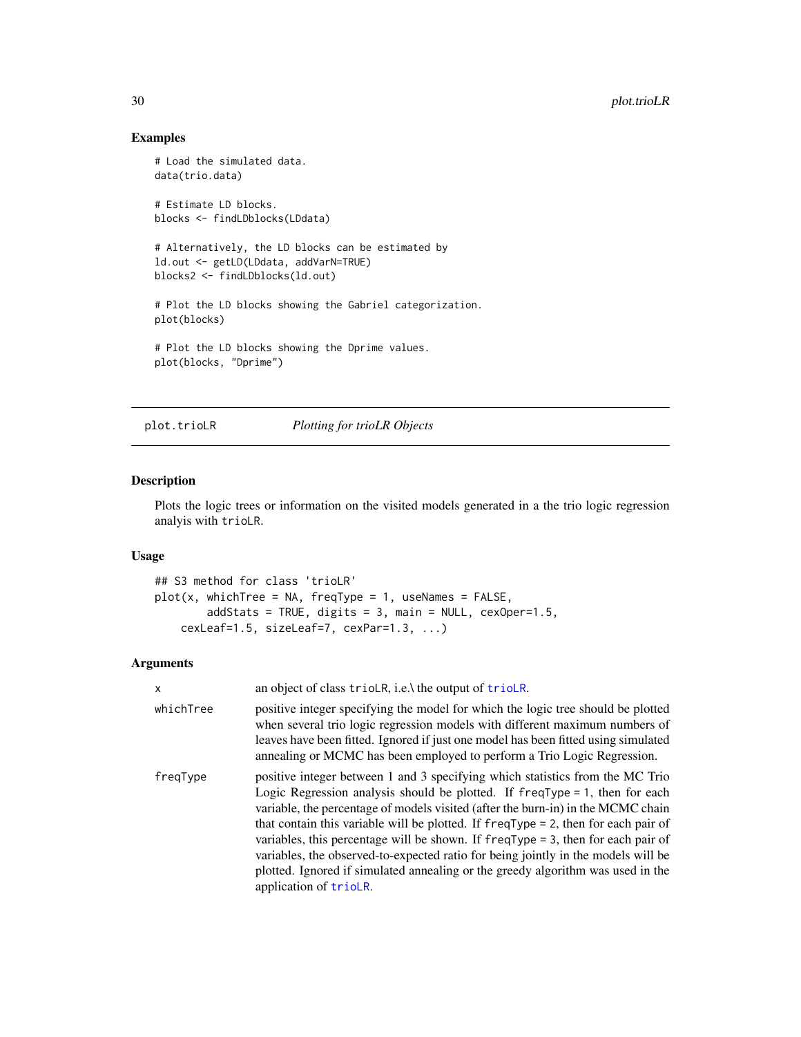## Examples

```
# Load the simulated data.
data(trio.data)

# Estimate LD blocks.
blocks <- findLDblocks(LDdata)

# Alternatively, the LD blocks can be estimated by
ld.out <- getLD(LDdata, addVarN=TRUE)
blocks2 <- findLDblocks(ld.out)

# Plot the LD blocks showing the Gabriel categorization.
plot(blocks)

# Plot the LD blocks showing the Dprime values.
plot(blocks, "Dprime")
```

---

plot.trioLR *Plotting for trioLR Objects*

---

## Description

Plots the logic trees or information on the visited models generated in a the trio logic regression analyis with trioLR.

## Usage

```
## S3 method for class 'trioLR'
plot(x, whichTree = NA, freqType = 1, useNames = FALSE,
        addStats = TRUE, digits = 3, main = NULL, cexOper=1.5,
    cexLeaf=1.5, sizeLeaf=7, cexPar=1.3, ...)
```

## Arguments

| | |
|---|---|
| x | an object of class trioLR, i.e.\ the output of trioLR. |
| whichTree | positive integer specifying the model for which the logic tree should be plotted when several trio logic regression models with different maximum numbers of leaves have been fitted. Ignored if just one model has been fitted using simulated annealing or MCMC has been employed to perform a Trio Logic Regression. |
| freqType | positive integer between 1 and 3 specifying which statistics from the MC Trio Logic Regression analysis should be plotted. If freqType = 1, then for each variable, the percentage of models visited (after the burn-in) in the MCMC chain that contain this variable will be plotted. If freqType = 2, then for each pair of variables, this percentage will be shown. If freqType = 3, then for each pair of variables, the observed-to-expected ratio for being jointly in the models will be plotted. Ignored if simulated annealing or the greedy algorithm was used in the application of trioLR. |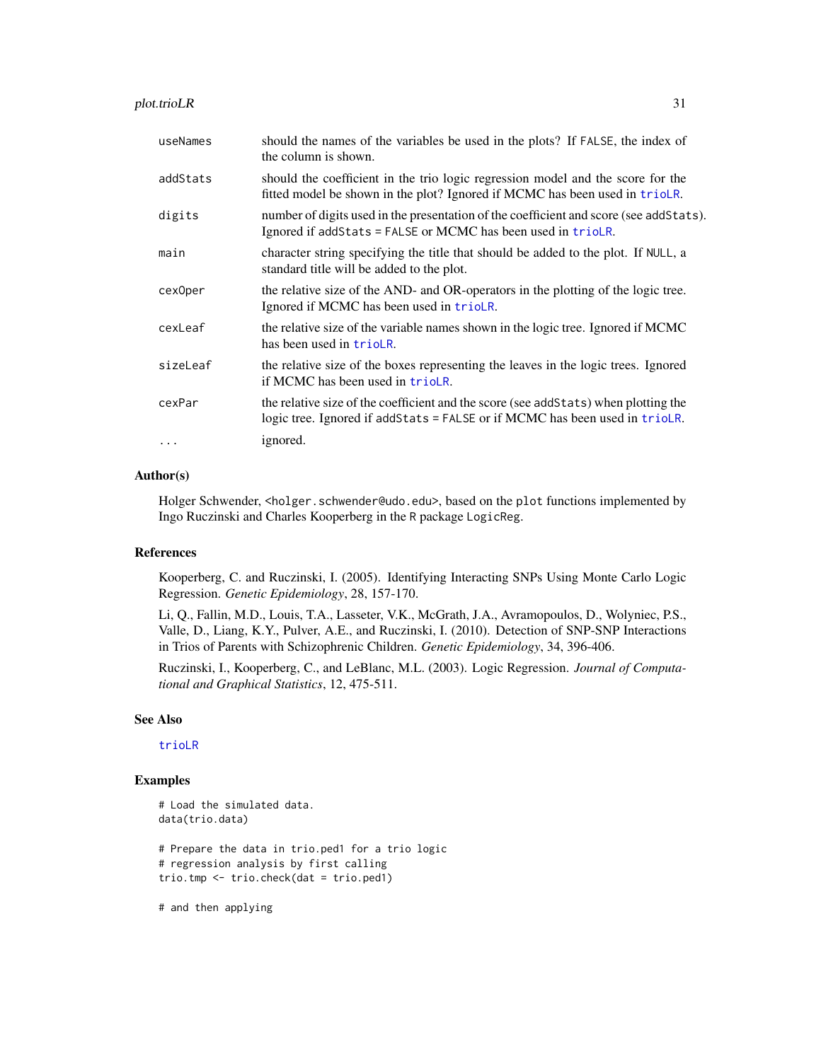| | |
|---|---|
| useNames | should the names of the variables be used in the plots? If FALSE, the index of the column is shown. |
| addStats | should the coefficient in the trio logic regression model and the score for the fitted model be shown in the plot? Ignored if MCMC has been used in trioLR. |
| digits | number of digits used in the presentation of the coefficient and score (see addStats). Ignored if addStats = FALSE or MCMC has been used in trioLR. |
| main | character string specifying the title that should be added to the plot. If NULL, a standard title will be added to the plot. |
| cexOper | the relative size of the AND- and OR-operators in the plotting of the logic tree. Ignored if MCMC has been used in trioLR. |
| cexLeaf | the relative size of the variable names shown in the logic tree. Ignored if MCMC has been used in trioLR. |
| sizeLeaf | the relative size of the boxes representing the leaves in the logic trees. Ignored if MCMC has been used in trioLR. |
| cexPar | the relative size of the coefficient and the score (see addStats) when plotting the logic tree. Ignored if addStats = FALSE or if MCMC has been used in trioLR. |
| ... | ignored. |

### Author(s)

Holger Schwender, <holger.schwender@udo.edu>, based on the plot functions implemented by Ingo Ruczinski and Charles Kooperberg in the R package LogicReg.

### References

Kooperberg, C. and Ruczinski, I. (2005). Identifying Interacting SNPs Using Monte Carlo Logic Regression. *Genetic Epidemiology*, 28, 157-170.

Li, Q., Fallin, M.D., Louis, T.A., Lasseter, V.K., McGrath, J.A., Avramopoulos, D., Wolyniec, P.S., Valle, D., Liang, K.Y., Pulver, A.E., and Ruczinski, I. (2010). Detection of SNP-SNP Interactions in Trios of Parents with Schizophrenic Children. *Genetic Epidemiology*, 34, 396-406.

Ruczinski, I., Kooperberg, C., and LeBlanc, M.L. (2003). Logic Regression. *Journal of Computational and Graphical Statistics*, 12, 475-511.

### See Also

trioLR

### Examples

```
# Load the simulated data.
data(trio.data)

# Prepare the data in trio.ped1 for a trio logic
# regression analysis by first calling
trio.tmp <- trio.check(dat = trio.ped1)

# and then applying
```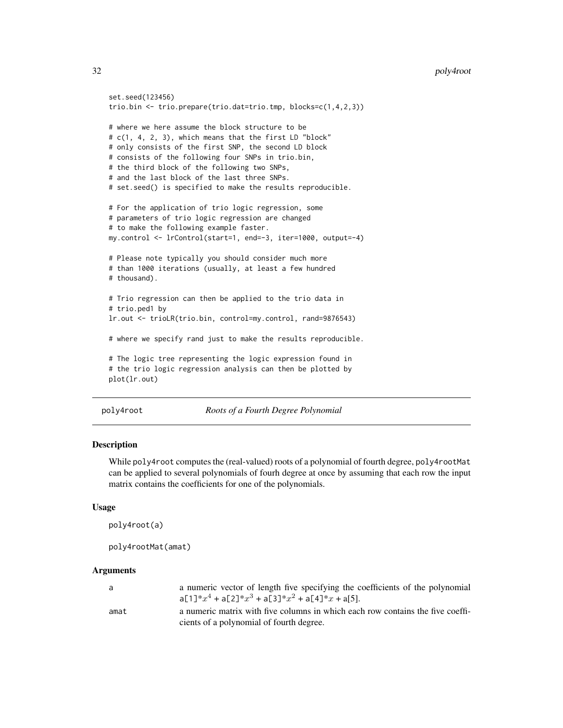```
set.seed(123456)
trio.bin <- trio.prepare(trio.dat=trio.tmp, blocks=c(1,4,2,3))

# where we here assume the block structure to be
# c(1, 4, 2, 3), which means that the first LD "block"
# only consists of the first SNP, the second LD block
# consists of the following four SNPs in trio.bin,
# the third block of the following two SNPs,
# and the last block of the last three SNPs.
# set.seed() is specified to make the results reproducible.

# For the application of trio logic regression, some
# parameters of trio logic regression are changed
# to make the following example faster.
my.control <- lrControl(start=1, end=-3, iter=1000, output=-4)

# Please note typically you should consider much more
# than 1000 iterations (usually, at least a few hundred
# thousand).

# Trio regression can then be applied to the trio data in
# trio.ped1 by
lr.out <- trioLR(trio.bin, control=my.control, rand=9876543)

# where we specify rand just to make the results reproducible.

# The logic tree representing the logic expression found in
# the trio logic regression analysis can then be plotted by
plot(lr.out)
```

## poly4root — *Roots of a Fourth Degree Polynomial*

### Description

While poly4root computes the (real-valued) roots of a polynomial of fourth degree, poly4rootMat can be applied to several polynomials of fourh degree at once by assuming that each row the input matrix contains the coefficients for one of the polynomials.

### Usage

```
poly4root(a)

poly4rootMat(amat)
```

### Arguments

| | |
|---|---|
| a | a numeric vector of length five specifying the coefficients of the polynomial a[1]* $x^4$ + a[2]* $x^3$ + a[3]* $x^2$ + a[4]* $x$ + a[5]. |
| amat | a numeric matrix with five columns in which each row contains the five coefficients of a polynomial of fourth degree. |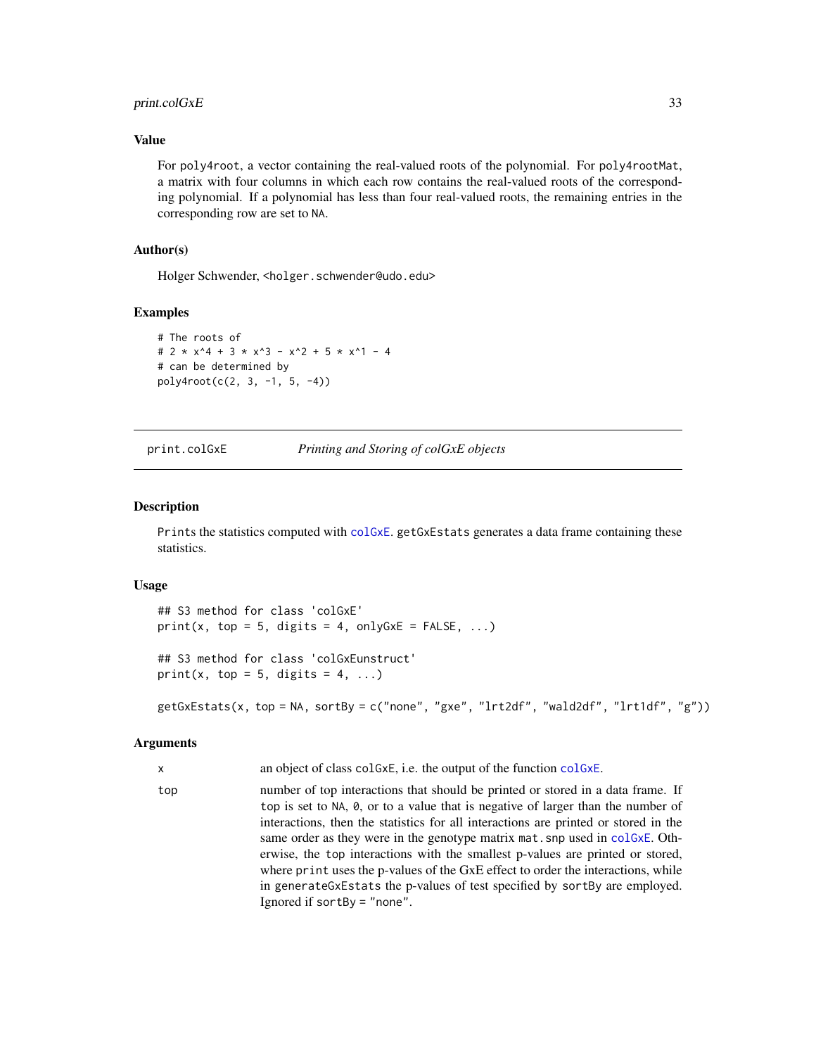### Value

For poly4root, a vector containing the real-valued roots of the polynomial. For poly4rootMat, a matrix with four columns in which each row contains the real-valued roots of the corresponding polynomial. If a polynomial has less than four real-valued roots, the remaining entries in the corresponding row are set to NA.

### Author(s)

Holger Schwender, <holger.schwender@udo.edu>

### Examples

```
# The roots of
# 2 * x^4 + 3 * x^3 - x^2 + 5 * x^1 - 4
# can be determined by
poly4root(c(2, 3, -1, 5, -4))
```

---

## print.colGxE    *Printing and Storing of colGxE objects*

### Description

Prints the statistics computed with colGxE. getGxEstats generates a data frame containing these statistics.

### Usage

```
## S3 method for class 'colGxE'
print(x, top = 5, digits = 4, onlyGxE = FALSE, ...)

## S3 method for class 'colGxEunstruct'
print(x, top = 5, digits = 4, ...)

getGxEstats(x, top = NA, sortBy = c("none", "gxe", "lrt2df", "wald2df", "lrt1df", "g"))
```

### Arguments

| | |
|---|---|
| x | an object of class colGxE, i.e. the output of the function colGxE. |
| top | number of top interactions that should be printed or stored in a data frame. If top is set to NA, 0, or to a value that is negative of larger than the number of interactions, then the statistics for all interactions are printed or stored in the same order as they were in the genotype matrix mat.snp used in colGxE. Otherwise, the top interactions with the smallest p-values are printed or stored, where print uses the p-values of the GxE effect to order the interactions, while in generateGxEstats the p-values of test specified by sortBy are employed. Ignored if sortBy = "none". |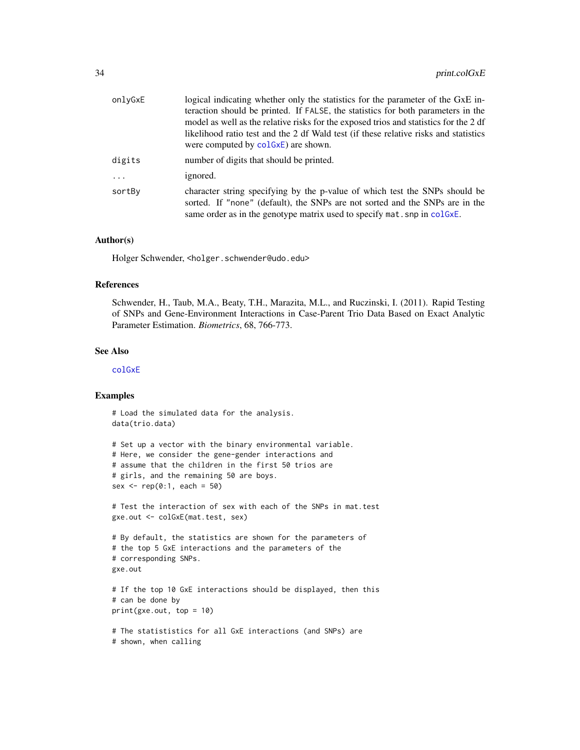| | |
|---|---|
| onlyGxE | logical indicating whether only the statistics for the parameter of the GxE interaction should be printed. If FALSE, the statistics for both parameters in the model as well as the relative risks for the exposed trios and statistics for the 2 df likelihood ratio test and the 2 df Wald test (if these relative risks and statistics were computed by colGxE) are shown. |
| digits | number of digits that should be printed. |
| ... | ignored. |
| sortBy | character string specifying by the p-value of which test the SNPs should be sorted. If "none" (default), the SNPs are not sorted and the SNPs are in the same order as in the genotype matrix used to specify mat.snp in colGxE. |

## Author(s)

Holger Schwender, <holger.schwender@udo.edu>

## References

Schwender, H., Taub, M.A., Beaty, T.H., Marazita, M.L., and Ruczinski, I. (2011). Rapid Testing of SNPs and Gene-Environment Interactions in Case-Parent Trio Data Based on Exact Analytic Parameter Estimation. *Biometrics*, 68, 766-773.

## See Also

colGxE

## Examples

```
# Load the simulated data for the analysis.
data(trio.data)

# Set up a vector with the binary environmental variable.
# Here, we consider the gene-gender interactions and
# assume that the children in the first 50 trios are
# girls, and the remaining 50 are boys.
sex <- rep(0:1, each = 50)

# Test the interaction of sex with each of the SNPs in mat.test
gxe.out <- colGxE(mat.test, sex)

# By default, the statistics are shown for the parameters of
# the top 5 GxE interactions and the parameters of the
# corresponding SNPs.
gxe.out

# If the top 10 GxE interactions should be displayed, then this
# can be done by
print(gxe.out, top = 10)

# The statististics for all GxE interactions (and SNPs) are
# shown, when calling
```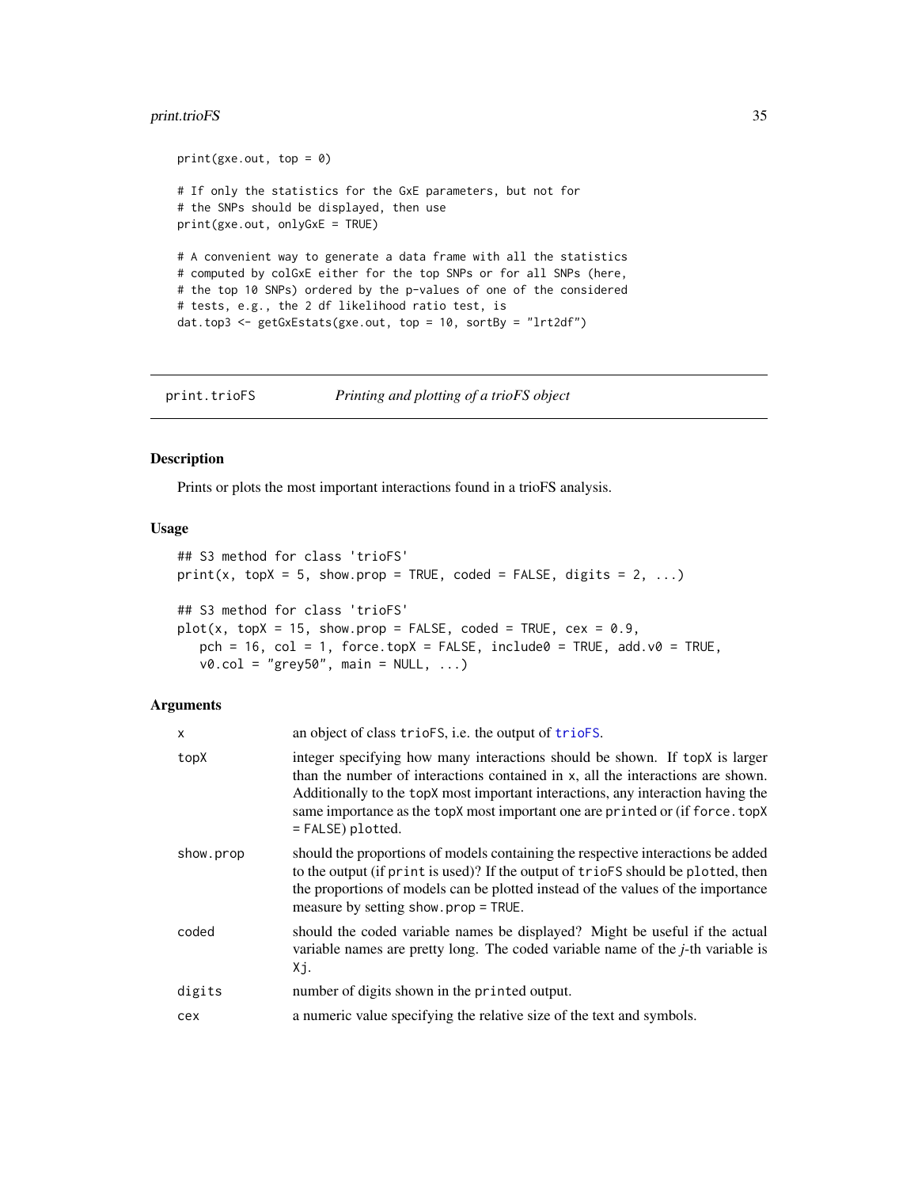```
print(gxe.out, top = 0)

# If only the statistics for the GxE parameters, but not for
# the SNPs should be displayed, then use
print(gxe.out, onlyGxE = TRUE)

# A convenient way to generate a data frame with all the statistics
# computed by colGxE either for the top SNPs or for all SNPs (here,
# the top 10 SNPs) ordered by the p-values of one of the considered
# tests, e.g., the 2 df likelihood ratio test, is
dat.top3 <- getGxEstats(gxe.out, top = 10, sortBy = "lrt2df")
```

---

`print.trioFS` *Printing and plotting of a trioFS object*

---

## Description

Prints or plots the most important interactions found in a trioFS analysis.

## Usage

```
## S3 method for class 'trioFS'
print(x, topX = 5, show.prop = TRUE, coded = FALSE, digits = 2, ...)

## S3 method for class 'trioFS'
plot(x, topX = 15, show.prop = FALSE, coded = TRUE, cex = 0.9,
   pch = 16, col = 1, force.topX = FALSE, include0 = TRUE, add.v0 = TRUE,
   v0.col = "grey50", main = NULL, ...)
```

## Arguments

| | |
|---|---|
| `x` | an object of class `trioFS`, i.e. the output of `trioFS`. |
| `topX` | integer specifying how many interactions should be shown. If `topX` is larger than the number of interactions contained in `x`, all the interactions are shown. Additionally to the `topX` most important interactions, any interaction having the same importance as the `topX` most important one are `print`ed or (if `force.topX = FALSE`) `plot`ted. |
| `show.prop` | should the proportions of models containing the respective interactions be added to the output (if `print` is used)? If the output of `trioFS` should be `plot`ted, then the proportions of models can be plotted instead of the values of the importance measure by setting `show.prop = TRUE`. |
| `coded` | should the coded variable names be displayed? Might be useful if the actual variable names are pretty long. The coded variable name of the *j*-th variable is `Xj`. |
| `digits` | number of digits shown in the `print`ed output. |
| `cex` | a numeric value specifying the relative size of the text and symbols. |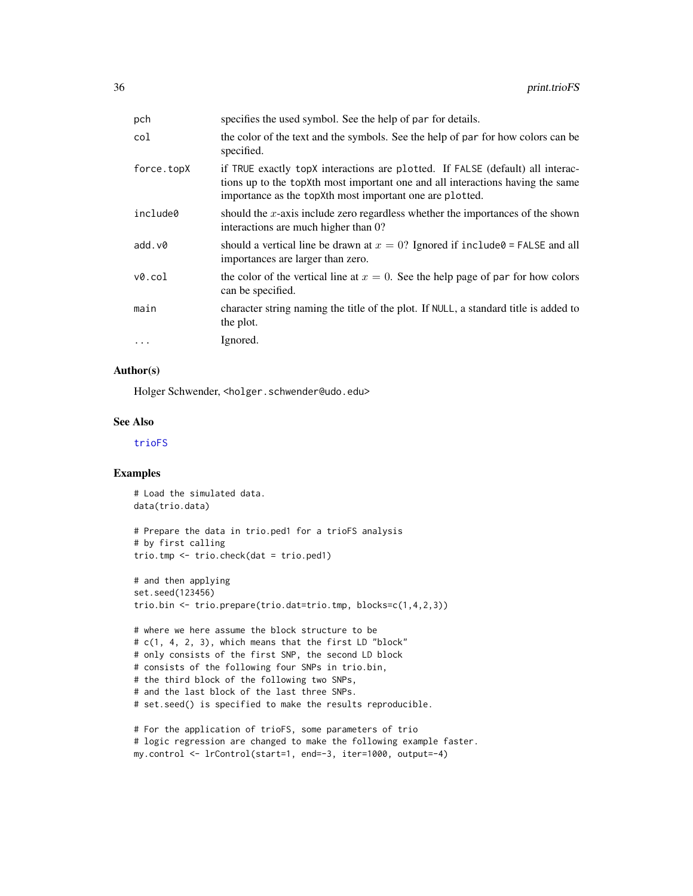| | |
|---|---|
| pch | specifies the used symbol. See the help of par for details. |
| col | the color of the text and the symbols. See the help of par for how colors can be specified. |
| force.topX | if TRUE exactly topX interactions are plotted. If FALSE (default) all interactions up to the topXth most important one and all interactions having the same importance as the topXth most important one are plotted. |
| include0 | should the $x$-axis include zero regardless whether the importances of the shown interactions are much higher than 0? |
| add.v0 | should a vertical line be drawn at $x = 0$? Ignored if include0 = FALSE and all importances are larger than zero. |
| v0.col | the color of the vertical line at $x = 0$. See the help page of par for how colors can be specified. |
| main | character string naming the title of the plot. If NULL, a standard title is added to the plot. |
| ... | Ignored. |

### Author(s)

Holger Schwender, <holger.schwender@udo.edu>

### See Also

trioFS

### Examples

```
# Load the simulated data.
data(trio.data)

# Prepare the data in trio.ped1 for a trioFS analysis
# by first calling
trio.tmp <- trio.check(dat = trio.ped1)

# and then applying
set.seed(123456)
trio.bin <- trio.prepare(trio.dat=trio.tmp, blocks=c(1,4,2,3))

# where we here assume the block structure to be
# c(1, 4, 2, 3), which means that the first LD "block"
# only consists of the first SNP, the second LD block
# consists of the following four SNPs in trio.bin,
# the third block of the following two SNPs,
# and the last block of the last three SNPs.
# set.seed() is specified to make the results reproducible.

# For the application of trioFS, some parameters of trio
# logic regression are changed to make the following example faster.
my.control <- lrControl(start=1, end=-3, iter=1000, output=-4)
```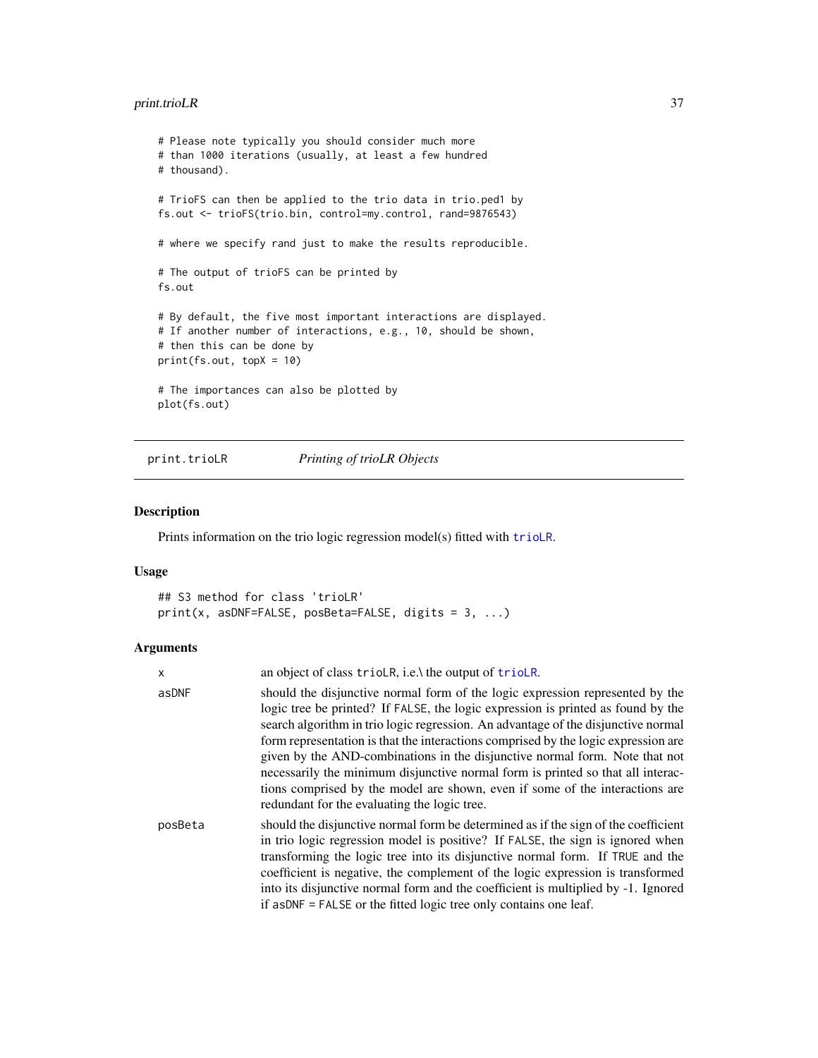```
# Please note typically you should consider much more
# than 1000 iterations (usually, at least a few hundred
# thousand).

# TrioFS can then be applied to the trio data in trio.ped1 by
fs.out <- trioFS(trio.bin, control=my.control, rand=9876543)

# where we specify rand just to make the results reproducible.

# The output of trioFS can be printed by
fs.out

# By default, the five most important interactions are displayed.
# If another number of interactions, e.g., 10, should be shown,
# then this can be done by
print(fs.out, topX = 10)

# The importances can also be plotted by
plot(fs.out)
```

## print.trioLR *Printing of trioLR Objects*

### Description

Prints information on the trio logic regression model(s) fitted with trioLR.

### Usage

```
## S3 method for class 'trioLR'
print(x, asDNF=FALSE, posBeta=FALSE, digits = 3, ...)
```

### Arguments

| | |
|---|---|
| x | an object of class trioLR, i.e.\ the output of trioLR. |
| asDNF | should the disjunctive normal form of the logic expression represented by the logic tree be printed? If FALSE, the logic expression is printed as found by the search algorithm in trio logic regression. An advantage of the disjunctive normal form representation is that the interactions comprised by the logic expression are given by the AND-combinations in the disjunctive normal form. Note that not necessarily the minimum disjunctive normal form is printed so that all interactions comprised by the model are shown, even if some of the interactions are redundant for the evaluating the logic tree. |
| posBeta | should the disjunctive normal form be determined as if the sign of the coefficient in trio logic regression model is positive? If FALSE, the sign is ignored when transforming the logic tree into its disjunctive normal form. If TRUE and the coefficient is negative, the complement of the logic expression is transformed into its disjunctive normal form and the coefficient is multiplied by -1. Ignored if asDNF = FALSE or the fitted logic tree only contains one leaf. |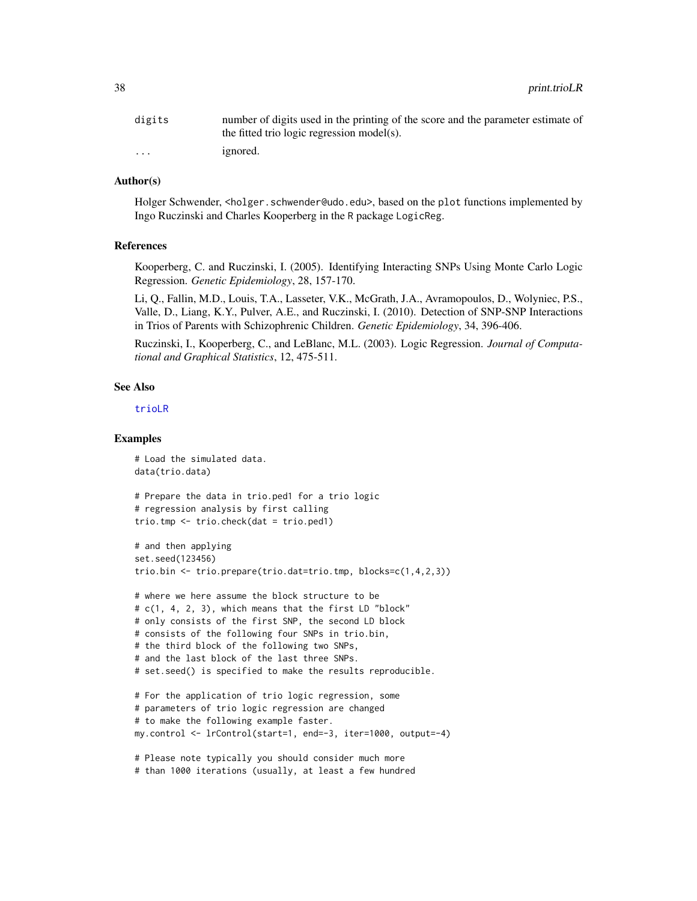| | |
|---|---|
| digits | number of digits used in the printing of the score and the parameter estimate of the fitted trio logic regression model(s). |
| ... | ignored. |

## Author(s)

Holger Schwender, <holger.schwender@udo.edu>, based on the plot functions implemented by Ingo Ruczinski and Charles Kooperberg in the R package LogicReg.

## References

Kooperberg, C. and Ruczinski, I. (2005). Identifying Interacting SNPs Using Monte Carlo Logic Regression. *Genetic Epidemiology*, 28, 157-170.

Li, Q., Fallin, M.D., Louis, T.A., Lasseter, V.K., McGrath, J.A., Avramopoulos, D., Wolyniec, P.S., Valle, D., Liang, K.Y., Pulver, A.E., and Ruczinski, I. (2010). Detection of SNP-SNP Interactions in Trios of Parents with Schizophrenic Children. *Genetic Epidemiology*, 34, 396-406.

Ruczinski, I., Kooperberg, C., and LeBlanc, M.L. (2003). Logic Regression. *Journal of Computational and Graphical Statistics*, 12, 475-511.

## See Also

trioLR

## Examples

```
# Load the simulated data.
data(trio.data)

# Prepare the data in trio.ped1 for a trio logic
# regression analysis by first calling
trio.tmp <- trio.check(dat = trio.ped1)

# and then applying
set.seed(123456)
trio.bin <- trio.prepare(trio.dat=trio.tmp, blocks=c(1,4,2,3))

# where we here assume the block structure to be
# c(1, 4, 2, 3), which means that the first LD "block"
# only consists of the first SNP, the second LD block
# consists of the following four SNPs in trio.bin,
# the third block of the following two SNPs,
# and the last block of the last three SNPs.
# set.seed() is specified to make the results reproducible.

# For the application of trio logic regression, some
# parameters of trio logic regression are changed
# to make the following example faster.
my.control <- lrControl(start=1, end=-3, iter=1000, output=-4)

# Please note typically you should consider much more
# than 1000 iterations (usually, at least a few hundred
```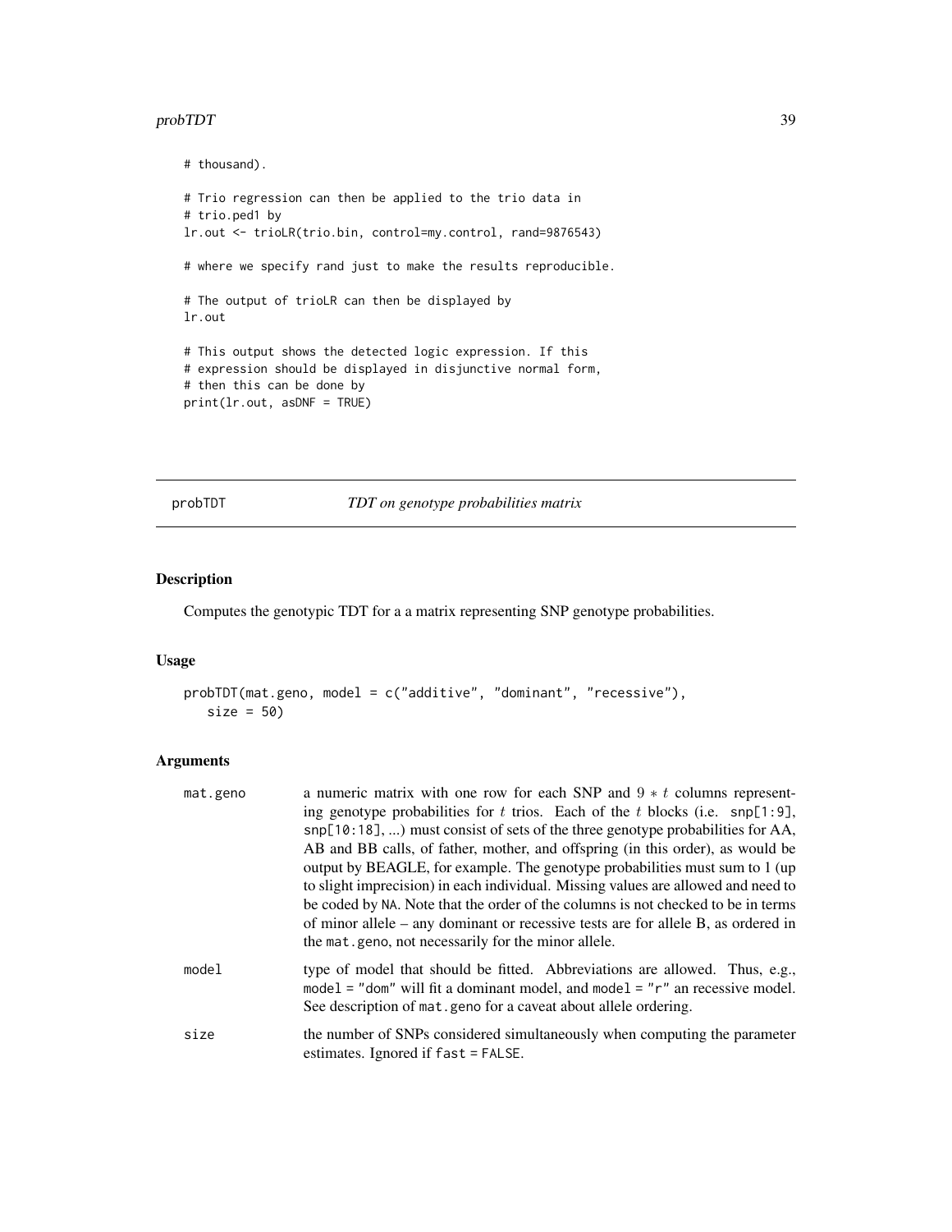```
# thousand).

# Trio regression can then be applied to the trio data in
# trio.ped1 by
lr.out <- trioLR(trio.bin, control=my.control, rand=9876543)

# where we specify rand just to make the results reproducible.

# The output of trioLR can then be displayed by
lr.out

# This output shows the detected logic expression. If this
# expression should be displayed in disjunctive normal form,
# then this can be done by
print(lr.out, asDNF = TRUE)
```

---

## probTDT — *TDT on genotype probabilities matrix*

### Description

Computes the genotypic TDT for a a matrix representing SNP genotype probabilities.

### Usage

```
probTDT(mat.geno, model = c("additive", "dominant", "recessive"),
   size = 50)
```

### Arguments

| | |
|---|---|
| `mat.geno` | a numeric matrix with one row for each SNP and $9 * t$ columns representing genotype probabilities for $t$ trios. Each of the $t$ blocks (i.e. `snp[1:9]`, `snp[10:18]`, ...) must consist of sets of the three genotype probabilities for AA, AB and BB calls, of father, mother, and offspring (in this order), as would be output by BEAGLE, for example. The genotype probabilities must sum to 1 (up to slight imprecision) in each individual. Missing values are allowed and need to be coded by `NA`. Note that the order of the columns is not checked to be in terms of minor allele – any dominant or recessive tests are for allele B, as ordered in the `mat.geno`, not necessarily for the minor allele. |
| `model` | type of model that should be fitted. Abbreviations are allowed. Thus, e.g., `model = "dom"` will fit a dominant model, and `model = "r"` an recessive model. See description of `mat.geno` for a caveat about allele ordering. |
| `size` | the number of SNPs considered simultaneously when computing the parameter estimates. Ignored if `fast = FALSE`. |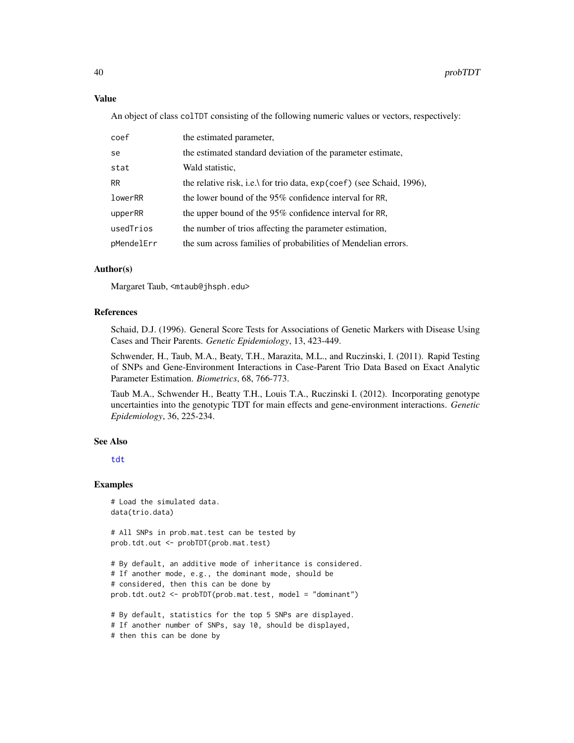## Value

An object of class `colTDT` consisting of the following numeric values or vectors, respectively:

| | |
|---|---|
| `coef` | the estimated parameter, |
| `se` | the estimated standard deviation of the parameter estimate, |
| `stat` | Wald statistic, |
| `RR` | the relative risk, i.e.\ for trio data, `exp(coef)` (see Schaid, 1996), |
| `lowerRR` | the lower bound of the 95% confidence interval for `RR`, |
| `upperRR` | the upper bound of the 95% confidence interval for `RR`, |
| `usedTrios` | the number of trios affecting the parameter estimation, |
| `pMendelErr` | the sum across families of probabilities of Mendelian errors. |

## Author(s)

Margaret Taub, <mtaub@jhsph.edu>

## References

Schaid, D.J. (1996). General Score Tests for Associations of Genetic Markers with Disease Using Cases and Their Parents. *Genetic Epidemiology*, 13, 423-449.

Schwender, H., Taub, M.A., Beaty, T.H., Marazita, M.L., and Ruczinski, I. (2011). Rapid Testing of SNPs and Gene-Environment Interactions in Case-Parent Trio Data Based on Exact Analytic Parameter Estimation. *Biometrics*, 68, 766-773.

Taub M.A., Schwender H., Beatty T.H., Louis T.A., Ruczinski I. (2012). Incorporating genotype uncertainties into the genotypic TDT for main effects and gene-environment interactions. *Genetic Epidemiology*, 36, 225-234.

## See Also

`tdt`

## Examples

```
# Load the simulated data.
data(trio.data)

# All SNPs in prob.mat.test can be tested by
prob.tdt.out <- probTDT(prob.mat.test)

# By default, an additive mode of inheritance is considered.
# If another mode, e.g., the dominant mode, should be
# considered, then this can be done by
prob.tdt.out2 <- probTDT(prob.mat.test, model = "dominant")

# By default, statistics for the top 5 SNPs are displayed.
# If another number of SNPs, say 10, should be displayed,
# then this can be done by
```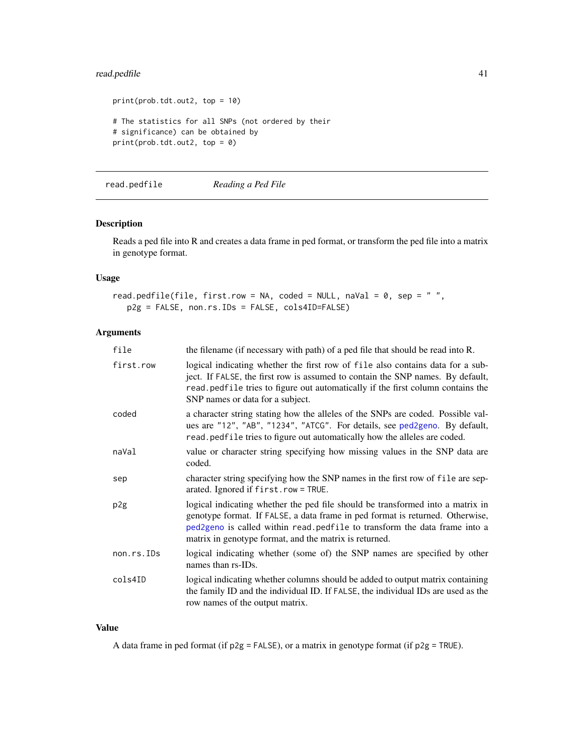```
print(prob.tdt.out2, top = 10)

# The statistics for all SNPs (not ordered by their
# significance) can be obtained by
print(prob.tdt.out2, top = 0)
```

---

## read.pedfile *Reading a Ped File*

---

### Description

Reads a ped file into R and creates a data frame in ped format, or transform the ped file into a matrix in genotype format.

### Usage

```
read.pedfile(file, first.row = NA, coded = NULL, naVal = 0, sep = " ",
   p2g = FALSE, non.rs.IDs = FALSE, cols4ID=FALSE)
```

### Arguments

| | |
|---|---|
| `file` | the filename (if necessary with path) of a ped file that should be read into R. |
| `first.row` | logical indicating whether the first row of `file` also contains data for a subject. If `FALSE`, the first row is assumed to contain the SNP names. By default, `read.pedfile` tries to figure out automatically if the first column contains the SNP names or data for a subject. |
| `coded` | a character string stating how the alleles of the SNPs are coded. Possible values are `"12"`, `"AB"`, `"1234"`, `"ATCG"`. For details, see `ped2geno`. By default, `read.pedfile` tries to figure out automatically how the alleles are coded. |
| `naVal` | value or character string specifying how missing values in the SNP data are coded. |
| `sep` | character string specifying how the SNP names in the first row of `file` are separated. Ignored if `first.row = TRUE`. |
| `p2g` | logical indicating whether the ped file should be transformed into a matrix in genotype format. If `FALSE`, a data frame in ped format is returned. Otherwise, `ped2geno` is called within `read.pedfile` to transform the data frame into a matrix in genotype format, and the matrix is returned. |
| `non.rs.IDs` | logical indicating whether (some of) the SNP names are specified by other names than rs-IDs. |
| `cols4ID` | logical indicating whether columns should be added to output matrix containing the family ID and the individual ID. If `FALSE`, the individual IDs are used as the row names of the output matrix. |

### Value

A data frame in ped format (if `p2g = FALSE`), or a matrix in genotype format (if `p2g = TRUE`).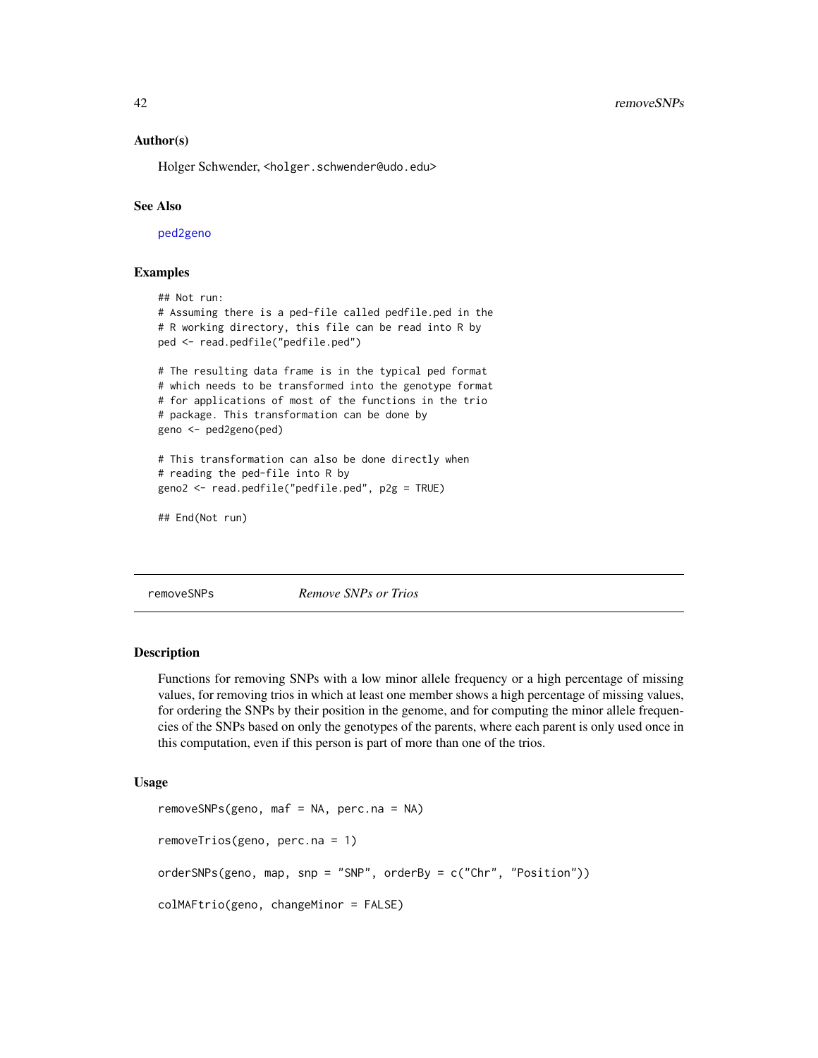### Author(s)

Holger Schwender, <holger.schwender@udo.edu>

### See Also

ped2geno

### Examples

```
## Not run:
# Assuming there is a ped-file called pedfile.ped in the
# R working directory, this file can be read into R by
ped <- read.pedfile("pedfile.ped")

# The resulting data frame is in the typical ped format
# which needs to be transformed into the genotype format
# for applications of most of the functions in the trio
# package. This transformation can be done by
geno <- ped2geno(ped)

# This transformation can also be done directly when
# reading the ped-file into R by
geno2 <- read.pedfile("pedfile.ped", p2g = TRUE)

## End(Not run)
```

---

## removeSNPs &nbsp;&nbsp;&nbsp;&nbsp; *Remove SNPs or Trios*

---

### Description

Functions for removing SNPs with a low minor allele frequency or a high percentage of missing values, for removing trios in which at least one member shows a high percentage of missing values, for ordering the SNPs by their position in the genome, and for computing the minor allele frequencies of the SNPs based on only the genotypes of the parents, where each parent is only used once in this computation, even if this person is part of more than one of the trios.

### Usage

```
removeSNPs(geno, maf = NA, perc.na = NA)

removeTrios(geno, perc.na = 1)

orderSNPs(geno, map, snp = "SNP", orderBy = c("Chr", "Position"))

colMAFtrio(geno, changeMinor = FALSE)
```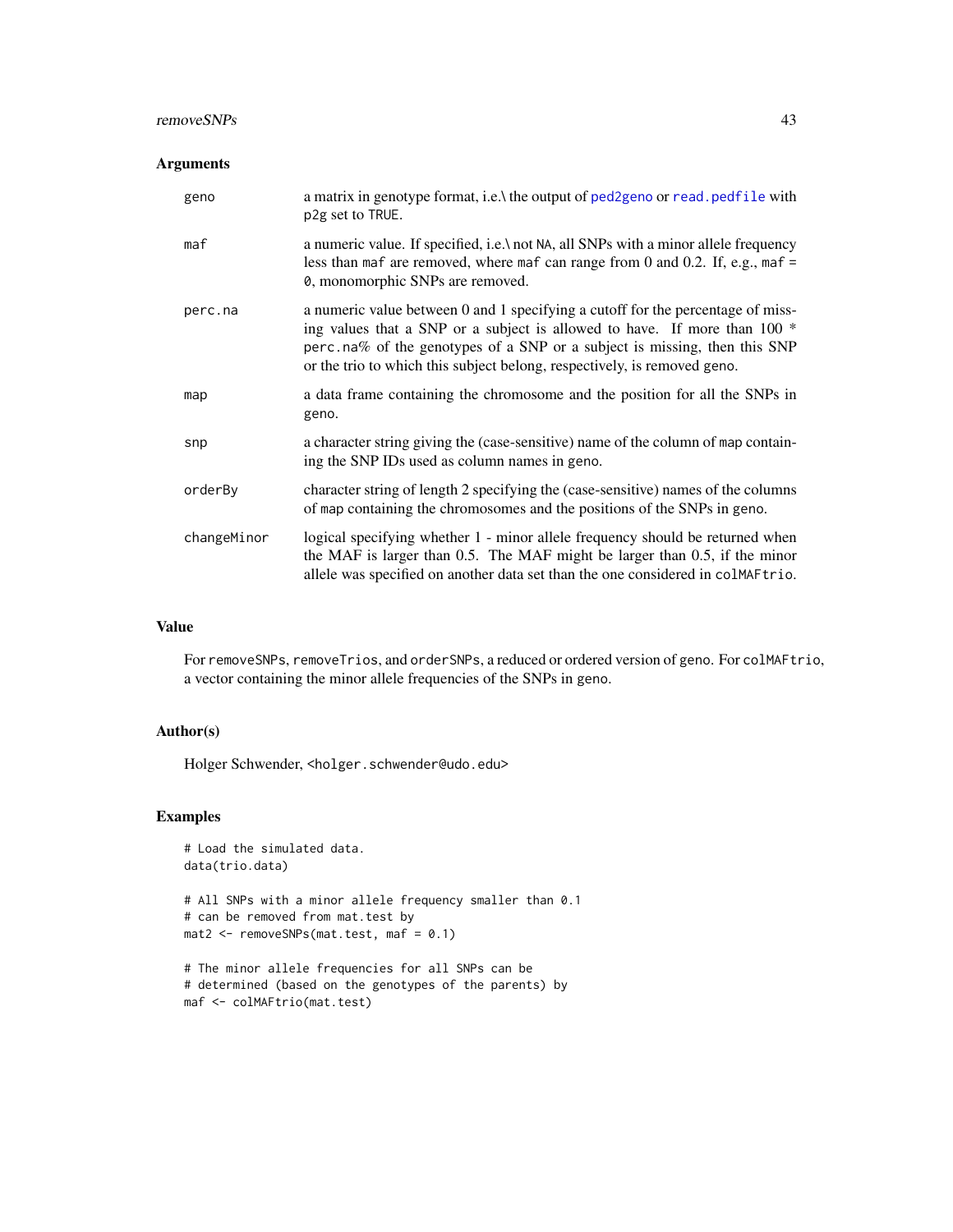## Arguments

| | |
|---|---|
| geno | a matrix in genotype format, i.e.\ the output of ped2geno or read.pedfile with p2g set to TRUE. |
| maf | a numeric value. If specified, i.e.\ not NA, all SNPs with a minor allele frequency less than maf are removed, where maf can range from 0 and 0.2. If, e.g., maf = 0, monomorphic SNPs are removed. |
| perc.na | a numeric value between 0 and 1 specifying a cutoff for the percentage of missing values that a SNP or a subject is allowed to have. If more than 100 * perc.na% of the genotypes of a SNP or a subject is missing, then this SNP or the trio to which this subject belong, respectively, is removed geno. |
| map | a data frame containing the chromosome and the position for all the SNPs in geno. |
| snp | a character string giving the (case-sensitive) name of the column of map containing the SNP IDs used as column names in geno. |
| orderBy | character string of length 2 specifying the (case-sensitive) names of the columns of map containing the chromosomes and the positions of the SNPs in geno. |
| changeMinor | logical specifying whether 1 - minor allele frequency should be returned when the MAF is larger than 0.5. The MAF might be larger than 0.5, if the minor allele was specified on another data set than the one considered in colMAFtrio. |

## Value

For removeSNPs, removeTrios, and orderSNPs, a reduced or ordered version of geno. For colMAFtrio, a vector containing the minor allele frequencies of the SNPs in geno.

## Author(s)

Holger Schwender, <holger.schwender@udo.edu>

## Examples

```
# Load the simulated data.
data(trio.data)

# All SNPs with a minor allele frequency smaller than 0.1
# can be removed from mat.test by
mat2 <- removeSNPs(mat.test, maf = 0.1)

# The minor allele frequencies for all SNPs can be
# determined (based on the genotypes of the parents) by
maf <- colMAFtrio(mat.test)
```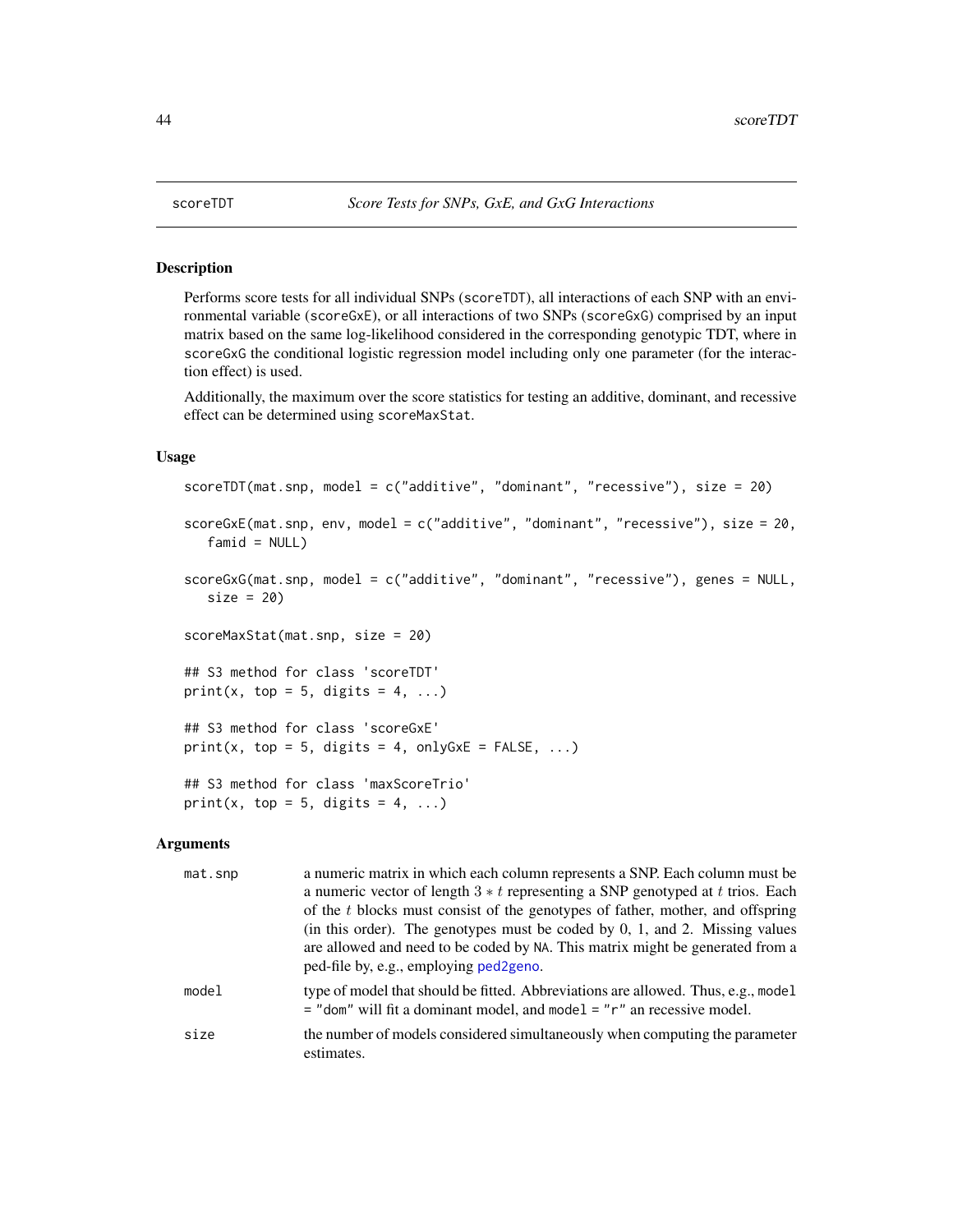scoreTDT — *Score Tests for SNPs, GxE, and GxG Interactions*

## Description

Performs score tests for all individual SNPs (`scoreTDT`), all interactions of each SNP with an environmental variable (`scoreGxE`), or all interactions of two SNPs (`scoreGxG`) comprised by an input matrix based on the same log-likelihood considered in the corresponding genotypic TDT, where in `scoreGxG` the conditional logistic regression model including only one parameter (for the interaction effect) is used.

Additionally, the maximum over the score statistics for testing an additive, dominant, and recessive effect can be determined using `scoreMaxStat`.

## Usage

```
scoreTDT(mat.snp, model = c("additive", "dominant", "recessive"), size = 20)

scoreGxE(mat.snp, env, model = c("additive", "dominant", "recessive"), size = 20,
   famid = NULL)

scoreGxG(mat.snp, model = c("additive", "dominant", "recessive"), genes = NULL,
   size = 20)

scoreMaxStat(mat.snp, size = 20)

## S3 method for class 'scoreTDT'
print(x, top = 5, digits = 4, ...)

## S3 method for class 'scoreGxE'
print(x, top = 5, digits = 4, onlyGxE = FALSE, ...)

## S3 method for class 'maxScoreTrio'
print(x, top = 5, digits = 4, ...)
```

## Arguments

| | |
|---|---|
| `mat.snp` | a numeric matrix in which each column represents a SNP. Each column must be a numeric vector of length $3 * t$ representing a SNP genotyped at $t$ trios. Each of the $t$ blocks must consist of the genotypes of father, mother, and offspring (in this order). The genotypes must be coded by 0, 1, and 2. Missing values are allowed and need to be coded by `NA`. This matrix might be generated from a ped-file by, e.g., employing `ped2geno`. |
| `model` | type of model that should be fitted. Abbreviations are allowed. Thus, e.g., `model = "dom"` will fit a dominant model, and `model = "r"` an recessive model. |
| `size` | the number of models considered simultaneously when computing the parameter estimates. |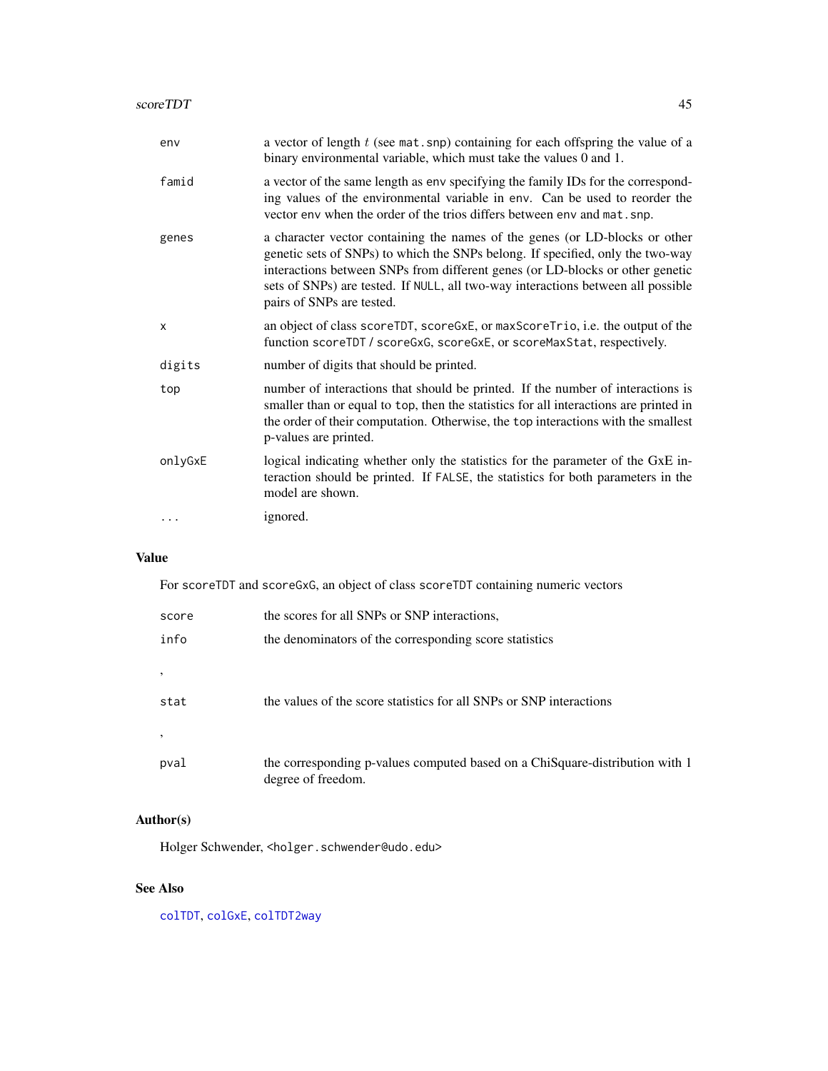| | |
|---|---|
| `env` | a vector of length $t$ (see `mat.snp`) containing for each offspring the value of a binary environmental variable, which must take the values 0 and 1. |
| `famid` | a vector of the same length as `env` specifying the family IDs for the corresponding values of the environmental variable in `env`. Can be used to reorder the vector `env` when the order of the trios differs between `env` and `mat.snp`. |
| `genes` | a character vector containing the names of the genes (or LD-blocks or other genetic sets of SNPs) to which the SNPs belong. If specified, only the two-way interactions between SNPs from different genes (or LD-blocks or other genetic sets of SNPs) are tested. If `NULL`, all two-way interactions between all possible pairs of SNPs are tested. |
| `x` | an object of class `scoreTDT`, `scoreGxE`, or `maxScoreTrio`, i.e. the output of the function `scoreTDT` / `scoreGxG`, `scoreGxE`, or `scoreMaxStat`, respectively. |
| `digits` | number of digits that should be printed. |
| `top` | number of interactions that should be printed. If the number of interactions is smaller than or equal to `top`, then the statistics for all interactions are printed in the order of their computation. Otherwise, the `top` interactions with the smallest p-values are printed. |
| `onlyGxE` | logical indicating whether only the statistics for the parameter of the GxE interaction should be printed. If `FALSE`, the statistics for both parameters in the model are shown. |
| `...` | ignored. |

## Value

For `scoreTDT` and `scoreGxG`, an object of class `scoreTDT` containing numeric vectors

| | |
|---|---|
| `score` | the scores for all SNPs or SNP interactions, |
| `info` | the denominators of the corresponding score statistics |
| , | |
| `stat` | the values of the score statistics for all SNPs or SNP interactions |
| , | |
| `pval` | the corresponding p-values computed based on a ChiSquare-distribution with 1 degree of freedom. |

## Author(s)

Holger Schwender, <holger.schwender@udo.edu>

## See Also

`colTDT`, `colGxE`, `colTDT2way`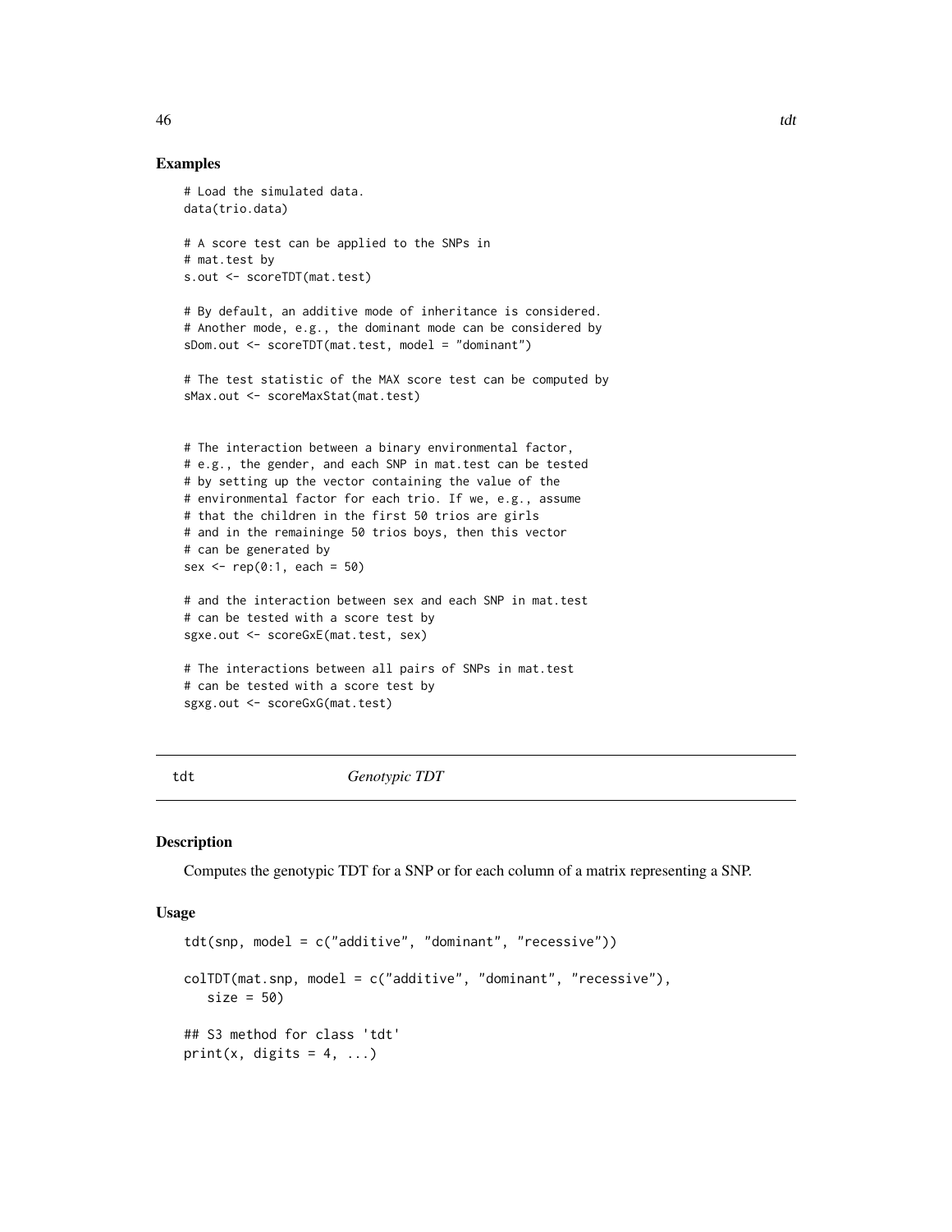## Examples

```
# Load the simulated data.
data(trio.data)

# A score test can be applied to the SNPs in
# mat.test by
s.out <- scoreTDT(mat.test)

# By default, an additive mode of inheritance is considered.
# Another mode, e.g., the dominant mode can be considered by
sDom.out <- scoreTDT(mat.test, model = "dominant")

# The test statistic of the MAX score test can be computed by
sMax.out <- scoreMaxStat(mat.test)


# The interaction between a binary environmental factor,
# e.g., the gender, and each SNP in mat.test can be tested
# by setting up the vector containing the value of the
# environmental factor for each trio. If we, e.g., assume
# that the children in the first 50 trios are girls
# and in the remaininge 50 trios boys, then this vector
# can be generated by
sex <- rep(0:1, each = 50)

# and the interaction between sex and each SNP in mat.test
# can be tested with a score test by
sgxe.out <- scoreGxE(mat.test, sex)

# The interactions between all pairs of SNPs in mat.test
# can be tested with a score test by
sgxg.out <- scoreGxG(mat.test)
```

---

# tdt &nbsp;&nbsp;&nbsp;&nbsp;&nbsp;&nbsp;&nbsp;&nbsp; *Genotypic TDT*

---

## Description

Computes the genotypic TDT for a SNP or for each column of a matrix representing a SNP.

## Usage

```
tdt(snp, model = c("additive", "dominant", "recessive"))

colTDT(mat.snp, model = c("additive", "dominant", "recessive"),
   size = 50)

## S3 method for class 'tdt'
print(x, digits = 4, ...)
```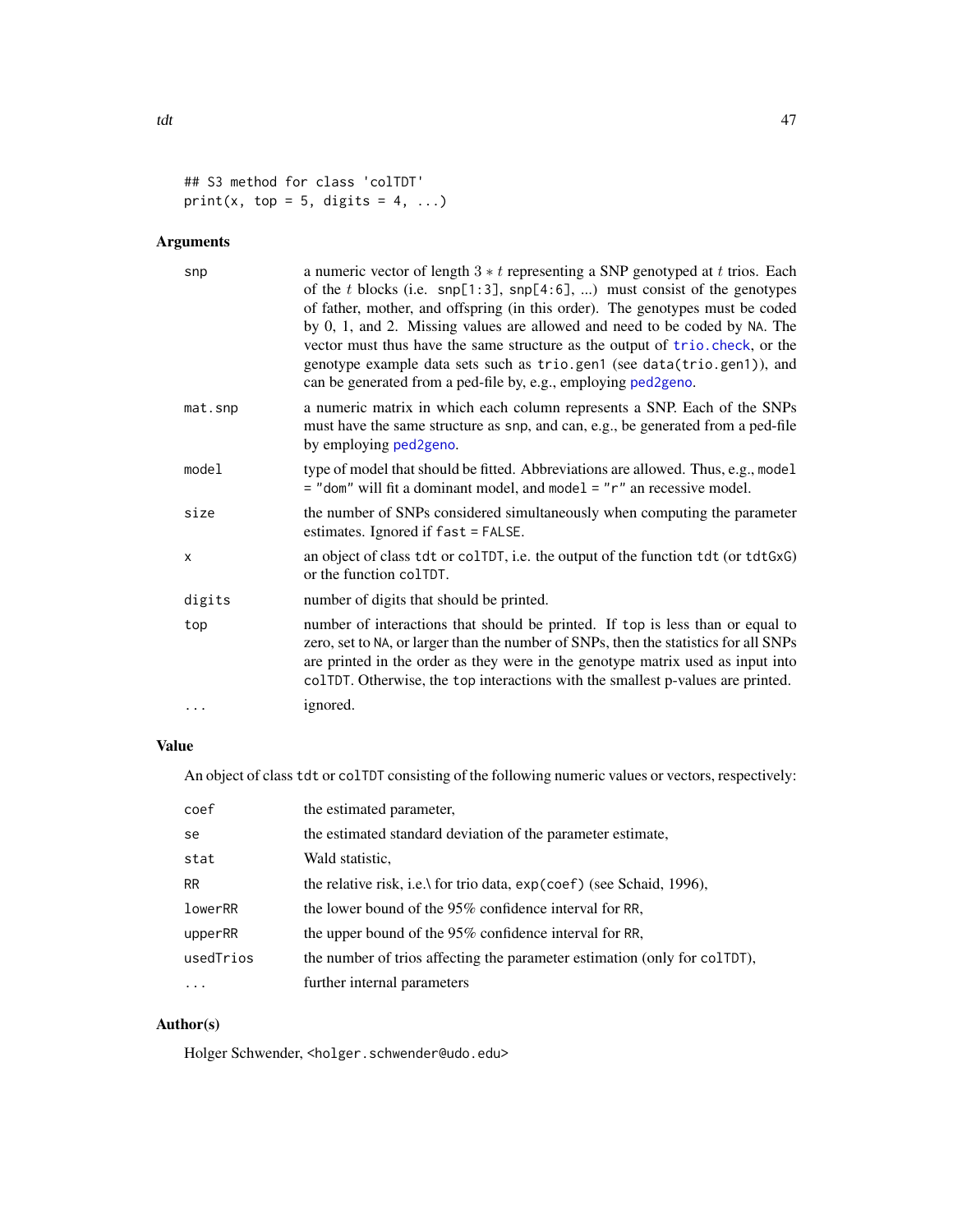```
## S3 method for class 'colTDT'
print(x, top = 5, digits = 4, ...)
```

## Arguments

| | |
|---|---|
| `snp` | a numeric vector of length $3 * t$ representing a SNP genotyped at $t$ trios. Each of the $t$ blocks (i.e. `snp[1:3]`, `snp[4:6]`, ...) must consist of the genotypes of father, mother, and offspring (in this order). The genotypes must be coded by 0, 1, and 2. Missing values are allowed and need to be coded by `NA`. The vector must thus have the same structure as the output of `trio.check`, or the genotype example data sets such as `trio.gen1` (see `data(trio.gen1)`), and can be generated from a ped-file by, e.g., employing `ped2geno`. |
| `mat.snp` | a numeric matrix in which each column represents a SNP. Each of the SNPs must have the same structure as `snp`, and can, e.g., be generated from a ped-file by employing `ped2geno`. |
| `model` | type of model that should be fitted. Abbreviations are allowed. Thus, e.g., `model = "dom"` will fit a dominant model, and `model = "r"` an recessive model. |
| `size` | the number of SNPs considered simultaneously when computing the parameter estimates. Ignored if `fast = FALSE`. |
| `x` | an object of class `tdt` or `colTDT`, i.e. the output of the function `tdt` (or `tdtGxG`) or the function `colTDT`. |
| `digits` | number of digits that should be printed. |
| `top` | number of interactions that should be printed. If `top` is less than or equal to zero, set to `NA`, or larger than the number of SNPs, then the statistics for all SNPs are printed in the order as they were in the genotype matrix used as input into `colTDT`. Otherwise, the `top` interactions with the smallest p-values are printed. |
| `...` | ignored. |

## Value

An object of class `tdt` or `colTDT` consisting of the following numeric values or vectors, respectively:

| | |
|---|---|
| `coef` | the estimated parameter, |
| `se` | the estimated standard deviation of the parameter estimate, |
| `stat` | Wald statistic, |
| `RR` | the relative risk, i.e.\ for trio data, `exp(coef)` (see Schaid, 1996), |
| `lowerRR` | the lower bound of the 95% confidence interval for `RR`, |
| `upperRR` | the upper bound of the 95% confidence interval for `RR`, |
| `usedTrios` | the number of trios affecting the parameter estimation (only for `colTDT`), |
| `...` | further internal parameters |

## Author(s)

Holger Schwender, <holger.schwender@udo.edu>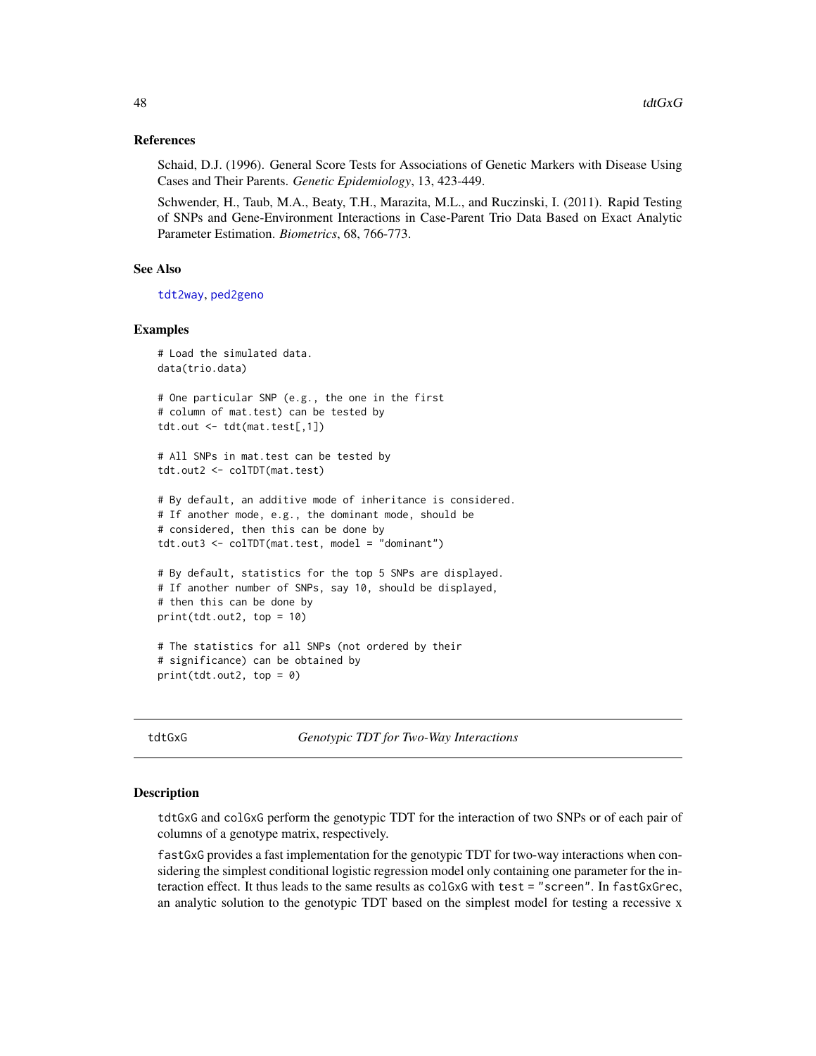## References

Schaid, D.J. (1996). General Score Tests for Associations of Genetic Markers with Disease Using Cases and Their Parents. *Genetic Epidemiology*, 13, 423-449.

Schwender, H., Taub, M.A., Beaty, T.H., Marazita, M.L., and Ruczinski, I. (2011). Rapid Testing of SNPs and Gene-Environment Interactions in Case-Parent Trio Data Based on Exact Analytic Parameter Estimation. *Biometrics*, 68, 766-773.

## See Also

tdt2way, ped2geno

## Examples

```
# Load the simulated data.
data(trio.data)

# One particular SNP (e.g., the one in the first
# column of mat.test) can be tested by
tdt.out <- tdt(mat.test[,1])

# All SNPs in mat.test can be tested by
tdt.out2 <- colTDT(mat.test)

# By default, an additive mode of inheritance is considered.
# If another mode, e.g., the dominant mode, should be
# considered, then this can be done by
tdt.out3 <- colTDT(mat.test, model = "dominant")

# By default, statistics for the top 5 SNPs are displayed.
# If another number of SNPs, say 10, should be displayed,
# then this can be done by
print(tdt.out2, top = 10)

# The statistics for all SNPs (not ordered by their
# significance) can be obtained by
print(tdt.out2, top = 0)
```

---

# tdtGxG — *Genotypic TDT for Two-Way Interactions*

## Description

tdtGxG and colGxG perform the genotypic TDT for the interaction of two SNPs or of each pair of columns of a genotype matrix, respectively.

fastGxG provides a fast implementation for the genotypic TDT for two-way interactions when considering the simplest conditional logistic regression model only containing one parameter for the interaction effect. It thus leads to the same results as colGxG with test = "screen". In fastGxGrec, an analytic solution to the genotypic TDT based on the simplest model for testing a recessive x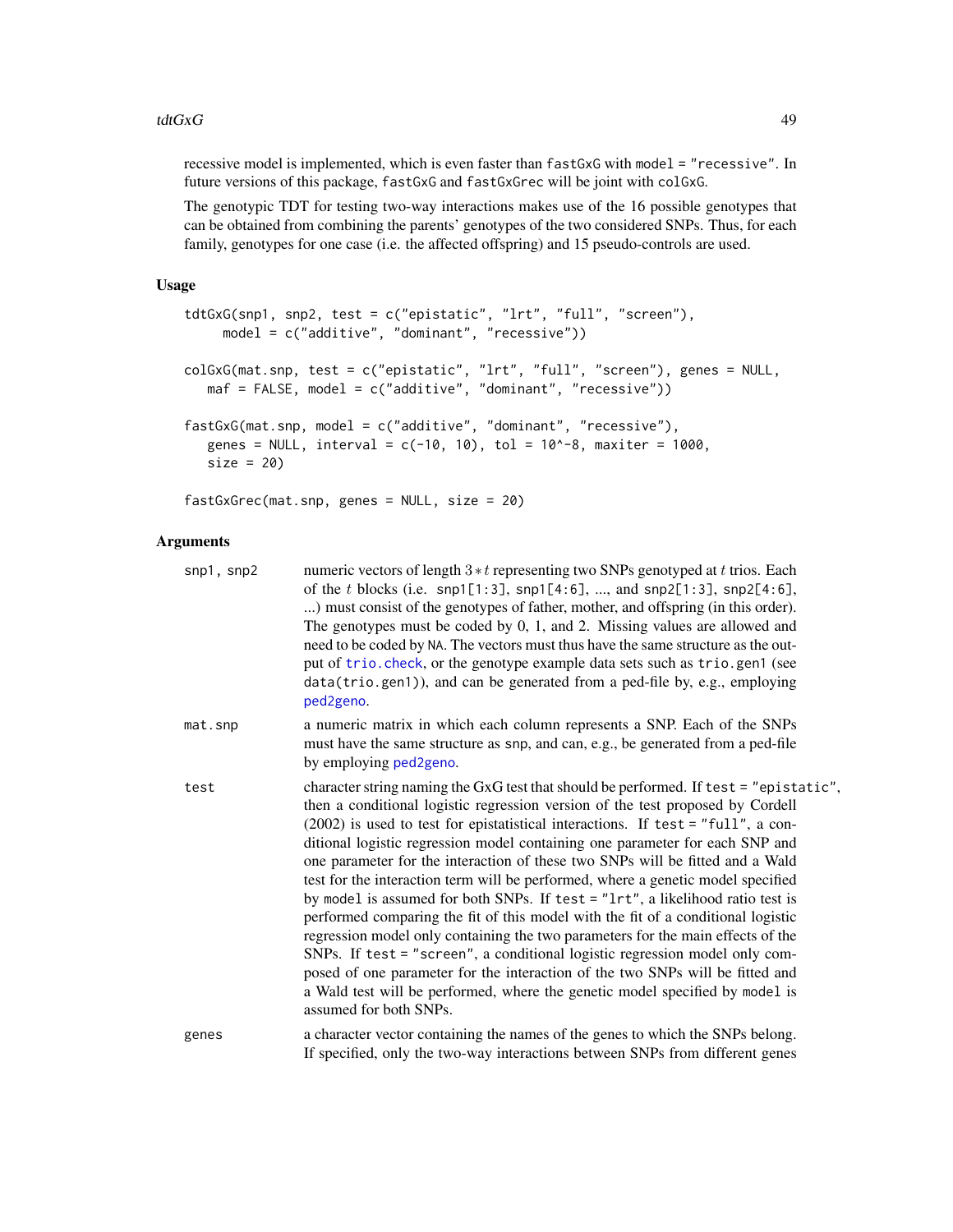recessive model is implemented, which is even faster than `fastGxG` with `model = "recessive"`. In future versions of this package, `fastGxG` and `fastGxGrec` will be joint with `colGxG`.

The genotypic TDT for testing two-way interactions makes use of the 16 possible genotypes that can be obtained from combining the parents' genotypes of the two considered SNPs. Thus, for each family, genotypes for one case (i.e. the affected offspring) and 15 pseudo-controls are used.

## Usage

```
tdtGxG(snp1, snp2, test = c("epistatic", "lrt", "full", "screen"),
     model = c("additive", "dominant", "recessive"))

colGxG(mat.snp, test = c("epistatic", "lrt", "full", "screen"), genes = NULL,
   maf = FALSE, model = c("additive", "dominant", "recessive"))

fastGxG(mat.snp, model = c("additive", "dominant", "recessive"),
   genes = NULL, interval = c(-10, 10), tol = 10^-8, maxiter = 1000,
   size = 20)

fastGxGrec(mat.snp, genes = NULL, size = 20)
```

## Arguments

`snp1, snp2` numeric vectors of length $3*t$ representing two SNPs genotyped at $t$ trios. Each of the $t$ blocks (i.e. `snp1[1:3]`, `snp1[4:6]`, ..., and `snp2[1:3]`, `snp2[4:6]`, ...) must consist of the genotypes of father, mother, and offspring (in this order). The genotypes must be coded by 0, 1, and 2. Missing values are allowed and need to be coded by `NA`. The vectors must thus have the same structure as the output of `trio.check`, or the genotype example data sets such as `trio.gen1` (see `data(trio.gen1)`), and can be generated from a ped-file by, e.g., employing `ped2geno`.

`mat.snp` a numeric matrix in which each column represents a SNP. Each of the SNPs must have the same structure as `snp`, and can, e.g., be generated from a ped-file by employing `ped2geno`.

`test` character string naming the GxG test that should be performed. If `test = "epistatic"`, then a conditional logistic regression version of the test proposed by Cordell (2002) is used to test for epistatistical interactions. If `test = "full"`, a conditional logistic regression model containing one parameter for each SNP and one parameter for the interaction of these two SNPs will be fitted and a Wald test for the interaction term will be performed, where a genetic model specified by `model` is assumed for both SNPs. If `test = "lrt"`, a likelihood ratio test is performed comparing the fit of this model with the fit of a conditional logistic regression model only containing the two parameters for the main effects of the SNPs. If `test = "screen"`, a conditional logistic regression model only composed of one parameter for the interaction of the two SNPs will be fitted and a Wald test will be performed, where the genetic model specified by `model` is assumed for both SNPs.

`genes` a character vector containing the names of the genes to which the SNPs belong. If specified, only the two-way interactions between SNPs from different genes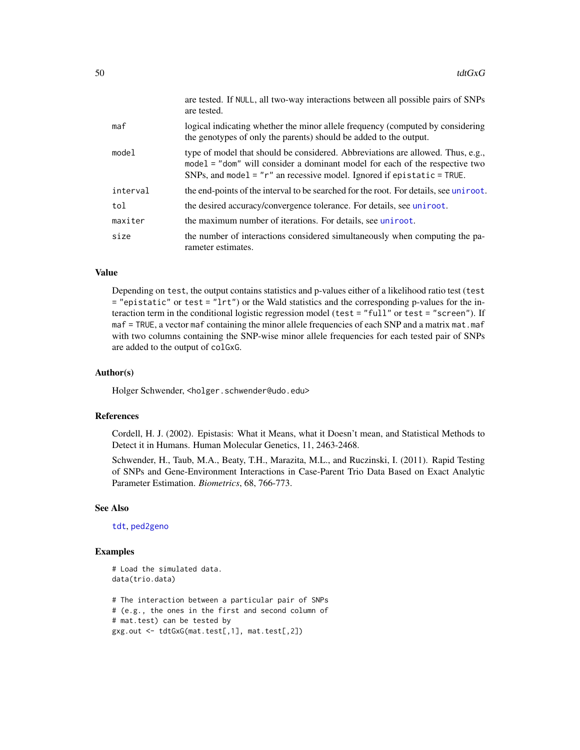| | |
|---|---|
| | are tested. If NULL, all two-way interactions between all possible pairs of SNPs are tested. |
| maf | logical indicating whether the minor allele frequency (computed by considering the genotypes of only the parents) should be added to the output. |
| model | type of model that should be considered. Abbreviations are allowed. Thus, e.g., model = "dom" will consider a dominant model for each of the respective two SNPs, and model = "r" an recessive model. Ignored if epistatic = TRUE. |
| interval | the end-points of the interval to be searched for the root. For details, see uniroot. |
| tol | the desired accuracy/convergence tolerance. For details, see uniroot. |
| maxiter | the maximum number of iterations. For details, see uniroot. |
| size | the number of interactions considered simultaneously when computing the parameter estimates. |

## Value

Depending on test, the output contains statistics and p-values either of a likelihood ratio test (test = "epistatic" or test = "lrt") or the Wald statistics and the corresponding p-values for the interaction term in the conditional logistic regression model (test = "full" or test = "screen"). If maf = TRUE, a vector maf containing the minor allele frequencies of each SNP and a matrix mat.maf with two columns containing the SNP-wise minor allele frequencies for each tested pair of SNPs are added to the output of colGxG.

## Author(s)

Holger Schwender, <holger.schwender@udo.edu>

## References

Cordell, H. J. (2002). Epistasis: What it Means, what it Doesn't mean, and Statistical Methods to Detect it in Humans. Human Molecular Genetics, 11, 2463-2468.

Schwender, H., Taub, M.A., Beaty, T.H., Marazita, M.L., and Ruczinski, I. (2011). Rapid Testing of SNPs and Gene-Environment Interactions in Case-Parent Trio Data Based on Exact Analytic Parameter Estimation. *Biometrics*, 68, 766-773.

## See Also

tdt, ped2geno

## Examples

```
# Load the simulated data.
data(trio.data)

# The interaction between a particular pair of SNPs
# (e.g., the ones in the first and second column of
# mat.test) can be tested by
gxg.out <- tdtGxG(mat.test[,1], mat.test[,2])
```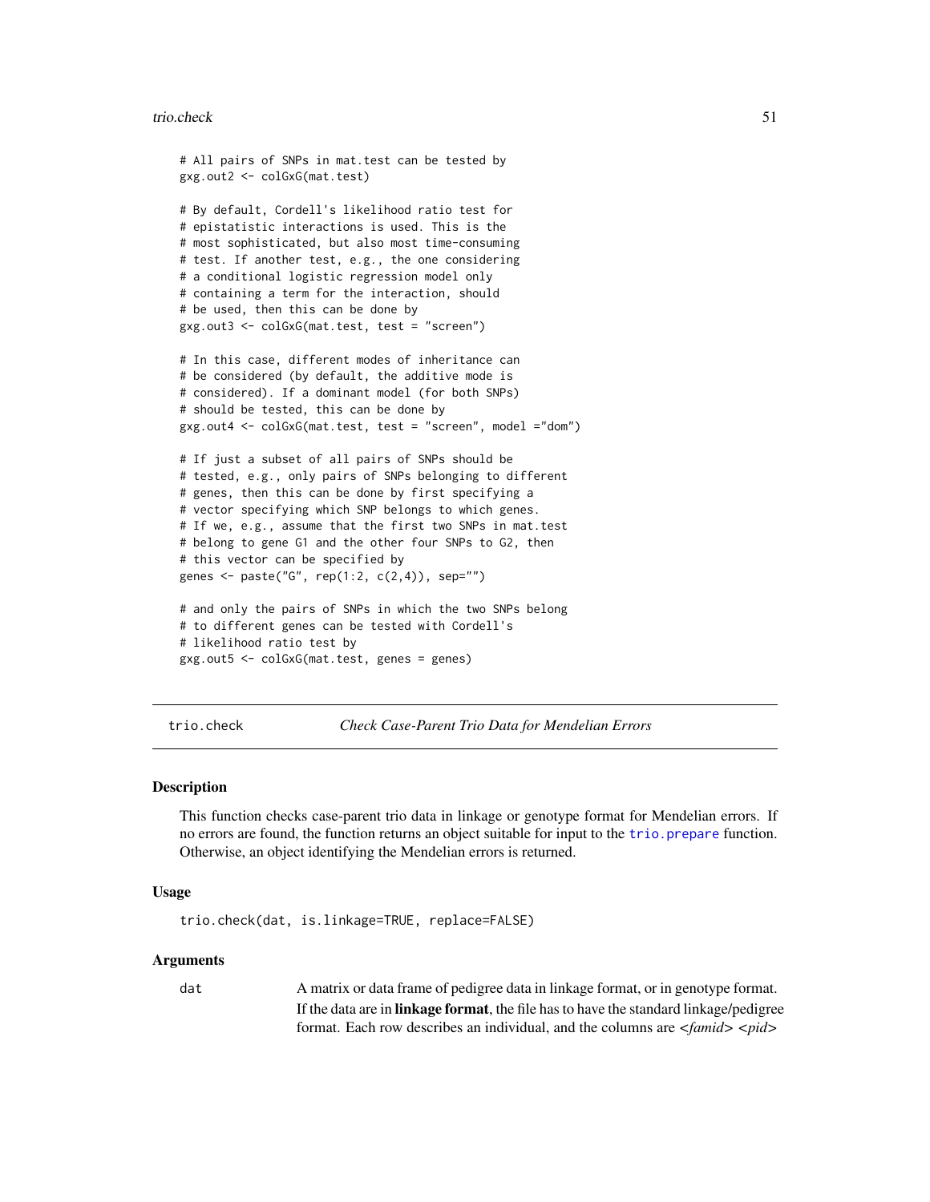```
# All pairs of SNPs in mat.test can be tested by
gxg.out2 <- colGxG(mat.test)

# By default, Cordell's likelihood ratio test for
# epistatistic interactions is used. This is the
# most sophisticated, but also most time-consuming
# test. If another test, e.g., the one considering
# a conditional logistic regression model only
# containing a term for the interaction, should
# be used, then this can be done by
gxg.out3 <- colGxG(mat.test, test = "screen")

# In this case, different modes of inheritance can
# be considered (by default, the additive mode is
# considered). If a dominant model (for both SNPs)
# should be tested, this can be done by
gxg.out4 <- colGxG(mat.test, test = "screen", model ="dom")

# If just a subset of all pairs of SNPs should be
# tested, e.g., only pairs of SNPs belonging to different
# genes, then this can be done by first specifying a
# vector specifying which SNP belongs to which genes.
# If we, e.g., assume that the first two SNPs in mat.test
# belong to gene G1 and the other four SNPs to G2, then
# this vector can be specified by
genes <- paste("G", rep(1:2, c(2,4)), sep="")

# and only the pairs of SNPs in which the two SNPs belong
# to different genes can be tested with Cordell's
# likelihood ratio test by
gxg.out5 <- colGxG(mat.test, genes = genes)
```

## trio.check — *Check Case-Parent Trio Data for Mendelian Errors*

### Description

This function checks case-parent trio data in linkage or genotype format for Mendelian errors. If no errors are found, the function returns an object suitable for input to the trio.prepare function. Otherwise, an object identifying the Mendelian errors is returned.

### Usage

```
trio.check(dat, is.linkage=TRUE, replace=FALSE)
```

### Arguments

dat — A matrix or data frame of pedigree data in linkage format, or in genotype format. If the data are in **linkage format**, the file has to have the standard linkage/pedigree format. Each row describes an individual, and the columns are *<famid>* *<pid>*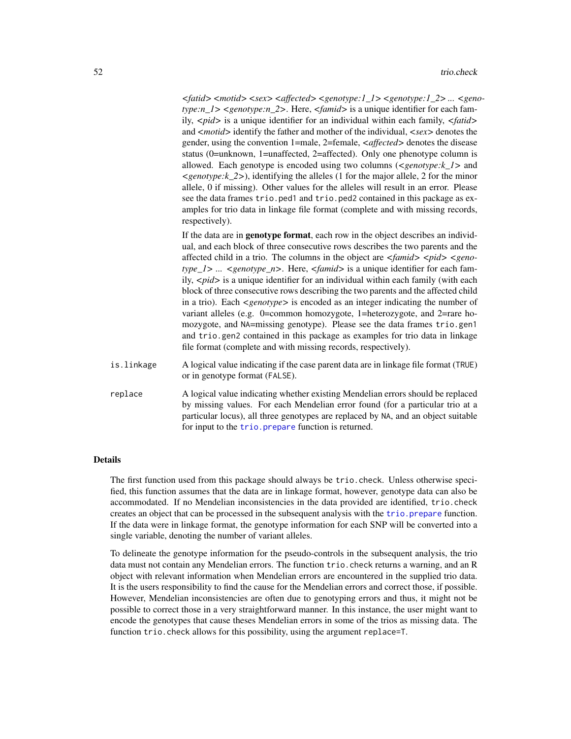*<fatid> <motid> <sex> <affected> <genotype:1_1> <genotype:1_2> ... <genotype:n_1> <genotype:n_2>*. Here, *<famid>* is a unique identifier for each family, *<pid>* is a unique identifier for an individual within each family, *<fatid>* and *<motid>* identify the father and mother of the individual, *<sex>* denotes the gender, using the convention 1=male, 2=female, *<affected>* denotes the disease status (0=unknown, 1=unaffected, 2=affected). Only one phenotype column is allowed. Each genotype is encoded using two columns (*<genotype:k_1>* and *<genotype:k_2>*), identifying the alleles (1 for the major allele, 2 for the minor allele, 0 if missing). Other values for the alleles will result in an error. Please see the data frames `trio.ped1` and `trio.ped2` contained in this package as examples for trio data in linkage file format (complete and with missing records, respectively).

If the data are in **genotype format**, each row in the object describes an individual, and each block of three consecutive rows describes the two parents and the affected child in a trio. The columns in the object are *<famid> <pid> <genotype_1> ... <genotype_n>*. Here, *<famid>* is a unique identifier for each family, *<pid>* is a unique identifier for an individual within each family (with each block of three consecutive rows describing the two parents and the affected child in a trio). Each *<genotype>* is encoded as an integer indicating the number of variant alleles (e.g. 0=common homozygote, 1=heterozygote, and 2=rare homozygote, and `NA`=missing genotype). Please see the data frames `trio.gen1` and `trio.gen2` contained in this package as examples for trio data in linkage file format (complete and with missing records, respectively).

`is.linkage` A logical value indicating if the case parent data are in linkage file format (`TRUE`) or in genotype format (`FALSE`).

`replace` A logical value indicating whether existing Mendelian errors should be replaced by missing values. For each Mendelian error found (for a particular trio at a particular locus), all three genotypes are replaced by `NA`, and an object suitable for input to the `trio.prepare` function is returned.

## Details

The first function used from this package should always be `trio.check`. Unless otherwise specified, this function assumes that the data are in linkage format, however, genotype data can also be accommodated. If no Mendelian inconsistencies in the data provided are identified, `trio.check` creates an object that can be processed in the subsequent analysis with the `trio.prepare` function. If the data were in linkage format, the genotype information for each SNP will be converted into a single variable, denoting the number of variant alleles.

To delineate the genotype information for the pseudo-controls in the subsequent analysis, the trio data must not contain any Mendelian errors. The function `trio.check` returns a warning, and an R object with relevant information when Mendelian errors are encountered in the supplied trio data. It is the users responsibility to find the cause for the Mendelian errors and correct those, if possible. However, Mendelian inconsistencies are often due to genotyping errors and thus, it might not be possible to correct those in a very straightforward manner. In this instance, the user might want to encode the genotypes that cause theses Mendelian errors in some of the trios as missing data. The function `trio.check` allows for this possibility, using the argument `replace=T`.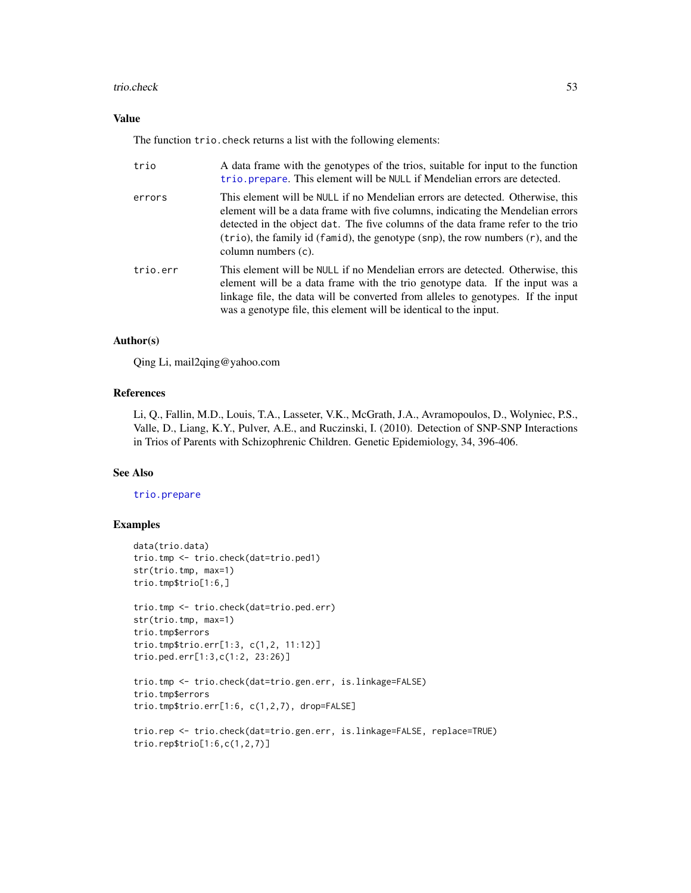## Value

The function `trio.check` returns a list with the following elements:

| | |
|---|---|
| `trio` | A data frame with the genotypes of the trios, suitable for input to the function `trio.prepare`. This element will be `NULL` if Mendelian errors are detected. |
| `errors` | This element will be `NULL` if no Mendelian errors are detected. Otherwise, this element will be a data frame with five columns, indicating the Mendelian errors detected in the object `dat`. The five columns of the data frame refer to the trio (`trio`), the family id (`famid`), the genotype (`snp`), the row numbers (`r`), and the column numbers (`c`). |
| `trio.err` | This element will be `NULL` if no Mendelian errors are detected. Otherwise, this element will be a data frame with the trio genotype data. If the input was a linkage file, the data will be converted from alleles to genotypes. If the input was a genotype file, this element will be identical to the input. |

## Author(s)

Qing Li, mail2qing@yahoo.com

## References

Li, Q., Fallin, M.D., Louis, T.A., Lasseter, V.K., McGrath, J.A., Avramopoulos, D., Wolyniec, P.S., Valle, D., Liang, K.Y., Pulver, A.E., and Ruczinski, I. (2010). Detection of SNP-SNP Interactions in Trios of Parents with Schizophrenic Children. Genetic Epidemiology, 34, 396-406.

## See Also

`trio.prepare`

## Examples

```
data(trio.data)
trio.tmp <- trio.check(dat=trio.ped1)
str(trio.tmp, max=1)
trio.tmp$trio[1:6,]

trio.tmp <- trio.check(dat=trio.ped.err)
str(trio.tmp, max=1)
trio.tmp$errors
trio.tmp$trio.err[1:3, c(1,2, 11:12)]
trio.ped.err[1:3,c(1:2, 23:26)]

trio.tmp <- trio.check(dat=trio.gen.err, is.linkage=FALSE)
trio.tmp$errors
trio.tmp$trio.err[1:6, c(1,2,7), drop=FALSE]

trio.rep <- trio.check(dat=trio.gen.err, is.linkage=FALSE, replace=TRUE)
trio.rep$trio[1:6,c(1,2,7)]
```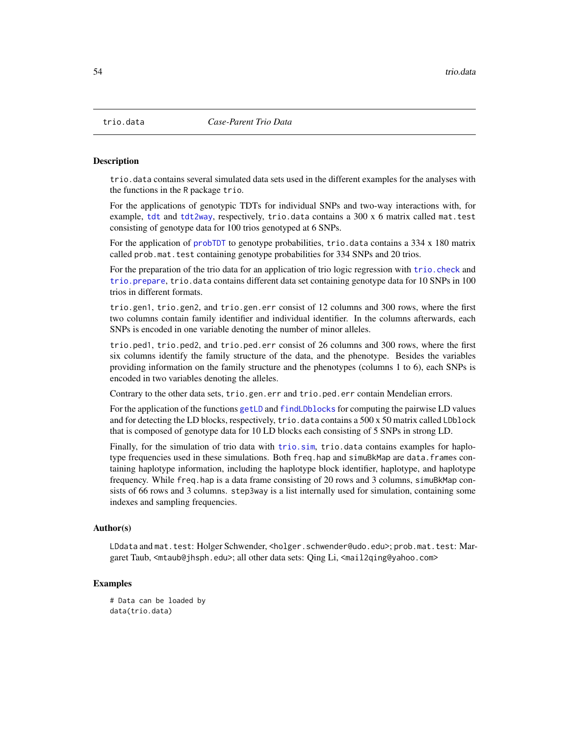# trio.data — *Case-Parent Trio Data*

## Description

trio.data contains several simulated data sets used in the different examples for the analyses with the functions in the R package trio.

For the applications of genotypic TDTs for individual SNPs and two-way interactions with, for example, tdt and tdt2way, respectively, trio.data contains a 300 x 6 matrix called mat.test consisting of genotype data for 100 trios genotyped at 6 SNPs.

For the application of probTDT to genotype probabilities, trio.data contains a 334 x 180 matrix called prob.mat.test containing genotype probabilities for 334 SNPs and 20 trios.

For the preparation of the trio data for an application of trio logic regression with trio.check and trio.prepare, trio.data contains different data set containing genotype data for 10 SNPs in 100 trios in different formats.

trio.gen1, trio.gen2, and trio.gen.err consist of 12 columns and 300 rows, where the first two columns contain family identifier and individual identifier. In the columns afterwards, each SNPs is encoded in one variable denoting the number of minor alleles.

trio.ped1, trio.ped2, and trio.ped.err consist of 26 columns and 300 rows, where the first six columns identify the family structure of the data, and the phenotype. Besides the variables providing information on the family structure and the phenotypes (columns 1 to 6), each SNPs is encoded in two variables denoting the alleles.

Contrary to the other data sets, trio.gen.err and trio.ped.err contain Mendelian errors.

For the application of the functions getLD and findLDblocks for computing the pairwise LD values and for detecting the LD blocks, respectively, trio.data contains a 500 x 50 matrix called LDblock that is composed of genotype data for 10 LD blocks each consisting of 5 SNPs in strong LD.

Finally, for the simulation of trio data with trio.sim, trio.data contains examples for haplotype frequencies used in these simulations. Both freq.hap and simuBkMap are data.frames containing haplotype information, including the haplotype block identifier, haplotype, and haplotype frequency. While freq.hap is a data frame consisting of 20 rows and 3 columns, simuBkMap consists of 66 rows and 3 columns. step3way is a list internally used for simulation, containing some indexes and sampling frequencies.

## Author(s)

LDdata and mat.test: Holger Schwender, <holger.schwender@udo.edu>; prob.mat.test: Margaret Taub, <mtaub@jhsph.edu>; all other data sets: Qing Li, <mail2qing@yahoo.com>

## Examples

```
# Data can be loaded by
data(trio.data)
```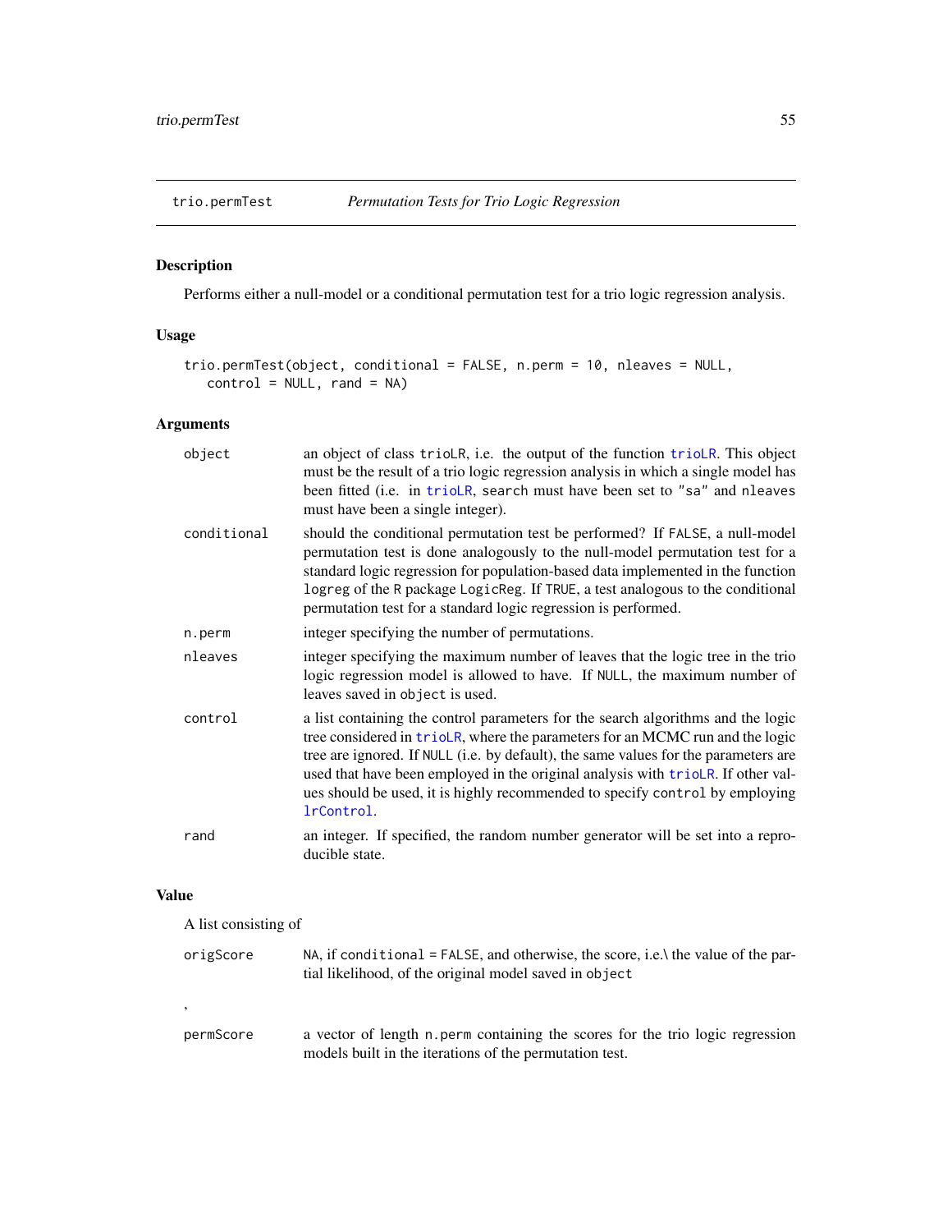trio.permTest *Permutation Tests for Trio Logic Regression*

## Description

Performs either a null-model or a conditional permutation test for a trio logic regression analysis.

## Usage

```
trio.permTest(object, conditional = FALSE, n.perm = 10, nleaves = NULL,
   control = NULL, rand = NA)
```

## Arguments

| | |
|---|---|
| object | an object of class trioLR, i.e. the output of the function trioLR. This object must be the result of a trio logic regression analysis in which a single model has been fitted (i.e. in trioLR, search must have been set to "sa" and nleaves must have been a single integer). |
| conditional | should the conditional permutation test be performed? If FALSE, a null-model permutation test is done analogously to the null-model permutation test for a standard logic regression for population-based data implemented in the function logreg of the R package LogicReg. If TRUE, a test analogous to the conditional permutation test for a standard logic regression is performed. |
| n.perm | integer specifying the number of permutations. |
| nleaves | integer specifying the maximum number of leaves that the logic tree in the trio logic regression model is allowed to have. If NULL, the maximum number of leaves saved in object is used. |
| control | a list containing the control parameters for the search algorithms and the logic tree considered in trioLR, where the parameters for an MCMC run and the logic tree are ignored. If NULL (i.e. by default), the same values for the parameters are used that have been employed in the original analysis with trioLR. If other values should be used, it is highly recommended to specify control by employing lrControl. |
| rand | an integer. If specified, the random number generator will be set into a reproducible state. |

## Value

A list consisting of

| | |
|---|---|
| origScore | NA, if conditional = FALSE, and otherwise, the score, i.e.\ the value of the partial likelihood, of the original model saved in object |
| , | |
| permScore | a vector of length n.perm containing the scores for the trio logic regression models built in the iterations of the permutation test. |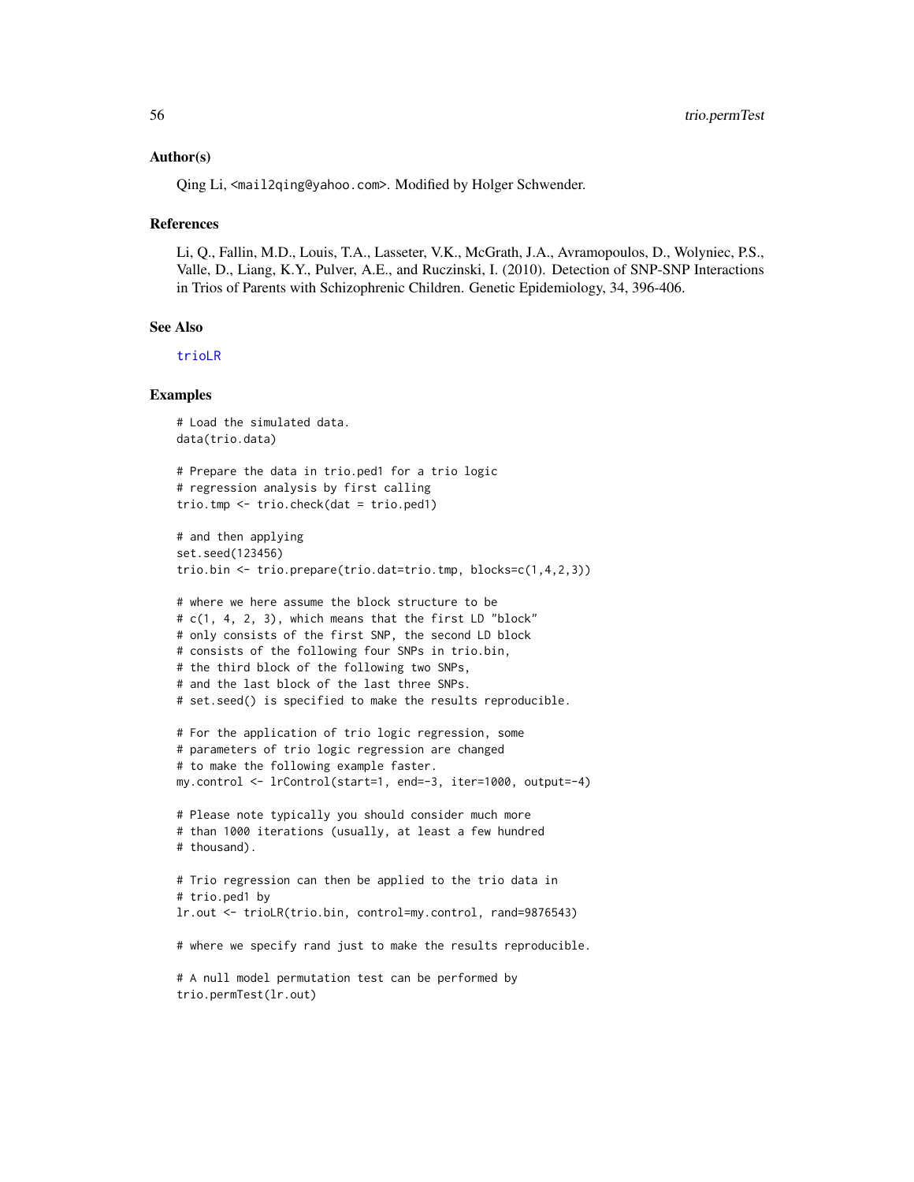## Author(s)

Qing Li, <mail2qing@yahoo.com>. Modified by Holger Schwender.

## References

Li, Q., Fallin, M.D., Louis, T.A., Lasseter, V.K., McGrath, J.A., Avramopoulos, D., Wolyniec, P.S., Valle, D., Liang, K.Y., Pulver, A.E., and Ruczinski, I. (2010). Detection of SNP-SNP Interactions in Trios of Parents with Schizophrenic Children. Genetic Epidemiology, 34, 396-406.

## See Also

trioLR

## Examples

```
# Load the simulated data.
data(trio.data)

# Prepare the data in trio.ped1 for a trio logic
# regression analysis by first calling
trio.tmp <- trio.check(dat = trio.ped1)

# and then applying
set.seed(123456)
trio.bin <- trio.prepare(trio.dat=trio.tmp, blocks=c(1,4,2,3))

# where we here assume the block structure to be
# c(1, 4, 2, 3), which means that the first LD "block"
# only consists of the first SNP, the second LD block
# consists of the following four SNPs in trio.bin,
# the third block of the following two SNPs,
# and the last block of the last three SNPs.
# set.seed() is specified to make the results reproducible.

# For the application of trio logic regression, some
# parameters of trio logic regression are changed
# to make the following example faster.
my.control <- lrControl(start=1, end=-3, iter=1000, output=-4)

# Please note typically you should consider much more
# than 1000 iterations (usually, at least a few hundred
# thousand).

# Trio regression can then be applied to the trio data in
# trio.ped1 by
lr.out <- trioLR(trio.bin, control=my.control, rand=9876543)

# where we specify rand just to make the results reproducible.

# A null model permutation test can be performed by
trio.permTest(lr.out)
```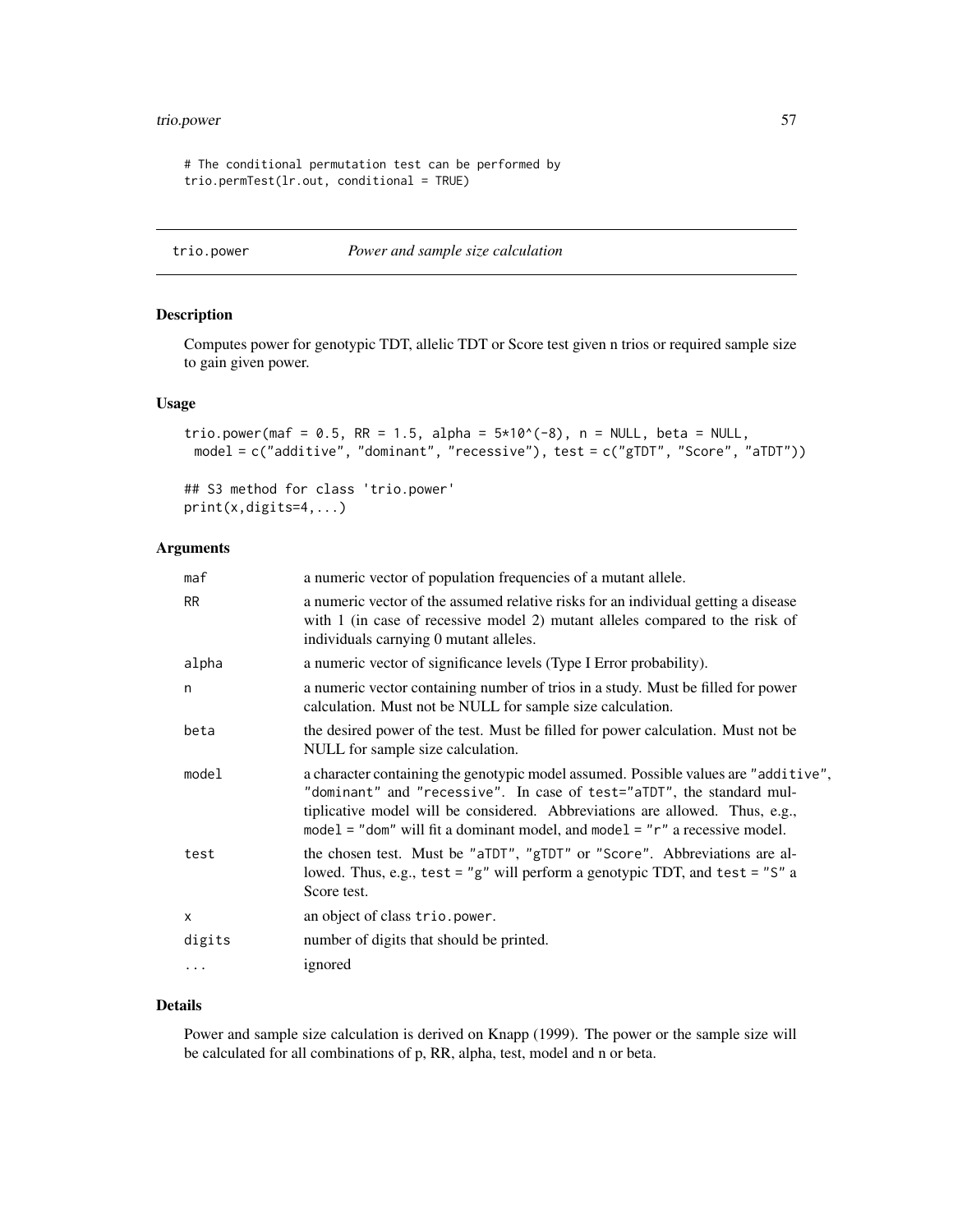```
# The conditional permutation test can be performed by
trio.permTest(lr.out, conditional = TRUE)
```

## trio.power *Power and sample size calculation*

### Description

Computes power for genotypic TDT, allelic TDT or Score test given n trios or required sample size to gain given power.

### Usage

```
trio.power(maf = 0.5, RR = 1.5, alpha = 5*10^(-8), n = NULL, beta = NULL,
 model = c("additive", "dominant", "recessive"), test = c("gTDT", "Score", "aTDT"))

## S3 method for class 'trio.power'
print(x,digits=4,...)
```

### Arguments

| | |
|---|---|
| maf | a numeric vector of population frequencies of a mutant allele. |
| RR | a numeric vector of the assumed relative risks for an individual getting a disease with 1 (in case of recessive model 2) mutant alleles compared to the risk of individuals carnying 0 mutant alleles. |
| alpha | a numeric vector of significance levels (Type I Error probability). |
| n | a numeric vector containing number of trios in a study. Must be filled for power calculation. Must not be NULL for sample size calculation. |
| beta | the desired power of the test. Must be filled for power calculation. Must not be NULL for sample size calculation. |
| model | a character containing the genotypic model assumed. Possible values are "additive", "dominant" and "recessive". In case of test="aTDT", the standard multiplicative model will be considered. Abbreviations are allowed. Thus, e.g., model = "dom" will fit a dominant model, and model = "r" a recessive model. |
| test | the chosen test. Must be "aTDT", "gTDT" or "Score". Abbreviations are allowed. Thus, e.g., test = "g" will perform a genotypic TDT, and test = "S" a Score test. |
| x | an object of class trio.power. |
| digits | number of digits that should be printed. |
| ... | ignored |

### Details

Power and sample size calculation is derived on Knapp (1999). The power or the sample size will be calculated for all combinations of p, RR, alpha, test, model and n or beta.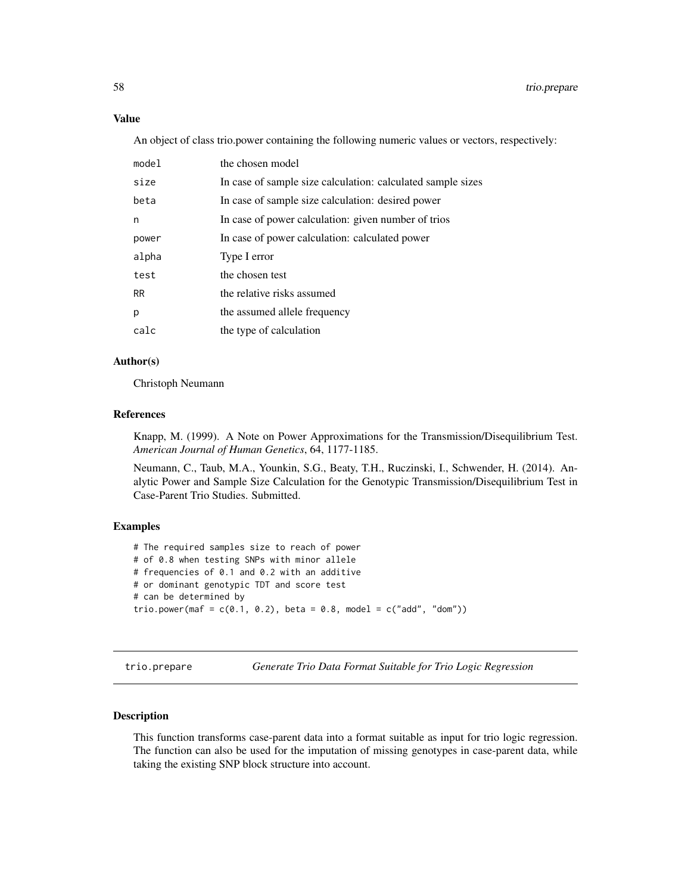### Value

An object of class trio.power containing the following numeric values or vectors, respectively:

| | |
|---|---|
| `model` | the chosen model |
| `size` | In case of sample size calculation: calculated sample sizes |
| `beta` | In case of sample size calculation: desired power |
| `n` | In case of power calculation: given number of trios |
| `power` | In case of power calculation: calculated power |
| `alpha` | Type I error |
| `test` | the chosen test |
| `RR` | the relative risks assumed |
| `p` | the assumed allele frequency |
| `calc` | the type of calculation |

### Author(s)

Christoph Neumann

### References

Knapp, M. (1999). A Note on Power Approximations for the Transmission/Disequilibrium Test. *American Journal of Human Genetics*, 64, 1177-1185.

Neumann, C., Taub, M.A., Younkin, S.G., Beaty, T.H., Ruczinski, I., Schwender, H. (2014). Analytic Power and Sample Size Calculation for the Genotypic Transmission/Disequilibrium Test in Case-Parent Trio Studies. Submitted.

### Examples

```
# The required samples size to reach of power
# of 0.8 when testing SNPs with minor allele
# frequencies of 0.1 and 0.2 with an additive
# or dominant genotypic TDT and score test
# can be determined by
trio.power(maf = c(0.1, 0.2), beta = 0.8, model = c("add", "dom"))
```

## trio.prepare — *Generate Trio Data Format Suitable for Trio Logic Regression*

### Description

This function transforms case-parent data into a format suitable as input for trio logic regression. The function can also be used for the imputation of missing genotypes in case-parent data, while taking the existing SNP block structure into account.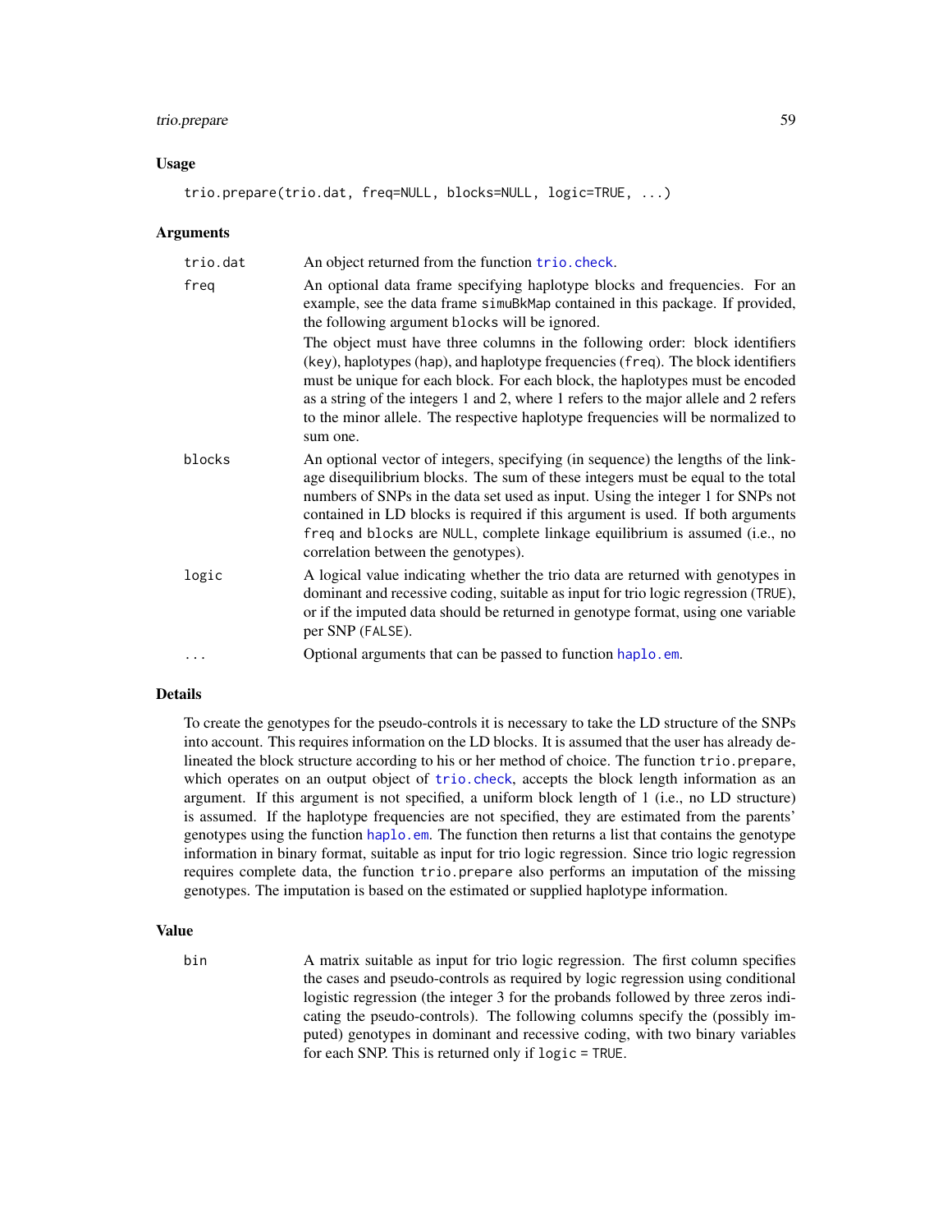## Usage

```
trio.prepare(trio.dat, freq=NULL, blocks=NULL, logic=TRUE, ...)
```

## Arguments

| | |
|---|---|
| `trio.dat` | An object returned from the function `trio.check`. |
| `freq` | An optional data frame specifying haplotype blocks and frequencies. For an example, see the data frame `simuBkMap` contained in this package. If provided, the following argument `blocks` will be ignored. <br> The object must have three columns in the following order: block identifiers (`key`), haplotypes (`hap`), and haplotype frequencies (`freq`). The block identifiers must be unique for each block. For each block, the haplotypes must be encoded as a string of the integers 1 and 2, where 1 refers to the major allele and 2 refers to the minor allele. The respective haplotype frequencies will be normalized to sum one. |
| `blocks` | An optional vector of integers, specifying (in sequence) the lengths of the linkage disequilibrium blocks. The sum of these integers must be equal to the total numbers of SNPs in the data set used as input. Using the integer 1 for SNPs not contained in LD blocks is required if this argument is used. If both arguments `freq` and `blocks` are `NULL`, complete linkage equilibrium is assumed (i.e., no correlation between the genotypes). |
| `logic` | A logical value indicating whether the trio data are returned with genotypes in dominant and recessive coding, suitable as input for trio logic regression (`TRUE`), or if the imputed data should be returned in genotype format, using one variable per SNP (`FALSE`). |
| `...` | Optional arguments that can be passed to function `haplo.em`. |

## Details

To create the genotypes for the pseudo-controls it is necessary to take the LD structure of the SNPs into account. This requires information on the LD blocks. It is assumed that the user has already delineated the block structure according to his or her method of choice. The function `trio.prepare`, which operates on an output object of `trio.check`, accepts the block length information as an argument. If this argument is not specified, a uniform block length of 1 (i.e., no LD structure) is assumed. If the haplotype frequencies are not specified, they are estimated from the parents' genotypes using the function `haplo.em`. The function then returns a list that contains the genotype information in binary format, suitable as input for trio logic regression. Since trio logic regression requires complete data, the function `trio.prepare` also performs an imputation of the missing genotypes. The imputation is based on the estimated or supplied haplotype information.

## Value

| | |
|---|---|
| `bin` | A matrix suitable as input for trio logic regression. The first column specifies the cases and pseudo-controls as required by logic regression using conditional logistic regression (the integer 3 for the probands followed by three zeros indicating the pseudo-controls). The following columns specify the (possibly imputed) genotypes in dominant and recessive coding, with two binary variables for each SNP. This is returned only if `logic = TRUE`. |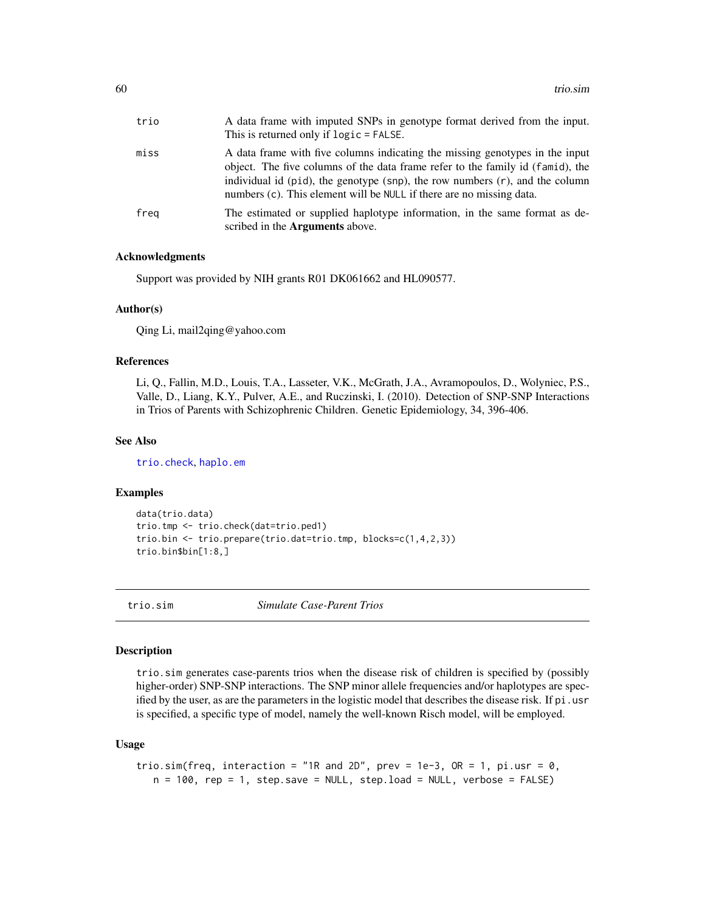| | |
|---|---|
| `trio` | A data frame with imputed SNPs in genotype format derived from the input. This is returned only if `logic = FALSE`. |
| `miss` | A data frame with five columns indicating the missing genotypes in the input object. The five columns of the data frame refer to the family id (`famid`), the individual id (`pid`), the genotype (`snp`), the row numbers (`r`), and the column numbers (`c`). This element will be `NULL` if there are no missing data. |
| `freq` | The estimated or supplied haplotype information, in the same format as described in the **Arguments** above. |

### Acknowledgments

Support was provided by NIH grants R01 DK061662 and HL090577.

### Author(s)

Qing Li, mail2qing@yahoo.com

### References

Li, Q., Fallin, M.D., Louis, T.A., Lasseter, V.K., McGrath, J.A., Avramopoulos, D., Wolyniec, P.S., Valle, D., Liang, K.Y., Pulver, A.E., and Ruczinski, I. (2010). Detection of SNP-SNP Interactions in Trios of Parents with Schizophrenic Children. Genetic Epidemiology, 34, 396-406.

### See Also

`trio.check`, `haplo.em`

### Examples

```
data(trio.data)
trio.tmp <- trio.check(dat=trio.ped1)
trio.bin <- trio.prepare(trio.dat=trio.tmp, blocks=c(1,4,2,3))
trio.bin$bin[1:8,]
```

---

## trio.sim *Simulate Case-Parent Trios*

### Description

`trio.sim` generates case-parents trios when the disease risk of children is specified by (possibly higher-order) SNP-SNP interactions. The SNP minor allele frequencies and/or haplotypes are specified by the user, as are the parameters in the logistic model that describes the disease risk. If `pi.usr` is specified, a specific type of model, namely the well-known Risch model, will be employed.

### Usage

```
trio.sim(freq, interaction = "1R and 2D", prev = 1e-3, OR = 1, pi.usr = 0,
   n = 100, rep = 1, step.save = NULL, step.load = NULL, verbose = FALSE)
```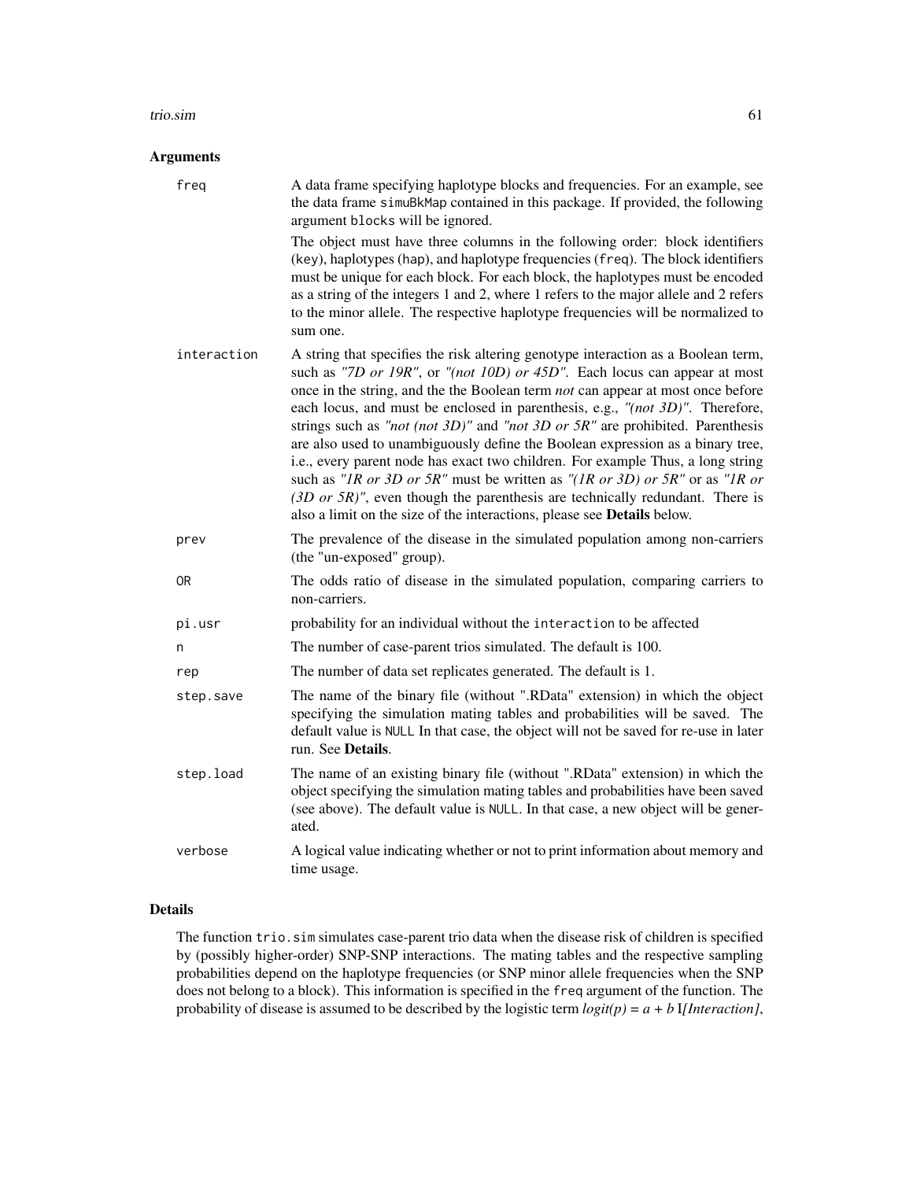## Arguments

**freq** A data frame specifying haplotype blocks and frequencies. For an example, see the data frame `simuBkMap` contained in this package. If provided, the following argument `blocks` will be ignored.

The object must have three columns in the following order: block identifiers (`key`), haplotypes (`hap`), and haplotype frequencies (`freq`). The block identifiers must be unique for each block. For each block, the haplotypes must be encoded as a string of the integers 1 and 2, where 1 refers to the major allele and 2 refers to the minor allele. The respective haplotype frequencies will be normalized to sum one.

**interaction** A string that specifies the risk altering genotype interaction as a Boolean term, such as *"7D or 19R"*, or *"(not 10D) or 45D"*. Each locus can appear at most once in the string, and the the Boolean term *not* can appear at most once before each locus, and must be enclosed in parenthesis, e.g., *"(not 3D)"*. Therefore, strings such as *"not (not 3D)"* and *"not 3D or 5R"* are prohibited. Parenthesis are also used to unambiguously define the Boolean expression as a binary tree, i.e., every parent node has exact two children. For example Thus, a long string such as *"1R or 3D or 5R"* must be written as *"(1R or 3D) or 5R"* or as *"1R or (3D or 5R)"*, even though the parenthesis are technically redundant. There is also a limit on the size of the interactions, please see **Details** below.

**prev** The prevalence of the disease in the simulated population among non-carriers (the "un-exposed" group).

**OR** The odds ratio of disease in the simulated population, comparing carriers to non-carriers.

**pi.usr** probability for an individual without the `interaction` to be affected

**n** The number of case-parent trios simulated. The default is 100.

**rep** The number of data set replicates generated. The default is 1.

**step.save** The name of the binary file (without ".RData" extension) in which the object specifying the simulation mating tables and probabilities will be saved. The default value is `NULL` In that case, the object will not be saved for re-use in later run. See **Details**.

**step.load** The name of an existing binary file (without ".RData" extension) in which the object specifying the simulation mating tables and probabilities have been saved (see above). The default value is `NULL`. In that case, a new object will be generated.

**verbose** A logical value indicating whether or not to print information about memory and time usage.

## Details

The function `trio.sim` simulates case-parent trio data when the disease risk of children is specified by (possibly higher-order) SNP-SNP interactions. The mating tables and the respective sampling probabilities depend on the haplotype frequencies (or SNP minor allele frequencies when the SNP does not belong to a block). This information is specified in the `freq` argument of the function. The probability of disease is assumed to be described by the logistic term $logit(p) = a + b\, I[Interaction]$,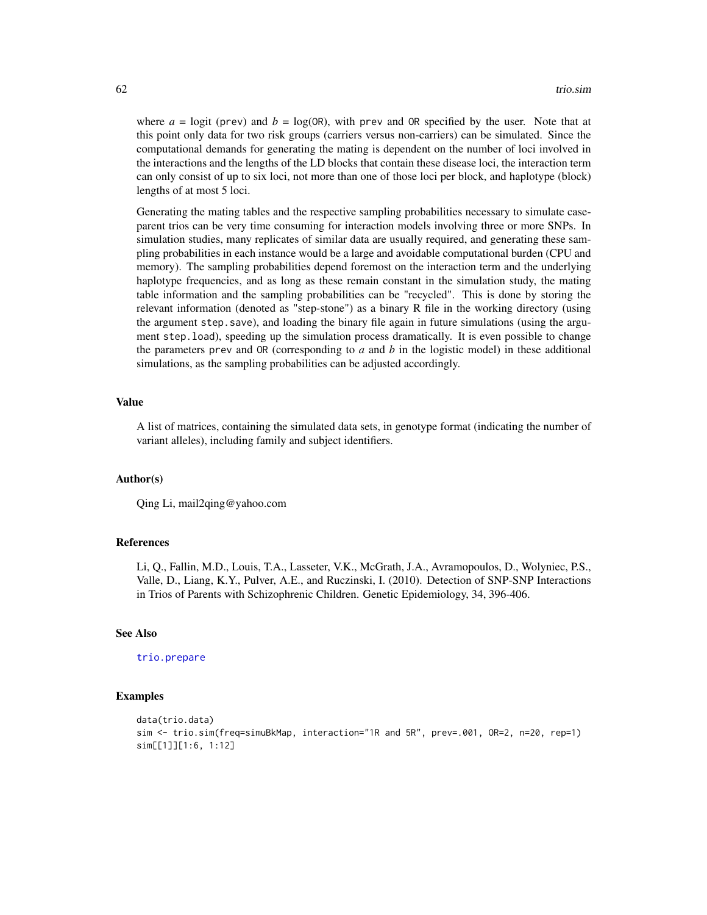where $a$ = logit (prev) and $b$ = log(OR), with prev and OR specified by the user. Note that at this point only data for two risk groups (carriers versus non-carriers) can be simulated. Since the computational demands for generating the mating is dependent on the number of loci involved in the interactions and the lengths of the LD blocks that contain these disease loci, the interaction term can only consist of up to six loci, not more than one of those loci per block, and haplotype (block) lengths of at most 5 loci.

Generating the mating tables and the respective sampling probabilities necessary to simulate case-parent trios can be very time consuming for interaction models involving three or more SNPs. In simulation studies, many replicates of similar data are usually required, and generating these sampling probabilities in each instance would be a large and avoidable computational burden (CPU and memory). The sampling probabilities depend foremost on the interaction term and the underlying haplotype frequencies, and as long as these remain constant in the simulation study, the mating table information and the sampling probabilities can be "recycled". This is done by storing the relevant information (denoted as "step-stone") as a binary R file in the working directory (using the argument step.save), and loading the binary file again in future simulations (using the argument step.load), speeding up the simulation process dramatically. It is even possible to change the parameters prev and OR (corresponding to $a$ and $b$ in the logistic model) in these additional simulations, as the sampling probabilities can be adjusted accordingly.

### Value

A list of matrices, containing the simulated data sets, in genotype format (indicating the number of variant alleles), including family and subject identifiers.

### Author(s)

Qing Li, mail2qing@yahoo.com

### References

Li, Q., Fallin, M.D., Louis, T.A., Lasseter, V.K., McGrath, J.A., Avramopoulos, D., Wolyniec, P.S., Valle, D., Liang, K.Y., Pulver, A.E., and Ruczinski, I. (2010). Detection of SNP-SNP Interactions in Trios of Parents with Schizophrenic Children. Genetic Epidemiology, 34, 396-406.

### See Also

trio.prepare

### Examples

```
data(trio.data)
sim <- trio.sim(freq=simuBkMap, interaction="1R and 5R", prev=.001, OR=2, n=20, rep=1)
sim[[1]][1:6, 1:12]
```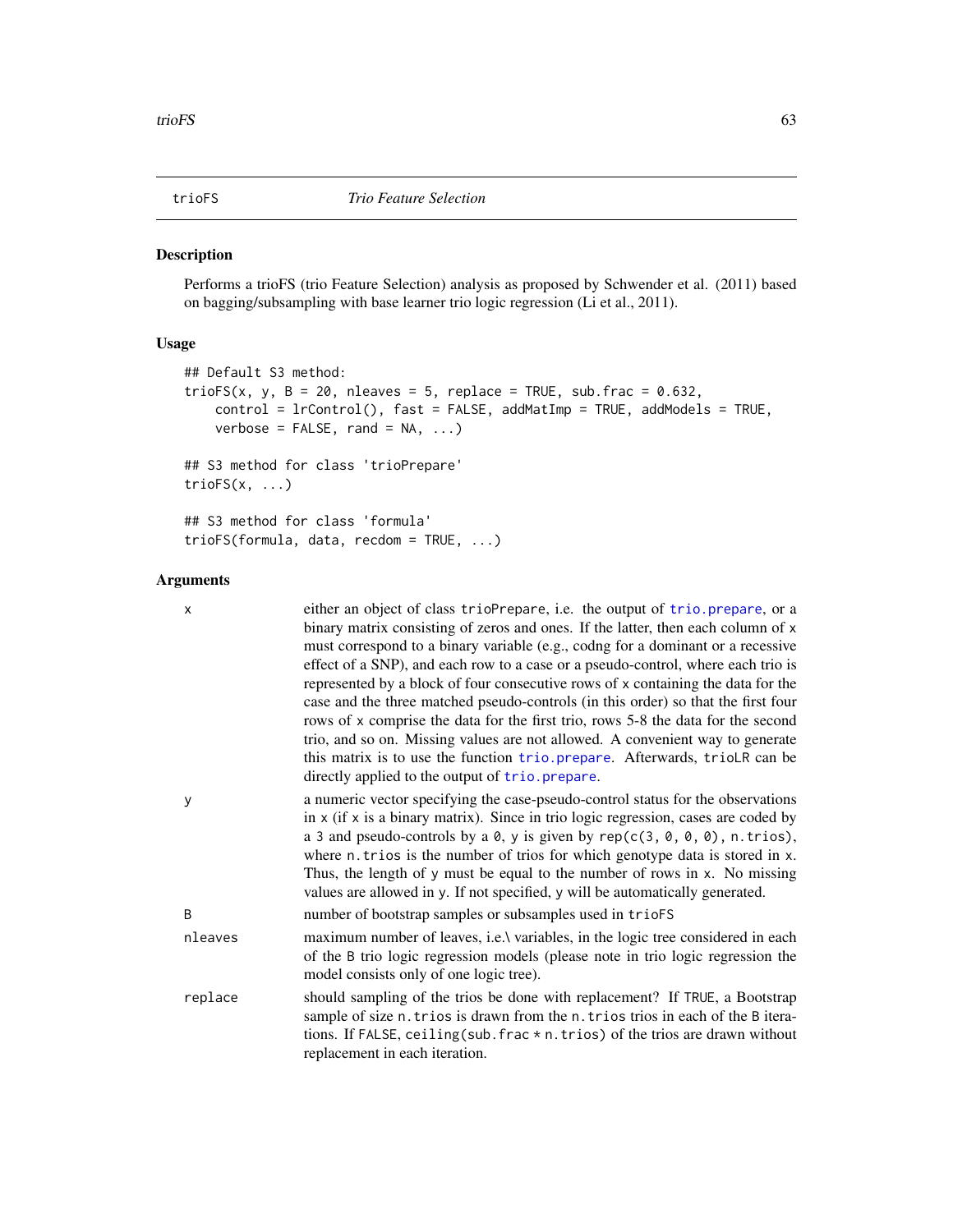trioFS *Trio Feature Selection*

## Description

Performs a trioFS (trio Feature Selection) analysis as proposed by Schwender et al. (2011) based on bagging/subsampling with base learner trio logic regression (Li et al., 2011).

## Usage

```
## Default S3 method:
trioFS(x, y, B = 20, nleaves = 5, replace = TRUE, sub.frac = 0.632,
    control = lrControl(), fast = FALSE, addMatImp = TRUE, addModels = TRUE,
    verbose = FALSE, rand = NA, ...)

## S3 method for class 'trioPrepare'
trioFS(x, ...)

## S3 method for class 'formula'
trioFS(formula, data, recdom = TRUE, ...)
```

## Arguments

| | |
|---|---|
| x | either an object of class trioPrepare, i.e. the output of trio.prepare, or a binary matrix consisting of zeros and ones. If the latter, then each column of x must correspond to a binary variable (e.g., codng for a dominant or a recessive effect of a SNP), and each row to a case or a pseudo-control, where each trio is represented by a block of four consecutive rows of x containing the data for the case and the three matched pseudo-controls (in this order) so that the first four rows of x comprise the data for the first trio, rows 5-8 the data for the second trio, and so on. Missing values are not allowed. A convenient way to generate this matrix is to use the function trio.prepare. Afterwards, trioLR can be directly applied to the output of trio.prepare. |
| y | a numeric vector specifying the case-pseudo-control status for the observations in x (if x is a binary matrix). Since in trio logic regression, cases are coded by a 3 and pseudo-controls by a 0, y is given by rep(c(3, 0, 0, 0), n.trios), where n.trios is the number of trios for which genotype data is stored in x. Thus, the length of y must be equal to the number of rows in x. No missing values are allowed in y. If not specified, y will be automatically generated. |
| B | number of bootstrap samples or subsamples used in trioFS |
| nleaves | maximum number of leaves, i.e.\ variables, in the logic tree considered in each of the B trio logic regression models (please note in trio logic regression the model consists only of one logic tree). |
| replace | should sampling of the trios be done with replacement? If TRUE, a Bootstrap sample of size n.trios is drawn from the n.trios trios in each of the B iterations. If FALSE, ceiling(sub.frac * n.trios) of the trios are drawn without replacement in each iteration. |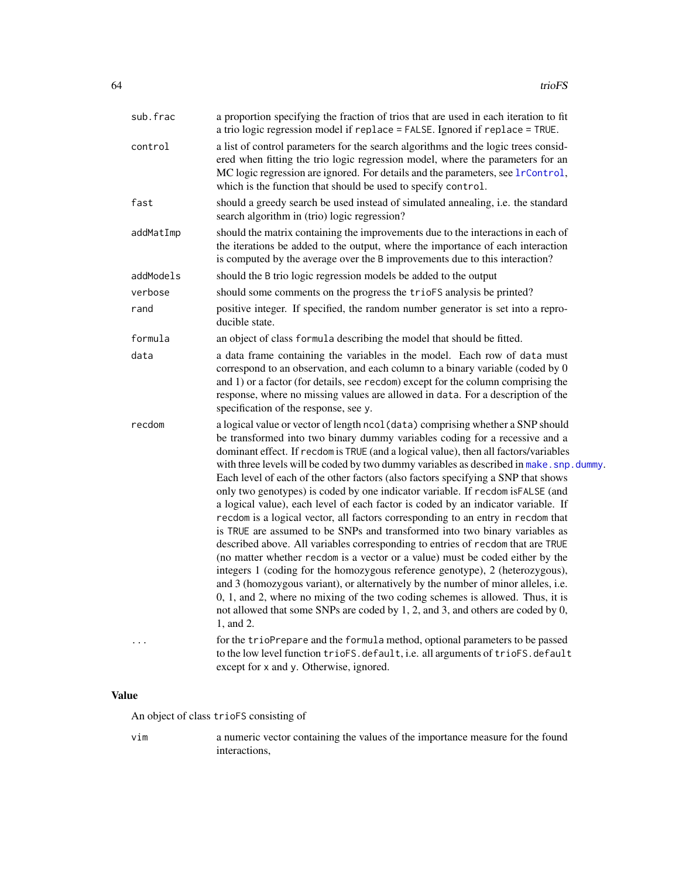| | |
|---|---|
| `sub.frac` | a proportion specifying the fraction of trios that are used in each iteration to fit a trio logic regression model if `replace = FALSE`. Ignored if `replace = TRUE`. |
| `control` | a list of control parameters for the search algorithms and the logic trees considered when fitting the trio logic regression model, where the parameters for an MC logic regression are ignored. For details and the parameters, see `lrControl`, which is the function that should be used to specify `control`. |
| `fast` | should a greedy search be used instead of simulated annealing, i.e. the standard search algorithm in (trio) logic regression? |
| `addMatImp` | should the matrix containing the improvements due to the interactions in each of the iterations be added to the output, where the importance of each interaction is computed by the average over the `B` improvements due to this interaction? |
| `addModels` | should the `B` trio logic regression models be added to the output |
| `verbose` | should some comments on the progress the `trioFS` analysis be printed? |
| `rand` | positive integer. If specified, the random number generator is set into a reproducible state. |
| `formula` | an object of class `formula` describing the model that should be fitted. |
| `data` | a data frame containing the variables in the model. Each row of `data` must correspond to an observation, and each column to a binary variable (coded by 0 and 1) or a factor (for details, see `recdom`) except for the column comprising the response, where no missing values are allowed in `data`. For a description of the specification of the response, see `y`. |
| `recdom` | a logical value or vector of length `ncol(data)` comprising whether a SNP should be transformed into two binary dummy variables coding for a recessive and a dominant effect. If `recdom` is `TRUE` (and a logical value), then all factors/variables with three levels will be coded by two dummy variables as described in `make.snp.dummy`. Each level of each of the other factors (also factors specifying a SNP that shows only two genotypes) is coded by one indicator variable. If `recdom` is`FALSE` (and a logical value), each level of each factor is coded by an indicator variable. If `recdom` is a logical vector, all factors corresponding to an entry in `recdom` that is `TRUE` are assumed to be SNPs and transformed into two binary variables as described above. All variables corresponding to entries of `recdom` that are `TRUE` (no matter whether `recdom` is a vector or a value) must be coded either by the integers 1 (coding for the homozygous reference genotype), 2 (heterozygous), and 3 (homozygous variant), or alternatively by the number of minor alleles, i.e. 0, 1, and 2, where no mixing of the two coding schemes is allowed. Thus, it is not allowed that some SNPs are coded by 1, 2, and 3, and others are coded by 0, 1, and 2. |
| `...` | for the `trioPrepare` and the `formula` method, optional parameters to be passed to the low level function `trioFS.default`, i.e. all arguments of `trioFS.default` except for `x` and `y`. Otherwise, ignored. |

## Value

An object of class `trioFS` consisting of

| | |
|---|---|
| `vim` | a numeric vector containing the values of the importance measure for the found interactions, |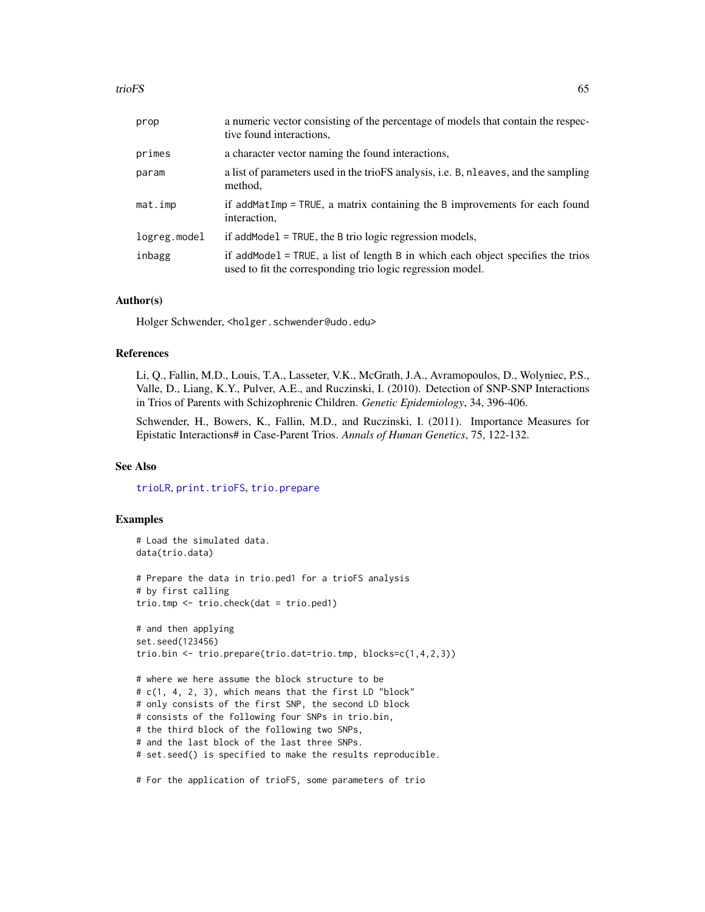| | |
|---|---|
| prop | a numeric vector consisting of the percentage of models that contain the respective found interactions, |
| primes | a character vector naming the found interactions, |
| param | a list of parameters used in the trioFS analysis, i.e. B, nleaves, and the sampling method, |
| mat.imp | if addMatImp = TRUE, a matrix containing the B improvements for each found interaction, |
| logreg.model | if addModel = TRUE, the B trio logic regression models, |
| inbagg | if addModel = TRUE, a list of length B in which each object specifies the trios used to fit the corresponding trio logic regression model. |

### Author(s)

Holger Schwender, <holger.schwender@udo.edu>

### References

Li, Q., Fallin, M.D., Louis, T.A., Lasseter, V.K., McGrath, J.A., Avramopoulos, D., Wolyniec, P.S., Valle, D., Liang, K.Y., Pulver, A.E., and Ruczinski, I. (2010). Detection of SNP-SNP Interactions in Trios of Parents with Schizophrenic Children. *Genetic Epidemiology*, 34, 396-406.

Schwender, H., Bowers, K., Fallin, M.D., and Ruczinski, I. (2011). Importance Measures for Epistatic Interactions# in Case-Parent Trios. *Annals of Human Genetics*, 75, 122-132.

### See Also

trioLR, print.trioFS, trio.prepare

### Examples

```
# Load the simulated data.
data(trio.data)

# Prepare the data in trio.ped1 for a trioFS analysis
# by first calling
trio.tmp <- trio.check(dat = trio.ped1)

# and then applying
set.seed(123456)
trio.bin <- trio.prepare(trio.dat=trio.tmp, blocks=c(1,4,2,3))

# where we here assume the block structure to be
# c(1, 4, 2, 3), which means that the first LD "block"
# only consists of the first SNP, the second LD block
# consists of the following four SNPs in trio.bin,
# the third block of the following two SNPs,
# and the last block of the last three SNPs.
# set.seed() is specified to make the results reproducible.

# For the application of trioFS, some parameters of trio
```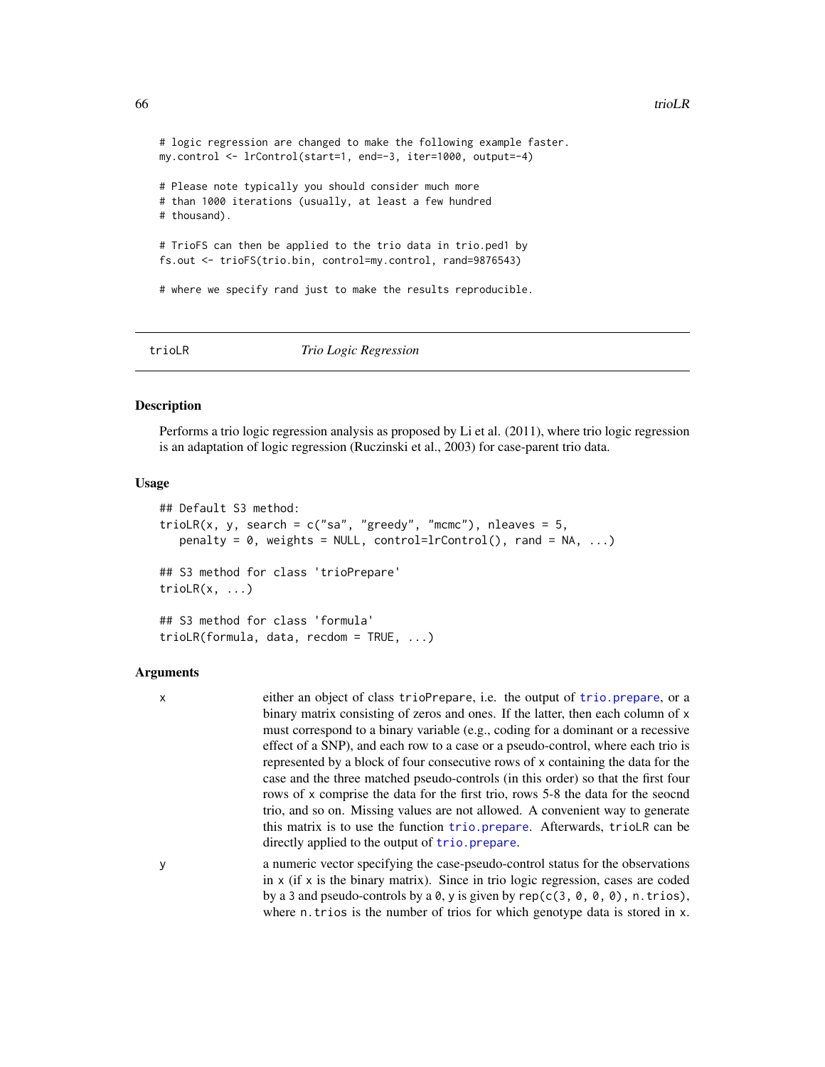```
# logic regression are changed to make the following example faster.
my.control <- lrControl(start=1, end=-3, iter=1000, output=-4)

# Please note typically you should consider much more
# than 1000 iterations (usually, at least a few hundred
# thousand).

# TrioFS can then be applied to the trio data in trio.ped1 by
fs.out <- trioFS(trio.bin, control=my.control, rand=9876543)

# where we specify rand just to make the results reproducible.
```

---

## trioLR — *Trio Logic Regression*

### Description

Performs a trio logic regression analysis as proposed by Li et al. (2011), where trio logic regression is an adaptation of logic regression (Ruczinski et al., 2003) for case-parent trio data.

### Usage

```
## Default S3 method:
trioLR(x, y, search = c("sa", "greedy", "mcmc"), nleaves = 5,
   penalty = 0, weights = NULL, control=lrControl(), rand = NA, ...)

## S3 method for class 'trioPrepare'
trioLR(x, ...)

## S3 method for class 'formula'
trioLR(formula, data, recdom = TRUE, ...)
```

### Arguments

`x` either an object of class `trioPrepare`, i.e. the output of `trio.prepare`, or a binary matrix consisting of zeros and ones. If the latter, then each column of `x` must correspond to a binary variable (e.g., coding for a dominant or a recessive effect of a SNP), and each row to a case or a pseudo-control, where each trio is represented by a block of four consecutive rows of `x` containing the data for the case and the three matched pseudo-controls (in this order) so that the first four rows of `x` comprise the data for the first trio, rows 5-8 the data for the seocnd trio, and so on. Missing values are not allowed. A convenient way to generate this matrix is to use the function `trio.prepare`. Afterwards, `trioLR` can be directly applied to the output of `trio.prepare`.

`y` a numeric vector specifying the case-pseudo-control status for the observations in `x` (if `x` is the binary matrix). Since in trio logic regression, cases are coded by a `3` and pseudo-controls by a `0`, `y` is given by `rep(c(3, 0, 0, 0), n.trios)`, where `n.trios` is the number of trios for which genotype data is stored in `x`.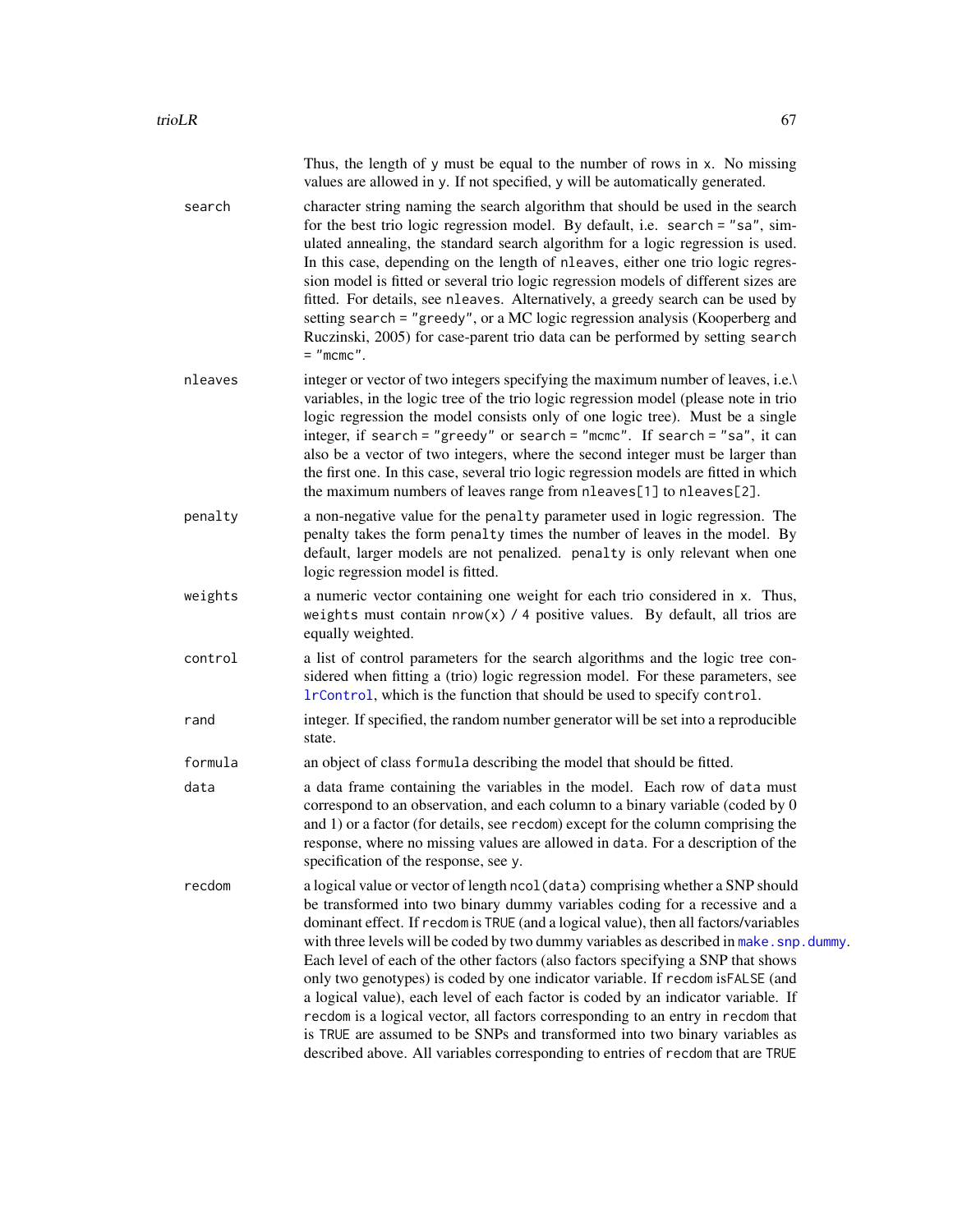Thus, the length of `y` must be equal to the number of rows in `x`. No missing values are allowed in `y`. If not specified, `y` will be automatically generated.

`search`
: character string naming the search algorithm that should be used in the search for the best trio logic regression model. By default, i.e. `search = "sa"`, simulated annealing, the standard search algorithm for a logic regression is used. In this case, depending on the length of `nleaves`, either one trio logic regression model is fitted or several trio logic regression models of different sizes are fitted. For details, see `nleaves`. Alternatively, a greedy search can be used by setting `search = "greedy"`, or a MC logic regression analysis (Kooperberg and Ruczinski, 2005) for case-parent trio data can be performed by setting `search = "mcmc"`.

`nleaves`
: integer or vector of two integers specifying the maximum number of leaves, i.e.\ variables, in the logic tree of the trio logic regression model (please note in trio logic regression the model consists only of one logic tree). Must be a single integer, if `search = "greedy"` or `search = "mcmc"`. If `search = "sa"`, it can also be a vector of two integers, where the second integer must be larger than the first one. In this case, several trio logic regression models are fitted in which the maximum numbers of leaves range from `nleaves[1]` to `nleaves[2]`.

`penalty`
: a non-negative value for the `penalty` parameter used in logic regression. The penalty takes the form `penalty` times the number of leaves in the model. By default, larger models are not penalized. `penalty` is only relevant when one logic regression model is fitted.

`weights`
: a numeric vector containing one weight for each trio considered in `x`. Thus, `weights` must contain `nrow(x) / 4` positive values. By default, all trios are equally weighted.

`control`
: a list of control parameters for the search algorithms and the logic tree considered when fitting a (trio) logic regression model. For these parameters, see `lrControl`, which is the function that should be used to specify `control`.

`rand`
: integer. If specified, the random number generator will be set into a reproducible state.

`formula`
: an object of class `formula` describing the model that should be fitted.

`data`
: a data frame containing the variables in the model. Each row of `data` must correspond to an observation, and each column to a binary variable (coded by 0 and 1) or a factor (for details, see `recdom`) except for the column comprising the response, where no missing values are allowed in `data`. For a description of the specification of the response, see `y`.

`recdom`
: a logical value or vector of length `ncol(data)` comprising whether a SNP should be transformed into two binary dummy variables coding for a recessive and a dominant effect. If `recdom` is `TRUE` (and a logical value), then all factors/variables with three levels will be coded by two dummy variables as described in `make.snp.dummy`. Each level of each of the other factors (also factors specifying a SNP that shows only two genotypes) is coded by one indicator variable. If `recdom` is`FALSE` (and a logical value), each level of each factor is coded by an indicator variable. If `recdom` is a logical vector, all factors corresponding to an entry in `recdom` that is `TRUE` are assumed to be SNPs and transformed into two binary variables as described above. All variables corresponding to entries of `recdom` that are `TRUE`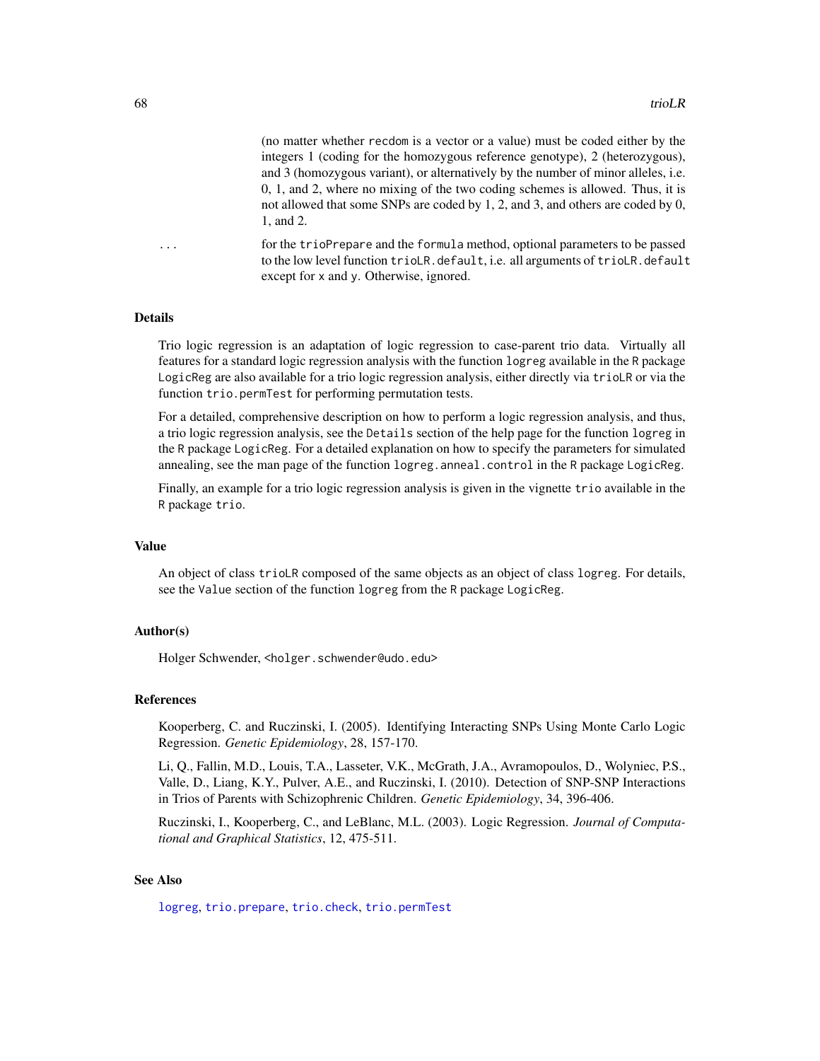(no matter whether recdom is a vector or a value) must be coded either by the integers 1 (coding for the homozygous reference genotype), 2 (heterozygous), and 3 (homozygous variant), or alternatively by the number of minor alleles, i.e. 0, 1, and 2, where no mixing of the two coding schemes is allowed. Thus, it is not allowed that some SNPs are coded by 1, 2, and 3, and others are coded by 0, 1, and 2.

... for the trioPrepare and the formula method, optional parameters to be passed to the low level function trioLR.default, i.e. all arguments of trioLR.default except for x and y. Otherwise, ignored.

## Details

Trio logic regression is an adaptation of logic regression to case-parent trio data. Virtually all features for a standard logic regression analysis with the function logreg available in the R package LogicReg are also available for a trio logic regression analysis, either directly via trioLR or via the function trio.permTest for performing permutation tests.

For a detailed, comprehensive description on how to perform a logic regression analysis, and thus, a trio logic regression analysis, see the Details section of the help page for the function logreg in the R package LogicReg. For a detailed explanation on how to specify the parameters for simulated annealing, see the man page of the function logreg.anneal.control in the R package LogicReg.

Finally, an example for a trio logic regression analysis is given in the vignette trio available in the R package trio.

## Value

An object of class trioLR composed of the same objects as an object of class logreg. For details, see the Value section of the function logreg from the R package LogicReg.

## Author(s)

Holger Schwender, <holger.schwender@udo.edu>

## References

Kooperberg, C. and Ruczinski, I. (2005). Identifying Interacting SNPs Using Monte Carlo Logic Regression. *Genetic Epidemiology*, 28, 157-170.

Li, Q., Fallin, M.D., Louis, T.A., Lasseter, V.K., McGrath, J.A., Avramopoulos, D., Wolyniec, P.S., Valle, D., Liang, K.Y., Pulver, A.E., and Ruczinski, I. (2010). Detection of SNP-SNP Interactions in Trios of Parents with Schizophrenic Children. *Genetic Epidemiology*, 34, 396-406.

Ruczinski, I., Kooperberg, C., and LeBlanc, M.L. (2003). Logic Regression. *Journal of Computational and Graphical Statistics*, 12, 475-511.

## See Also

logreg, trio.prepare, trio.check, trio.permTest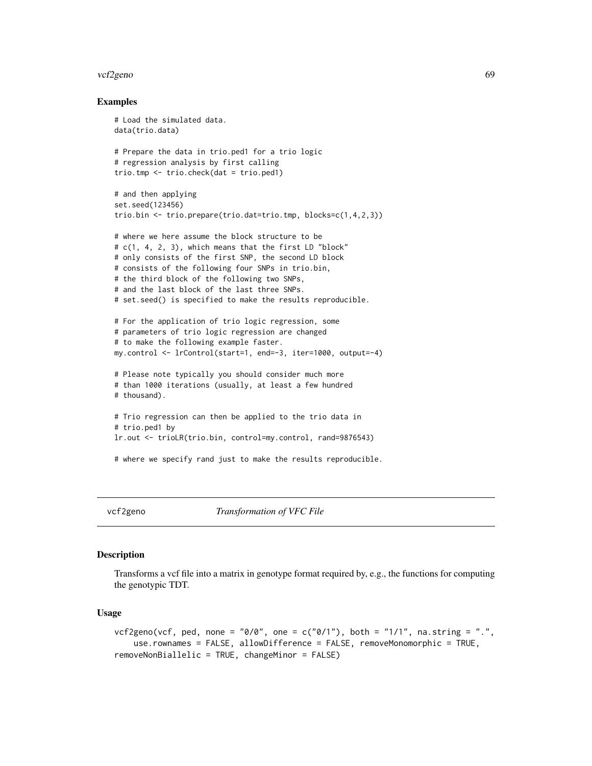## Examples

```
# Load the simulated data.
data(trio.data)

# Prepare the data in trio.ped1 for a trio logic
# regression analysis by first calling
trio.tmp <- trio.check(dat = trio.ped1)

# and then applying
set.seed(123456)
trio.bin <- trio.prepare(trio.dat=trio.tmp, blocks=c(1,4,2,3))

# where we here assume the block structure to be
# c(1, 4, 2, 3), which means that the first LD "block"
# only consists of the first SNP, the second LD block
# consists of the following four SNPs in trio.bin,
# the third block of the following two SNPs,
# and the last block of the last three SNPs.
# set.seed() is specified to make the results reproducible.

# For the application of trio logic regression, some
# parameters of trio logic regression are changed
# to make the following example faster.
my.control <- lrControl(start=1, end=-3, iter=1000, output=-4)

# Please note typically you should consider much more
# than 1000 iterations (usually, at least a few hundred
# thousand).

# Trio regression can then be applied to the trio data in
# trio.ped1 by
lr.out <- trioLR(trio.bin, control=my.control, rand=9876543)

# where we specify rand just to make the results reproducible.
```

---

# vcf2geno *Transformation of VFC File*

## Description

Transforms a vcf file into a matrix in genotype format required by, e.g., the functions for computing the genotypic TDT.

## Usage

```
vcf2geno(vcf, ped, none = "0/0", one = c("0/1"), both = "1/1", na.string = ".",
    use.rownames = FALSE, allowDifference = FALSE, removeMonomorphic = TRUE,
removeNonBiallelic = TRUE, changeMinor = FALSE)
```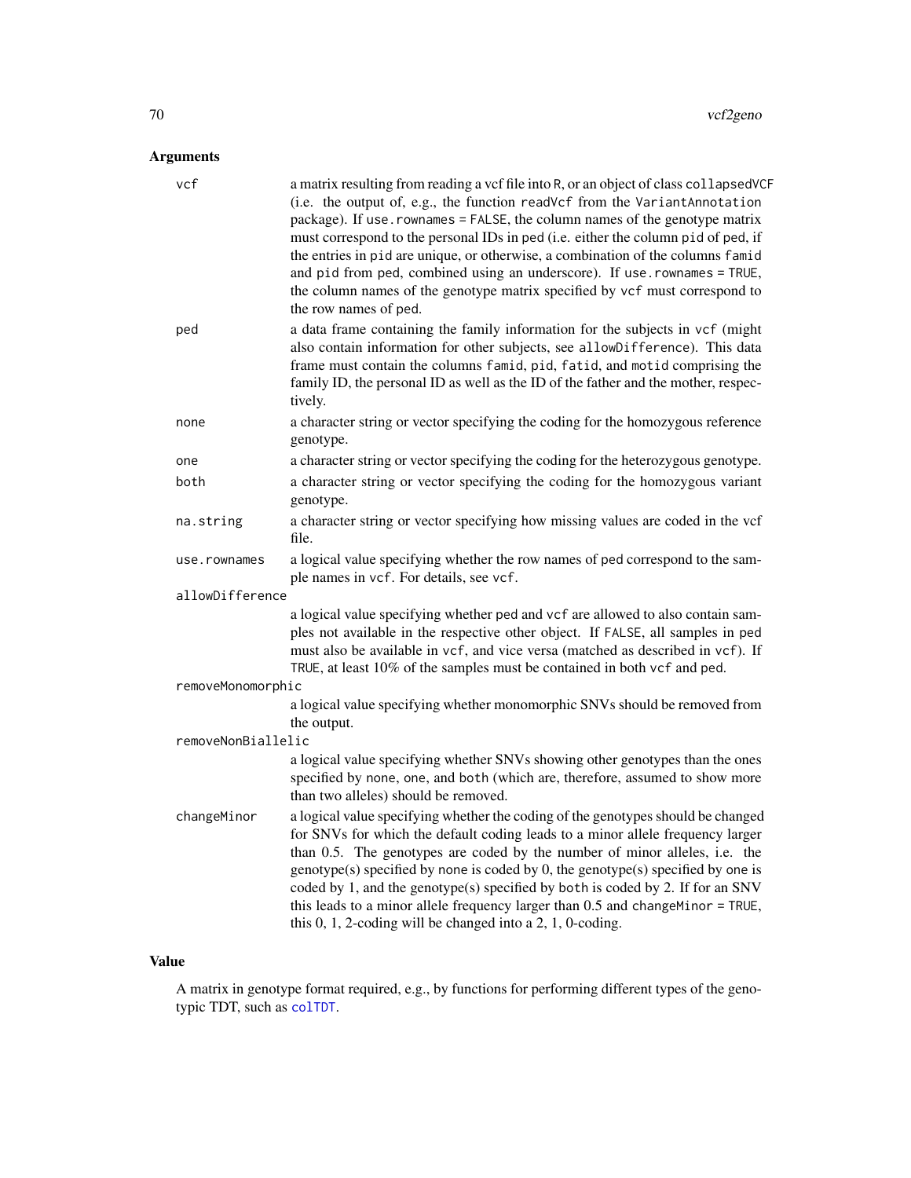## Arguments

`vcf` a matrix resulting from reading a vcf file into R, or an object of class `collapsedVCF` (i.e. the output of, e.g., the function `readVcf` from the `VariantAnnotation` package). If `use.rownames = FALSE`, the column names of the genotype matrix must correspond to the personal IDs in `ped` (i.e. either the column `pid` of `ped`, if the entries in `pid` are unique, or otherwise, a combination of the columns `famid` and `pid` from `ped`, combined using an underscore). If `use.rownames = TRUE`, the column names of the genotype matrix specified by `vcf` must correspond to the row names of `ped`.

`ped` a data frame containing the family information for the subjects in `vcf` (might also contain information for other subjects, see `allowDifference`). This data frame must contain the columns `famid`, `pid`, `fatid`, and `motid` comprising the family ID, the personal ID as well as the ID of the father and the mother, respectively.

`none` a character string or vector specifying the coding for the homozygous reference genotype.

`one` a character string or vector specifying the coding for the heterozygous genotype.

`both` a character string or vector specifying the coding for the homozygous variant genotype.

`na.string` a character string or vector specifying how missing values are coded in the vcf file.

`use.rownames` a logical value specifying whether the row names of `ped` correspond to the sample names in `vcf`. For details, see `vcf`.

`allowDifference` a logical value specifying whether `ped` and `vcf` are allowed to also contain samples not available in the respective other object. If `FALSE`, all samples in `ped` must also be available in `vcf`, and vice versa (matched as described in `vcf`). If `TRUE`, at least 10% of the samples must be contained in both `vcf` and `ped`.

`removeMonomorphic` a logical value specifying whether monomorphic SNVs should be removed from the output.

`removeNonBiallelic` a logical value specifying whether SNVs showing other genotypes than the ones specified by `none`, `one`, and `both` (which are, therefore, assumed to show more than two alleles) should be removed.

`changeMinor` a logical value specifying whether the coding of the genotypes should be changed for SNVs for which the default coding leads to a minor allele frequency larger than 0.5. The genotypes are coded by the number of minor alleles, i.e. the genotype(s) specified by `none` is coded by 0, the genotype(s) specified by `one` is coded by 1, and the genotype(s) specified by `both` is coded by 2. If for an SNV this leads to a minor allele frequency larger than 0.5 and `changeMinor = TRUE`, this 0, 1, 2-coding will be changed into a 2, 1, 0-coding.

## Value

A matrix in genotype format required, e.g., by functions for performing different types of the genotypic TDT, such as `colTDT`.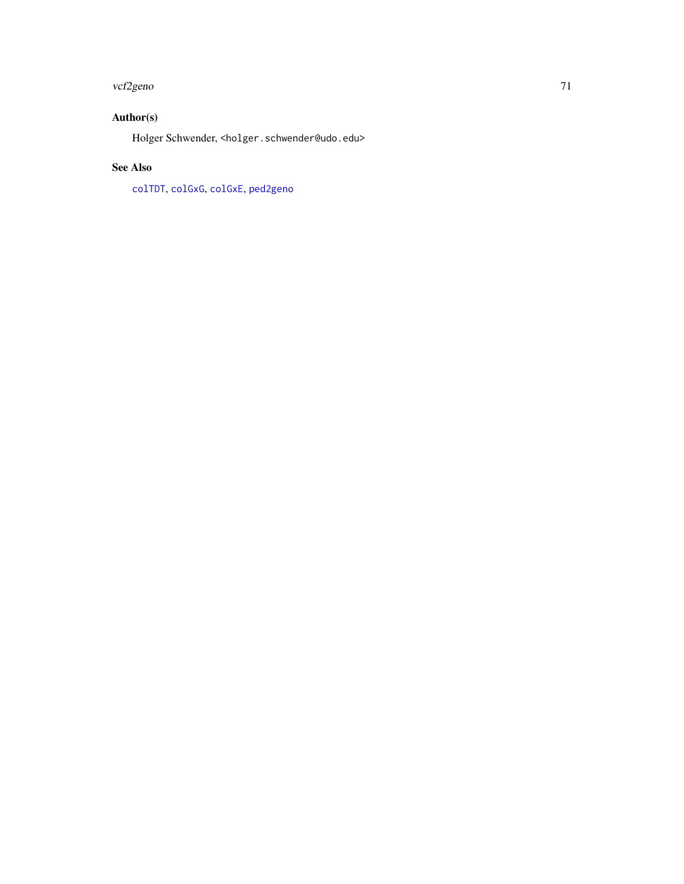## Author(s)

Holger Schwender, <holger.schwender@udo.edu>

## See Also

colTDT, colGxG, colGxE, ped2geno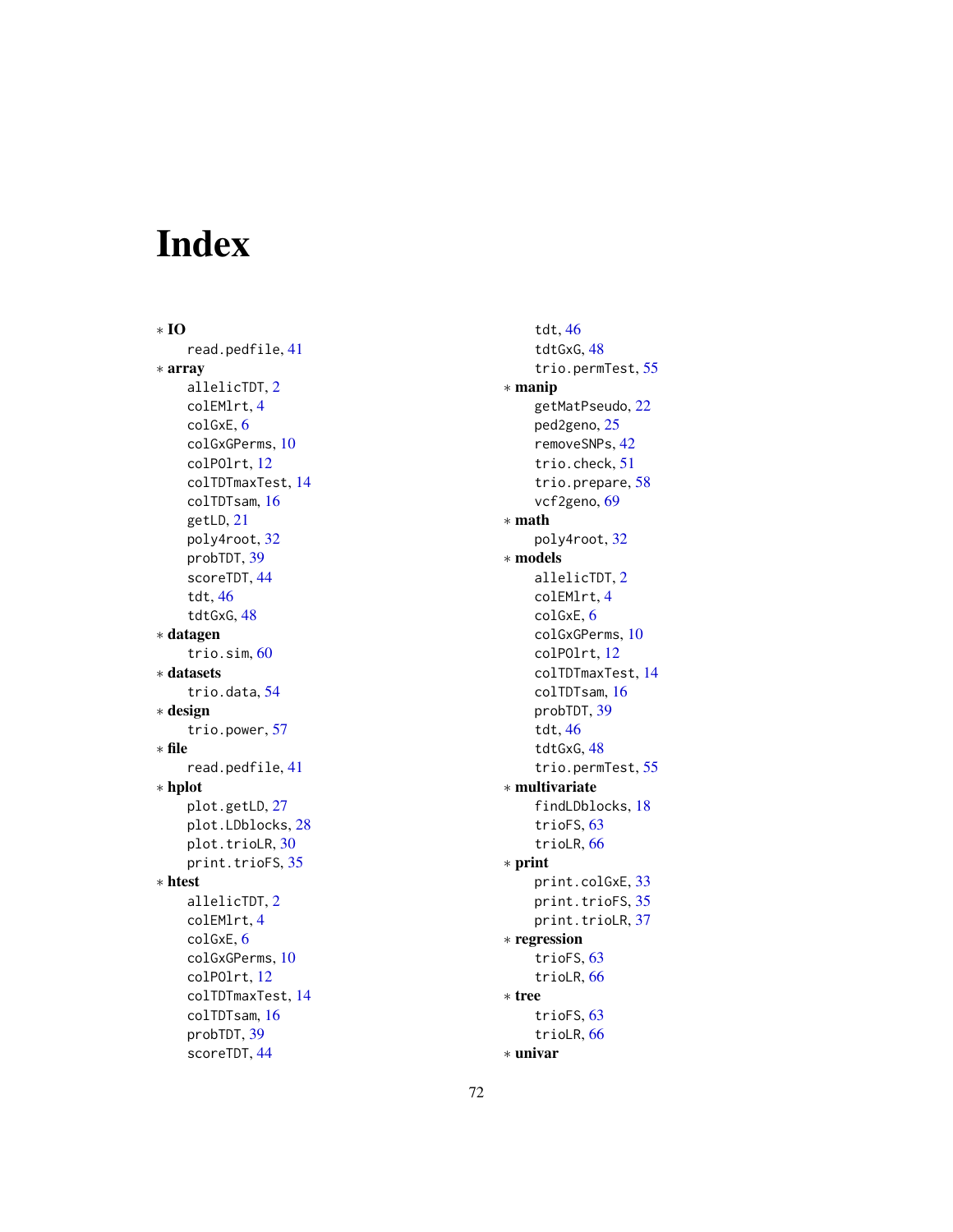# Index

∗ **IO**
  read.pedfile, 41
∗ **array**
  allelicTDT, 2
  colEMlrt, 4
  colGxE, 6
  colGxGPerms, 10
  colPOlrt, 12
  colTDTmaxTest, 14
  colTDTsam, 16
  getLD, 21
  poly4root, 32
  probTDT, 39
  scoreTDT, 44
  tdt, 46
  tdtGxG, 48
∗ **datagen**
  trio.sim, 60
∗ **datasets**
  trio.data, 54
∗ **design**
  trio.power, 57
∗ **file**
  read.pedfile, 41
∗ **hplot**
  plot.getLD, 27
  plot.LDblocks, 28
  plot.trioLR, 30
  print.trioFS, 35
∗ **htest**
  allelicTDT, 2
  colEMlrt, 4
  colGxE, 6
  colGxGPerms, 10
  colPOlrt, 12
  colTDTmaxTest, 14
  colTDTsam, 16
  probTDT, 39
  scoreTDT, 44
  tdt, 46
  tdtGxG, 48
  trio.permTest, 55
∗ **manip**
  getMatPseudo, 22
  ped2geno, 25
  removeSNPs, 42
  trio.check, 51
  trio.prepare, 58
  vcf2geno, 69
∗ **math**
  poly4root, 32
∗ **models**
  allelicTDT, 2
  colEMlrt, 4
  colGxE, 6
  colGxGPerms, 10
  colPOlrt, 12
  colTDTmaxTest, 14
  colTDTsam, 16
  probTDT, 39
  tdt, 46
  tdtGxG, 48
  trio.permTest, 55
∗ **multivariate**
  findLDblocks, 18
  trioFS, 63
  trioLR, 66
∗ **print**
  print.colGxE, 33
  print.trioFS, 35
  print.trioLR, 37
∗ **regression**
  trioFS, 63
  trioLR, 66
∗ **tree**
  trioFS, 63
  trioLR, 66
∗ **univar**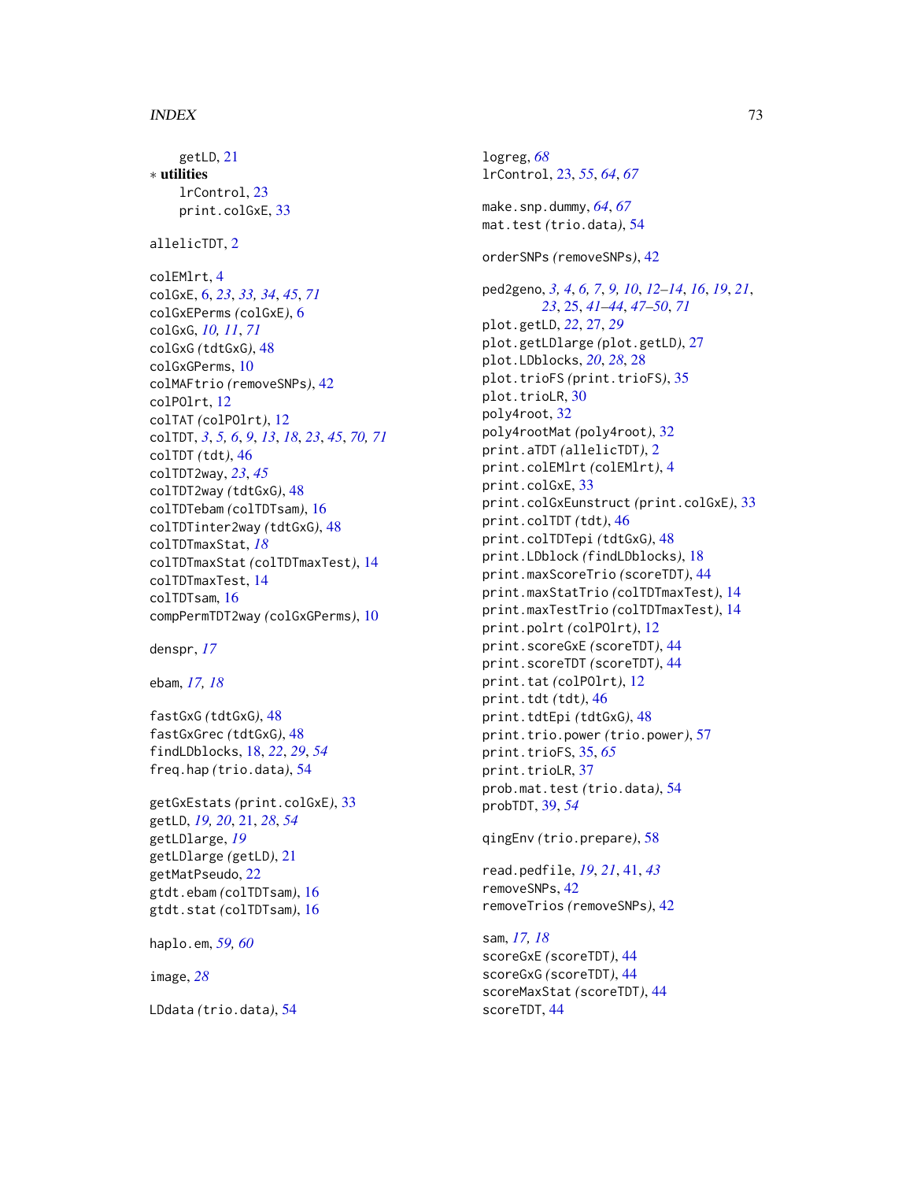getLD, 21

* **utilities**
  - lrControl, 23
  - print.colGxE, 33

allelicTDT, 2

colEMlrt, 4
colGxE, 6, *23*, *33, 34*, *45*, *71*
colGxEPerms *(colGxE)*, 6
colGxG, *10, 11*, *71*
colGxG *(tdtGxG)*, 48
colGxGPerms, 10
colMAFtrio *(removeSNPs)*, 42
colPOlrt, 12
colTAT *(colPOlrt)*, 12
colTDT, *3*, *5, 6*, *9*, *13*, *18*, *23*, *45*, *70, 71*
colTDT *(tdt)*, 46
colTDT2way, *23*, *45*
colTDT2way *(tdtGxG)*, 48
colTDTebam *(colTDTsam)*, 16
colTDTinter2way *(tdtGxG)*, 48
colTDTmaxStat, *18*
colTDTmaxStat *(colTDTmaxTest)*, 14
colTDTmaxTest, 14
colTDTsam, 16
compPermTDT2way *(colGxGPerms)*, 10

denspr, *17*

ebam, *17, 18*

fastGxG *(tdtGxG)*, 48
fastGxGrec *(tdtGxG)*, 48
findLDblocks, 18, *22*, *29*, *54*
freq.hap *(trio.data)*, 54

getGxEstats *(print.colGxE)*, 33
getLD, *19, 20*, 21, *28*, *54*
getLDlarge, *19*
getLDlarge *(getLD)*, 21
getMatPseudo, 22
gtdt.ebam *(colTDTsam)*, 16
gtdt.stat *(colTDTsam)*, 16

haplo.em, *59, 60*

image, *28*

LDdata *(trio.data)*, 54

logreg, *68*
lrControl, 23, *55*, *64*, *67*

make.snp.dummy, *64*, *67*
mat.test *(trio.data)*, 54

orderSNPs *(removeSNPs)*, 42

ped2geno, *3, 4*, *6, 7*, *9, 10*, *12–14*, *16*, *19*, *21*, *23*, 25, *41–44*, *47–50*, *71*
plot.getLD, *22*, 27, *29*
plot.getLDlarge *(plot.getLD)*, 27
plot.LDblocks, *20*, *28*, 28
plot.trioFS *(print.trioFS)*, 35
plot.trioLR, 30
poly4root, 32
poly4rootMat *(poly4root)*, 32
print.aTDT *(allelicTDT)*, 2
print.colEMlrt *(colEMlrt)*, 4
print.colGxE, 33
print.colGxEunstruct *(print.colGxE)*, 33
print.colTDT *(tdt)*, 46
print.colTDTepi *(tdtGxG)*, 48
print.LDblock *(findLDblocks)*, 18
print.maxScoreTrio *(scoreTDT)*, 44
print.maxStatTrio *(colTDTmaxTest)*, 14
print.maxTestTrio *(colTDTmaxTest)*, 14
print.polrt *(colPOlrt)*, 12
print.scoreGxE *(scoreTDT)*, 44
print.scoreTDT *(scoreTDT)*, 44
print.tat *(colPOlrt)*, 12
print.tdt *(tdt)*, 46
print.tdtEpi *(tdtGxG)*, 48
print.trio.power *(trio.power)*, 57
print.trioFS, 35, *65*
print.trioLR, 37
prob.mat.test *(trio.data)*, 54
probTDT, 39, *54*

qingEnv *(trio.prepare)*, 58

read.pedfile, *19*, *21*, 41, *43*
removeSNPs, 42
removeTrios *(removeSNPs)*, 42

sam, *17, 18*
scoreGxE *(scoreTDT)*, 44
scoreGxG *(scoreTDT)*, 44
scoreMaxStat *(scoreTDT)*, 44
scoreTDT, 44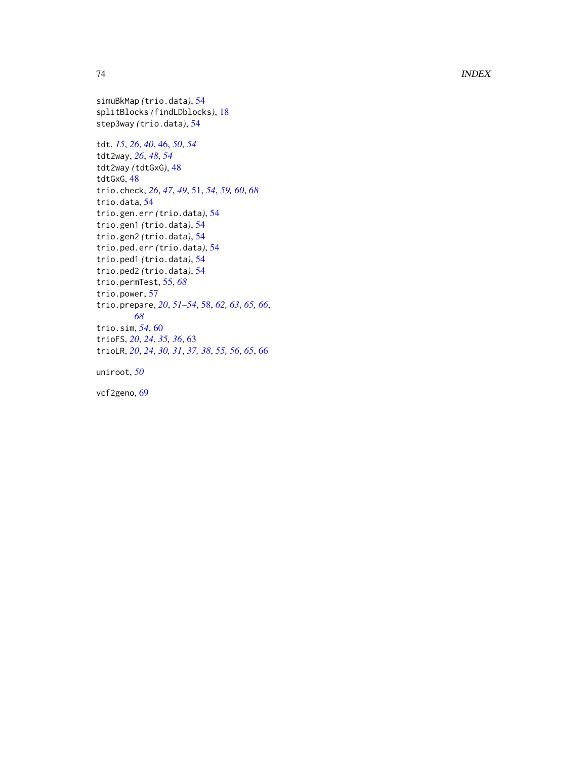simuBkMap (trio.data), 54
splitBlocks (findLDblocks), 18
step3way (trio.data), 54

tdt, *15*, *26*, *40*, 46, *50*, *54*
tdt2way, *26*, *48*, *54*
tdt2way (tdtGxG), 48
tdtGxG, 48
trio.check, *26*, *47*, *49*, 51, *54*, *59, 60*, *68*
trio.data, 54
trio.gen.err (trio.data), 54
trio.gen1 (trio.data), 54
trio.gen2 (trio.data), 54
trio.ped.err (trio.data), 54
trio.ped1 (trio.data), 54
trio.ped2 (trio.data), 54
trio.permTest, 55, *68*
trio.power, 57
trio.prepare, *20*, *51–54*, 58, *62, 63*, *65, 66*, *68*
trio.sim, *54*, 60
trioFS, *20*, *24*, *35, 36*, 63
trioLR, *20*, *24*, *30, 31*, *37, 38*, *55, 56*, *65*, 66

uniroot, *50*

vcf2geno, 69